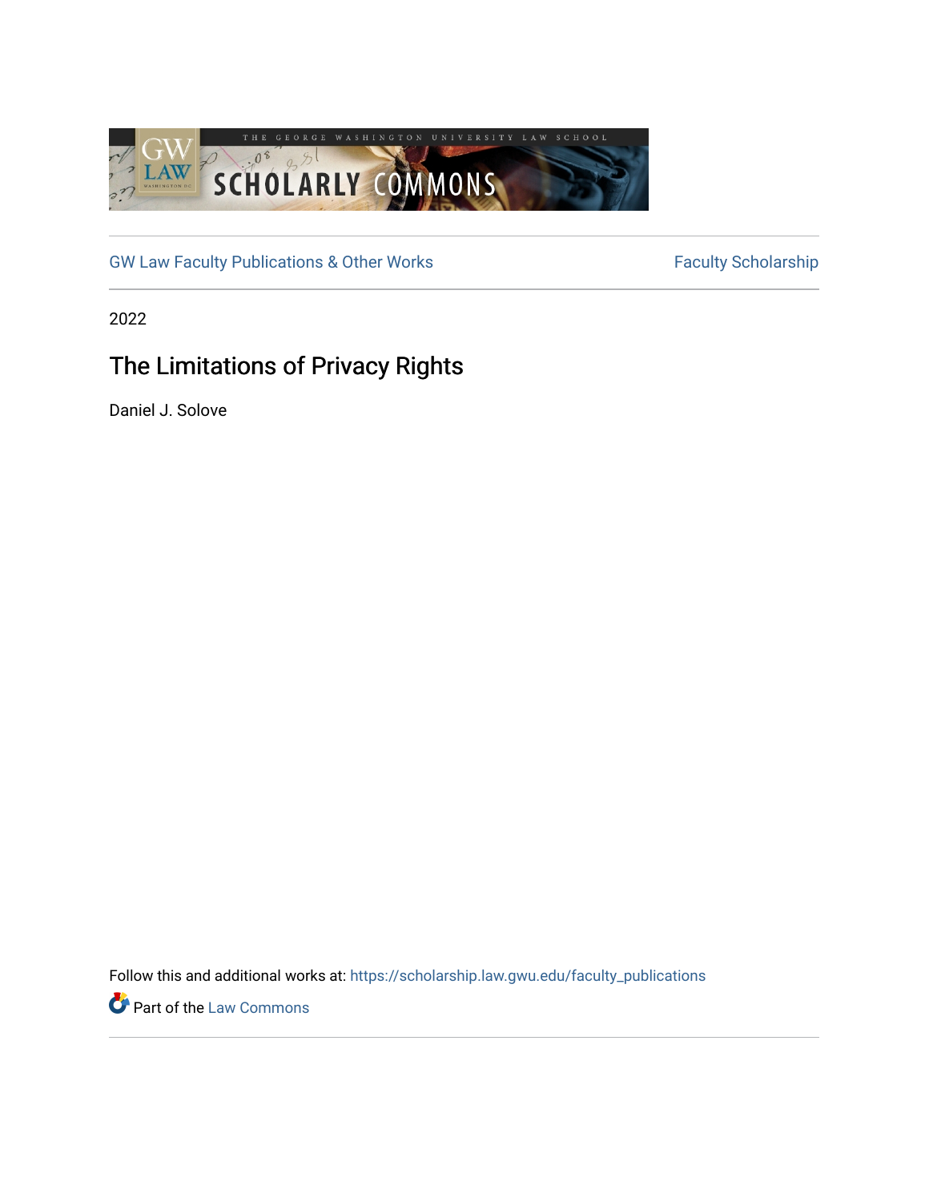GW Law Faculty Publications & Other Works

Faculty Scholarship

2022

# The Limitations of Privacy Rights

Daniel J. Solove

Follow this and additional works at: https://scholarship.law.gwu.edu/faculty_publications

Part of the Law Commons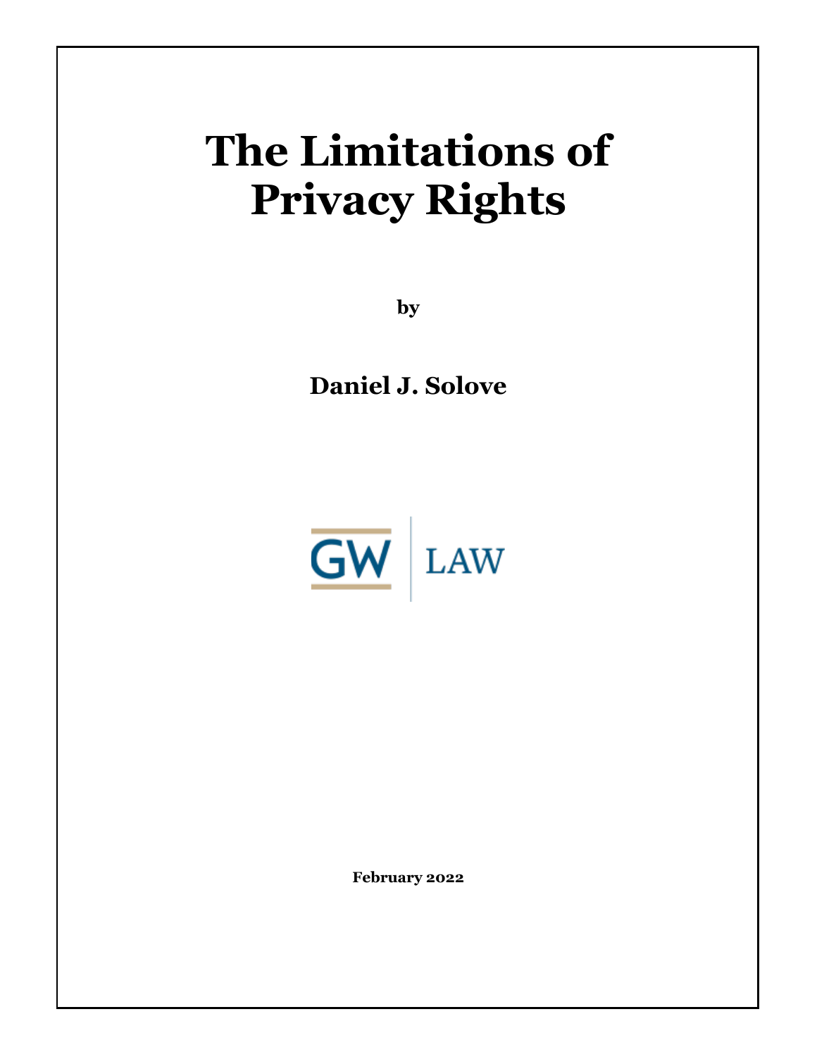# The Limitations of Privacy Rights

**by**

**Daniel J. Solove**

GW | LAW

**February 2022**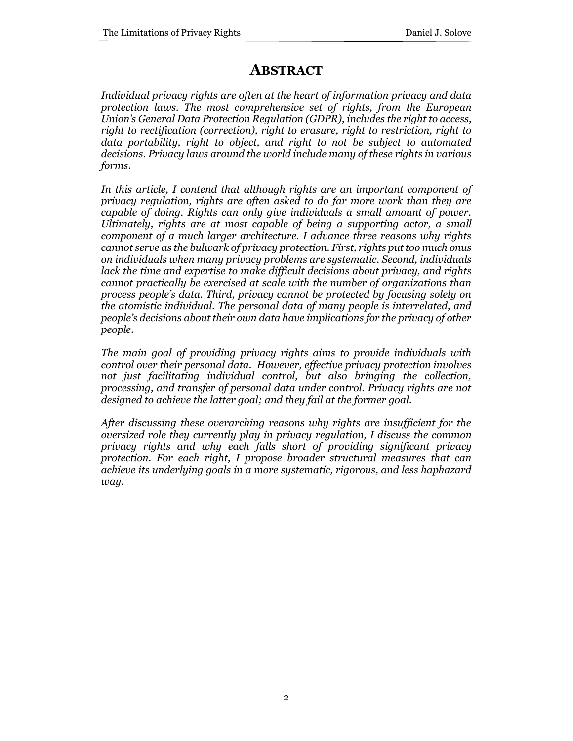# ABSTRACT

*Individual privacy rights are often at the heart of information privacy and data protection laws. The most comprehensive set of rights, from the European Union's General Data Protection Regulation (GDPR), includes the right to access, right to rectification (correction), right to erasure, right to restriction, right to data portability, right to object, and right to not be subject to automated decisions. Privacy laws around the world include many of these rights in various forms.*

*In this article, I contend that although rights are an important component of privacy regulation, rights are often asked to do far more work than they are capable of doing. Rights can only give individuals a small amount of power. Ultimately, rights are at most capable of being a supporting actor, a small component of a much larger architecture. I advance three reasons why rights cannot serve as the bulwark of privacy protection. First, rights put too much onus on individuals when many privacy problems are systematic. Second, individuals lack the time and expertise to make difficult decisions about privacy, and rights cannot practically be exercised at scale with the number of organizations than process people's data. Third, privacy cannot be protected by focusing solely on the atomistic individual. The personal data of many people is interrelated, and people's decisions about their own data have implications for the privacy of other people.*

*The main goal of providing privacy rights aims to provide individuals with control over their personal data. However, effective privacy protection involves not just facilitating individual control, but also bringing the collection, processing, and transfer of personal data under control. Privacy rights are not designed to achieve the latter goal; and they fail at the former goal.*

*After discussing these overarching reasons why rights are insufficient for the oversized role they currently play in privacy regulation, I discuss the common privacy rights and why each falls short of providing significant privacy protection. For each right, I propose broader structural measures that can achieve its underlying goals in a more systematic, rigorous, and less haphazard way.*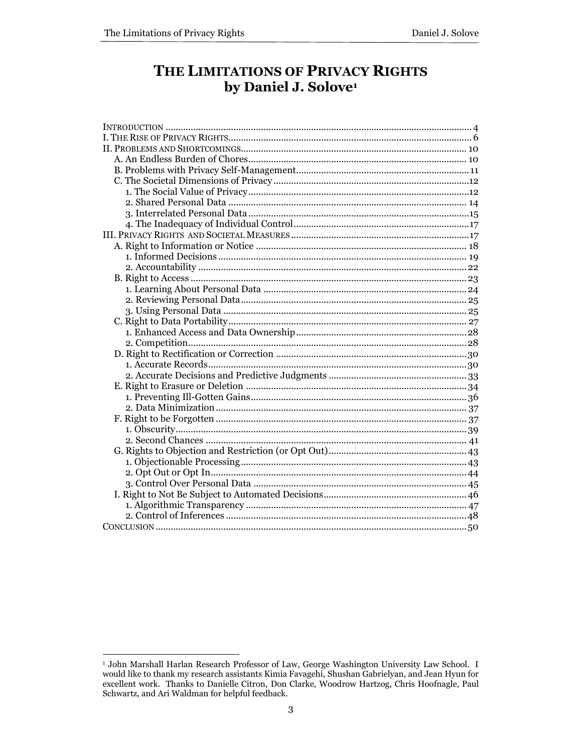# THE LIMITATIONS OF PRIVACY RIGHTS
## by Daniel J. Solove[1]

INTRODUCTION .......... 4
I. THE RISE OF PRIVACY RIGHTS .......... 6
II. PROBLEMS AND SHORTCOMINGS .......... 10
  A. An Endless Burden of Chores .......... 10
  B. Problems with Privacy Self-Management .......... 11
  C. The Societal Dimensions of Privacy .......... 12
    1. The Social Value of Privacy .......... 12
    2. Shared Personal Data .......... 14
    3. Interrelated Personal Data .......... 15
    4. The Inadequacy of Individual Control .......... 17
III. PRIVACY RIGHTS AND SOCIETAL MEASURES .......... 17
  A. Right to Information or Notice .......... 18
    1. Informed Decisions .......... 19
    2. Accountability .......... 22
  B. Right to Access .......... 23
    1. Learning About Personal Data .......... 24
    2. Reviewing Personal Data .......... 25
    3. Using Personal Data .......... 25
  C. Right to Data Portability .......... 27
    1. Enhanced Access and Data Ownership .......... 28
    2. Competition .......... 28
  D. Right to Rectification or Correction .......... 30
    1. Accurate Records .......... 30
    2. Accurate Decisions and Predictive Judgments .......... 33
  E. Right to Erasure or Deletion .......... 34
    1. Preventing Ill-Gotten Gains .......... 36
    2. Data Minimization .......... 37
  F. Right to be Forgotten .......... 37
    1. Obscurity .......... 39
    2. Second Chances .......... 41
  G. Rights to Objection and Restriction (or Opt Out) .......... 43
    1. Objectionable Processing .......... 43
    2. Opt Out or Opt In .......... 44
    3. Control Over Personal Data .......... 45
  I. Right to Not Be Subject to Automated Decisions .......... 46
    1. Algorithmic Transparency .......... 47
    2. Control of Inferences .......... 48
CONCLUSION .......... 50

---

[1] John Marshall Harlan Research Professor of Law, George Washington University Law School. I would like to thank my research assistants Kimia Favagehi, Shushan Gabrielyan, and Jean Hyun for excellent work. Thanks to Danielle Citron, Don Clarke, Woodrow Hartzog, Chris Hoofnagle, Paul Schwartz, and Ari Waldman for helpful feedback.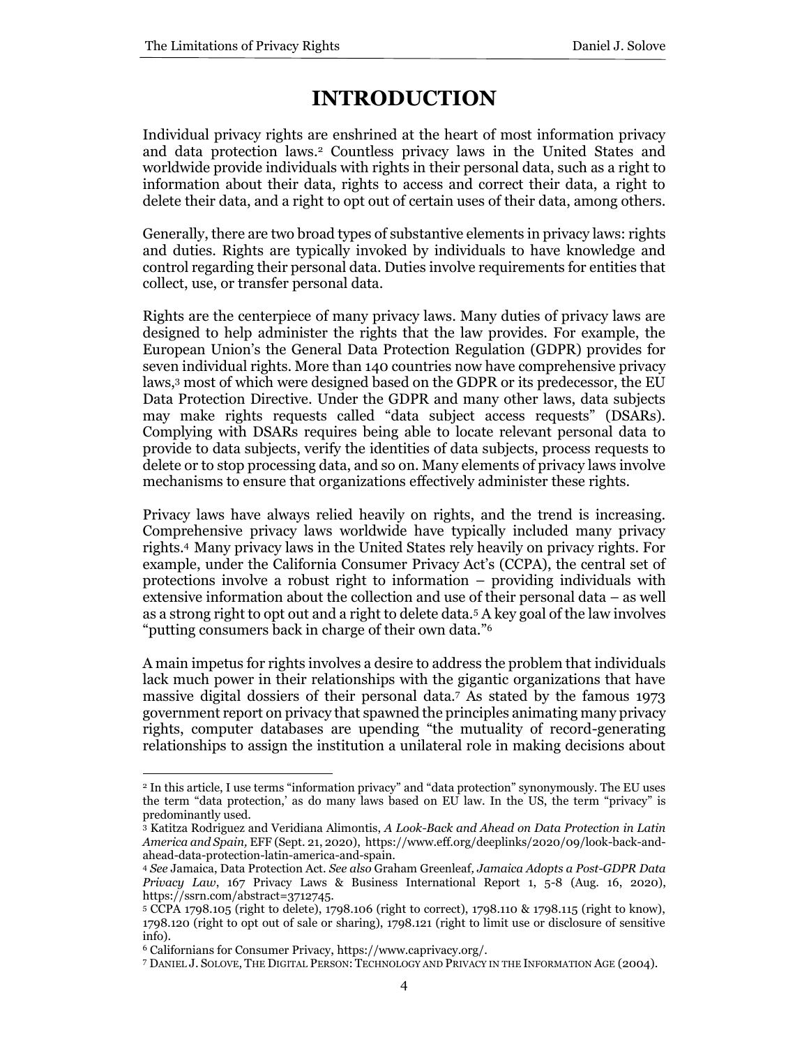# INTRODUCTION

Individual privacy rights are enshrined at the heart of most information privacy and data protection laws.[2] Countless privacy laws in the United States and worldwide provide individuals with rights in their personal data, such as a right to information about their data, rights to access and correct their data, a right to delete their data, and a right to opt out of certain uses of their data, among others.

Generally, there are two broad types of substantive elements in privacy laws: rights and duties. Rights are typically invoked by individuals to have knowledge and control regarding their personal data. Duties involve requirements for entities that collect, use, or transfer personal data.

Rights are the centerpiece of many privacy laws. Many duties of privacy laws are designed to help administer the rights that the law provides. For example, the European Union's the General Data Protection Regulation (GDPR) provides for seven individual rights. More than 140 countries now have comprehensive privacy laws,[3] most of which were designed based on the GDPR or its predecessor, the EU Data Protection Directive. Under the GDPR and many other laws, data subjects may make rights requests called "data subject access requests" (DSARs). Complying with DSARs requires being able to locate relevant personal data to provide to data subjects, verify the identities of data subjects, process requests to delete or to stop processing data, and so on. Many elements of privacy laws involve mechanisms to ensure that organizations effectively administer these rights.

Privacy laws have always relied heavily on rights, and the trend is increasing. Comprehensive privacy laws worldwide have typically included many privacy rights.[4] Many privacy laws in the United States rely heavily on privacy rights. For example, under the California Consumer Privacy Act's (CCPA), the central set of protections involve a robust right to information – providing individuals with extensive information about the collection and use of their personal data – as well as a strong right to opt out and a right to delete data.[5] A key goal of the law involves "putting consumers back in charge of their own data."[6]

A main impetus for rights involves a desire to address the problem that individuals lack much power in their relationships with the gigantic organizations that have massive digital dossiers of their personal data.[7] As stated by the famous 1973 government report on privacy that spawned the principles animating many privacy rights, computer databases are upending "the mutuality of record-generating relationships to assign the institution a unilateral role in making decisions about

---

[2] In this article, I use terms "information privacy" and "data protection" synonymously. The EU uses the term "data protection,' as do many laws based on EU law. In the US, the term "privacy" is predominantly used.

[3] Katitza Rodriguez and Veridiana Alimontis, *A Look-Back and Ahead on Data Protection in Latin America and Spain,* EFF (Sept. 21, 2020), https://www.eff.org/deeplinks/2020/09/look-back-and-ahead-data-protection-latin-america-and-spain.

[4] *See* Jamaica, Data Protection Act. *See also* Graham Greenleaf*, Jamaica Adopts a Post-GDPR Data Privacy Law*, 167 Privacy Laws & Business International Report 1, 5-8 (Aug. 16, 2020), https://ssrn.com/abstract=3712745.

[5] CCPA 1798.105 (right to delete), 1798.106 (right to correct), 1798.110 & 1798.115 (right to know), 1798.120 (right to opt out of sale or sharing), 1798.121 (right to limit use or disclosure of sensitive info).

[6] Californians for Consumer Privacy, https://www.caprivacy.org/.

[7] DANIEL J. SOLOVE, THE DIGITAL PERSON: TECHNOLOGY AND PRIVACY IN THE INFORMATION AGE (2004).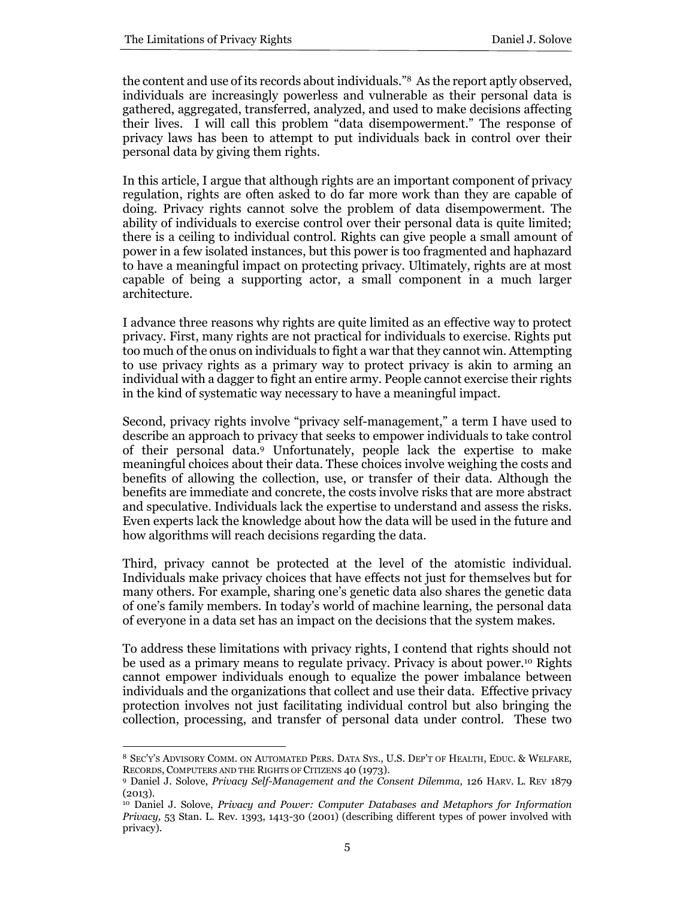the content and use of its records about individuals."[8] As the report aptly observed, individuals are increasingly powerless and vulnerable as their personal data is gathered, aggregated, transferred, analyzed, and used to make decisions affecting their lives. I will call this problem "data disempowerment." The response of privacy laws has been to attempt to put individuals back in control over their personal data by giving them rights.

In this article, I argue that although rights are an important component of privacy regulation, rights are often asked to do far more work than they are capable of doing. Privacy rights cannot solve the problem of data disempowerment. The ability of individuals to exercise control over their personal data is quite limited; there is a ceiling to individual control. Rights can give people a small amount of power in a few isolated instances, but this power is too fragmented and haphazard to have a meaningful impact on protecting privacy. Ultimately, rights are at most capable of being a supporting actor, a small component in a much larger architecture.

I advance three reasons why rights are quite limited as an effective way to protect privacy. First, many rights are not practical for individuals to exercise. Rights put too much of the onus on individuals to fight a war that they cannot win. Attempting to use privacy rights as a primary way to protect privacy is akin to arming an individual with a dagger to fight an entire army. People cannot exercise their rights in the kind of systematic way necessary to have a meaningful impact.

Second, privacy rights involve "privacy self-management," a term I have used to describe an approach to privacy that seeks to empower individuals to take control of their personal data.[9] Unfortunately, people lack the expertise to make meaningful choices about their data. These choices involve weighing the costs and benefits of allowing the collection, use, or transfer of their data. Although the benefits are immediate and concrete, the costs involve risks that are more abstract and speculative. Individuals lack the expertise to understand and assess the risks. Even experts lack the knowledge about how the data will be used in the future and how algorithms will reach decisions regarding the data.

Third, privacy cannot be protected at the level of the atomistic individual. Individuals make privacy choices that have effects not just for themselves but for many others. For example, sharing one's genetic data also shares the genetic data of one's family members. In today's world of machine learning, the personal data of everyone in a data set has an impact on the decisions that the system makes.

To address these limitations with privacy rights, I contend that rights should not be used as a primary means to regulate privacy. Privacy is about power.[10] Rights cannot empower individuals enough to equalize the power imbalance between individuals and the organizations that collect and use their data. Effective privacy protection involves not just facilitating individual control but also bringing the collection, processing, and transfer of personal data under control. These two

---

[8] SEC'Y'S ADVISORY COMM. ON AUTOMATED PERS. DATA SYS., U.S. DEP'T OF HEALTH, EDUC. & WELFARE, RECORDS, COMPUTERS AND THE RIGHTS OF CITIZENS 40 (1973).

[9] Daniel J. Solove, *Privacy Self-Management and the Consent Dilemma,* 126 HARV. L. REV 1879 (2013).

[10] Daniel J. Solove, *Privacy and Power: Computer Databases and Metaphors for Information Privacy,* 53 Stan. L. Rev. 1393, 1413-30 (2001) (describing different types of power involved with privacy).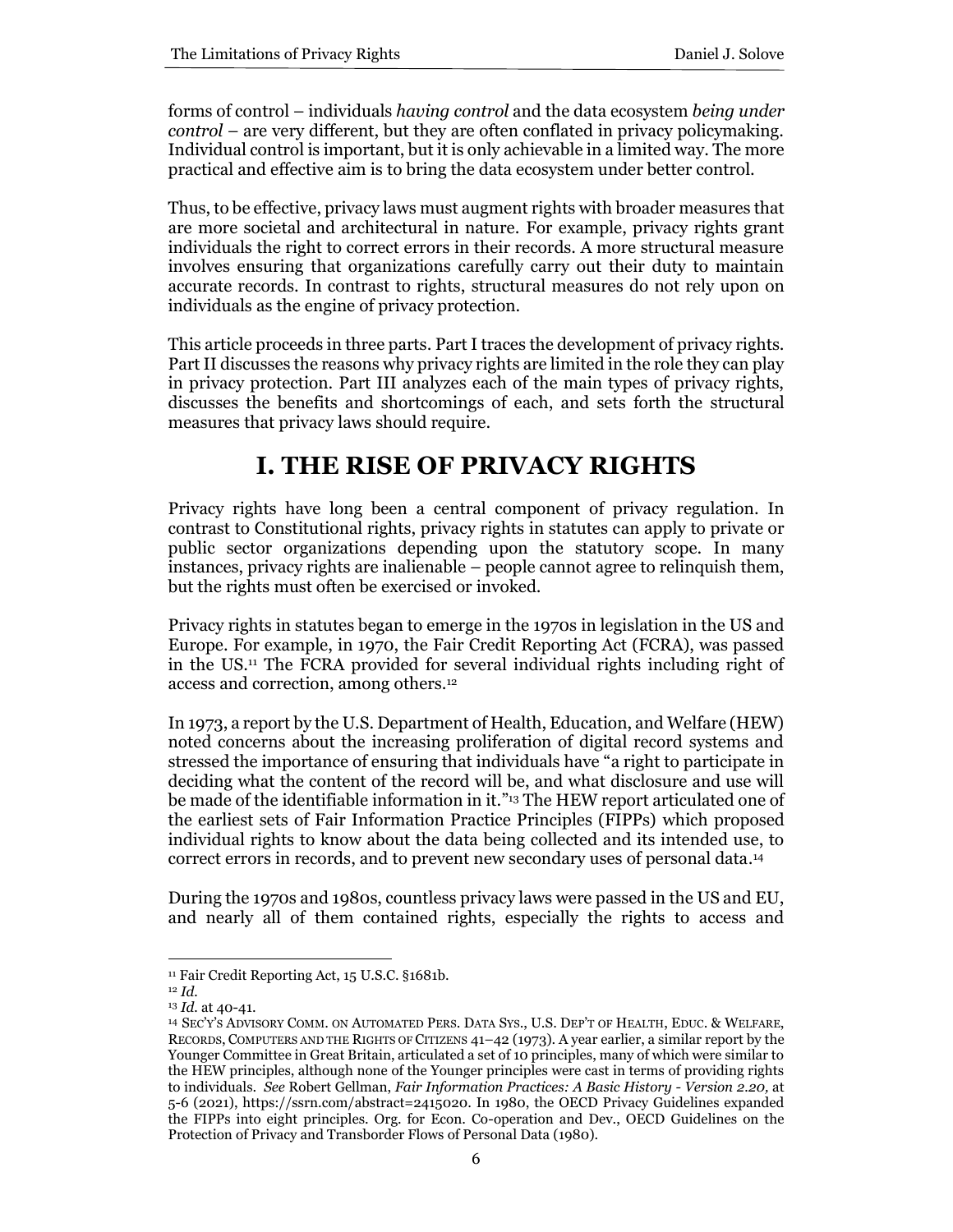forms of control – individuals *having control* and the data ecosystem *being under control* – are very different, but they are often conflated in privacy policymaking. Individual control is important, but it is only achievable in a limited way. The more practical and effective aim is to bring the data ecosystem under better control.

Thus, to be effective, privacy laws must augment rights with broader measures that are more societal and architectural in nature. For example, privacy rights grant individuals the right to correct errors in their records. A more structural measure involves ensuring that organizations carefully carry out their duty to maintain accurate records. In contrast to rights, structural measures do not rely upon on individuals as the engine of privacy protection.

This article proceeds in three parts. Part I traces the development of privacy rights. Part II discusses the reasons why privacy rights are limited in the role they can play in privacy protection. Part III analyzes each of the main types of privacy rights, discusses the benefits and shortcomings of each, and sets forth the structural measures that privacy laws should require.

# I. THE RISE OF PRIVACY RIGHTS

Privacy rights have long been a central component of privacy regulation. In contrast to Constitutional rights, privacy rights in statutes can apply to private or public sector organizations depending upon the statutory scope. In many instances, privacy rights are inalienable – people cannot agree to relinquish them, but the rights must often be exercised or invoked.

Privacy rights in statutes began to emerge in the 1970s in legislation in the US and Europe. For example, in 1970, the Fair Credit Reporting Act (FCRA), was passed in the US.[11] The FCRA provided for several individual rights including right of access and correction, among others.[12]

In 1973, a report by the U.S. Department of Health, Education, and Welfare (HEW) noted concerns about the increasing proliferation of digital record systems and stressed the importance of ensuring that individuals have "a right to participate in deciding what the content of the record will be, and what disclosure and use will be made of the identifiable information in it."[13] The HEW report articulated one of the earliest sets of Fair Information Practice Principles (FIPPs) which proposed individual rights to know about the data being collected and its intended use, to correct errors in records, and to prevent new secondary uses of personal data.[14]

During the 1970s and 1980s, countless privacy laws were passed in the US and EU, and nearly all of them contained rights, especially the rights to access and

---

[11] Fair Credit Reporting Act, 15 U.S.C. §1681b.

[12] *Id.*

[13] *Id.* at 40-41.

[14] SEC'Y'S ADVISORY COMM. ON AUTOMATED PERS. DATA SYS., U.S. DEP'T OF HEALTH, EDUC. & WELFARE, RECORDS, COMPUTERS AND THE RIGHTS OF CITIZENS 41–42 (1973). A year earlier, a similar report by the Younger Committee in Great Britain, articulated a set of 10 principles, many of which were similar to the HEW principles, although none of the Younger principles were cast in terms of providing rights to individuals. *See* Robert Gellman, *Fair Information Practices: A Basic History - Version 2.20,* at 5-6 (2021), https://ssrn.com/abstract=2415020. In 1980, the OECD Privacy Guidelines expanded the FIPPs into eight principles. Org. for Econ. Co-operation and Dev., OECD Guidelines on the Protection of Privacy and Transborder Flows of Personal Data (1980).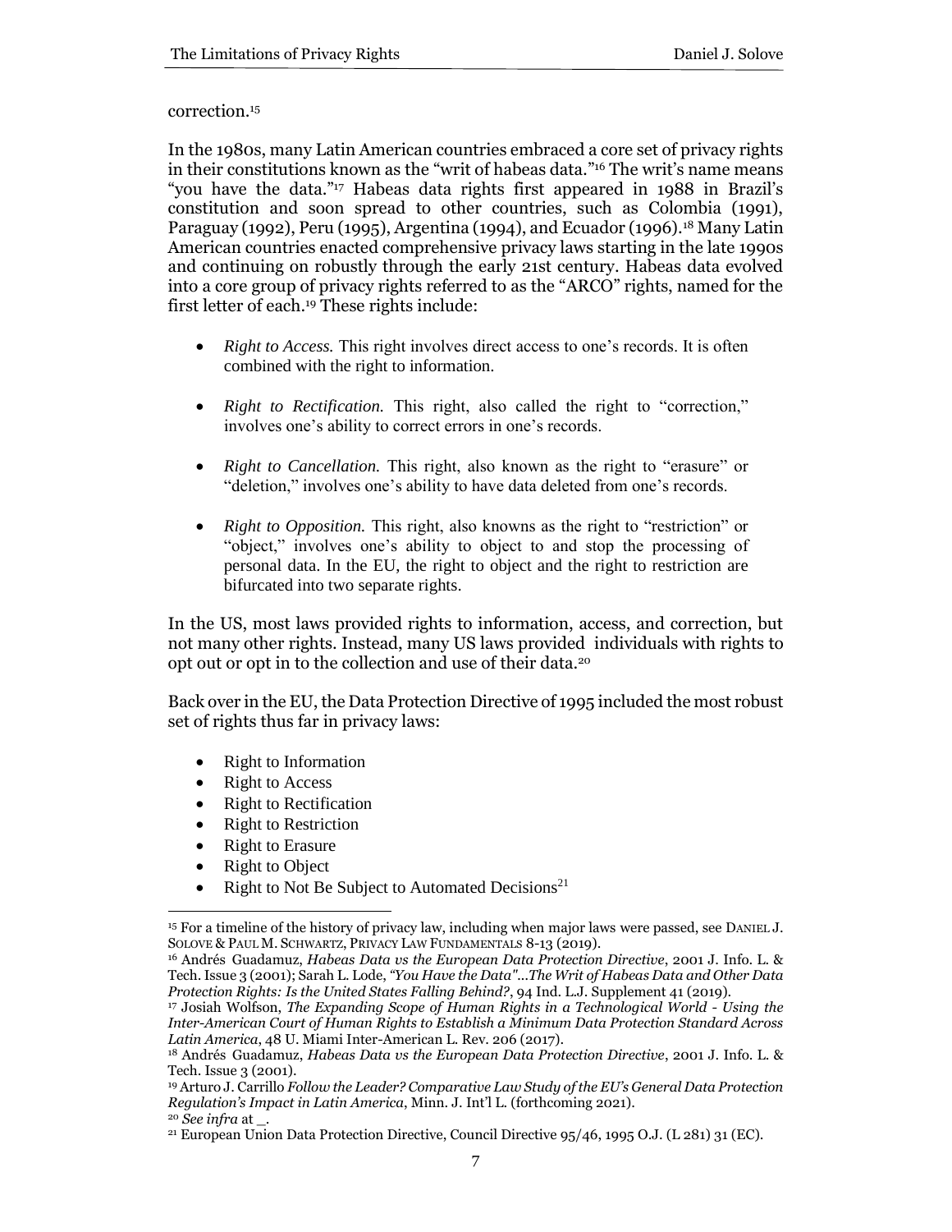correction.[15]

In the 1980s, many Latin American countries embraced a core set of privacy rights in their constitutions known as the "writ of habeas data."[16] The writ's name means "you have the data."[17] Habeas data rights first appeared in 1988 in Brazil's constitution and soon spread to other countries, such as Colombia (1991), Paraguay (1992), Peru (1995), Argentina (1994), and Ecuador (1996).[18] Many Latin American countries enacted comprehensive privacy laws starting in the late 1990s and continuing on robustly through the early 21st century. Habeas data evolved into a core group of privacy rights referred to as the "ARCO" rights, named for the first letter of each.[19] These rights include:

- *Right to Access.* This right involves direct access to one's records. It is often combined with the right to information.
- *Right to Rectification.* This right, also called the right to "correction," involves one's ability to correct errors in one's records.
- *Right to Cancellation.* This right, also known as the right to "erasure" or "deletion," involves one's ability to have data deleted from one's records.
- *Right to Opposition.* This right, also knowns as the right to "restriction" or "object," involves one's ability to object to and stop the processing of personal data. In the EU, the right to object and the right to restriction are bifurcated into two separate rights.

In the US, most laws provided rights to information, access, and correction, but not many other rights. Instead, many US laws provided individuals with rights to opt out or opt in to the collection and use of their data.[20]

Back over in the EU, the Data Protection Directive of 1995 included the most robust set of rights thus far in privacy laws:

- Right to Information
- Right to Access
- Right to Rectification
- Right to Restriction
- Right to Erasure
- Right to Object
- Right to Not Be Subject to Automated Decisions[21]

---

[15] For a timeline of the history of privacy law, including when major laws were passed, see DANIEL J. SOLOVE & PAUL M. SCHWARTZ, PRIVACY LAW FUNDAMENTALS 8-13 (2019).

[16] Andrés Guadamuz, *Habeas Data vs the European Data Protection Directive*, 2001 J. Info. L. & Tech. Issue 3 (2001); Sarah L. Lode, *"You Have the Data"...The Writ of Habeas Data and Other Data Protection Rights: Is the United States Falling Behind?*, 94 Ind. L.J. Supplement 41 (2019).

[17] Josiah Wolfson, *The Expanding Scope of Human Rights in a Technological World - Using the Inter-American Court of Human Rights to Establish a Minimum Data Protection Standard Across Latin America*, 48 U. Miami Inter-American L. Rev. 206 (2017).

[18] Andrés Guadamuz, *Habeas Data vs the European Data Protection Directive*, 2001 J. Info. L. & Tech. Issue 3 (2001).

[19] Arturo J. Carrillo *Follow the Leader? Comparative Law Study of the EU's General Data Protection Regulation's Impact in Latin America*, Minn. J. Int'l L. (forthcoming 2021).

[20] *See infra* at _.

[21] European Union Data Protection Directive, Council Directive 95/46, 1995 O.J. (L 281) 31 (EC).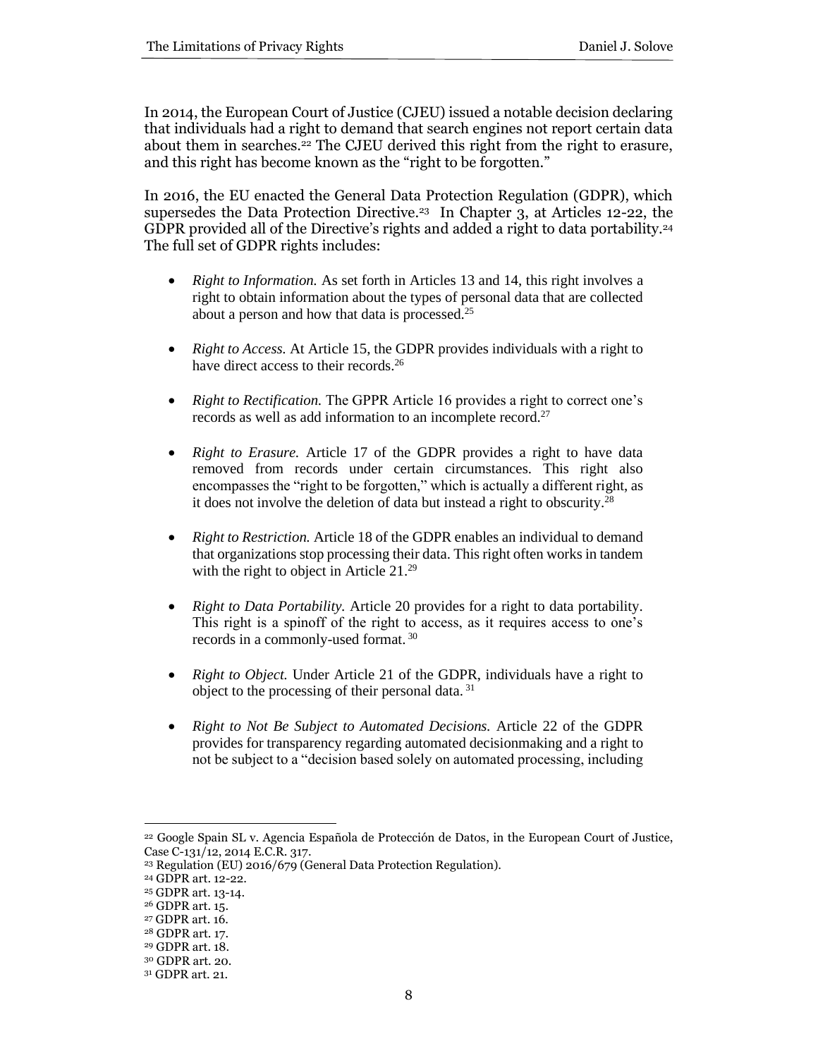In 2014, the European Court of Justice (CJEU) issued a notable decision declaring that individuals had a right to demand that search engines not report certain data about them in searches.[22] The CJEU derived this right from the right to erasure, and this right has become known as the "right to be forgotten."

In 2016, the EU enacted the General Data Protection Regulation (GDPR), which supersedes the Data Protection Directive.[23] In Chapter 3, at Articles 12-22, the GDPR provided all of the Directive's rights and added a right to data portability.[24] The full set of GDPR rights includes:

- *Right to Information.* As set forth in Articles 13 and 14, this right involves a right to obtain information about the types of personal data that are collected about a person and how that data is processed.[25]

- *Right to Access.* At Article 15, the GDPR provides individuals with a right to have direct access to their records.[26]

- *Right to Rectification.* The GPPR Article 16 provides a right to correct one's records as well as add information to an incomplete record.[27]

- *Right to Erasure.* Article 17 of the GDPR provides a right to have data removed from records under certain circumstances. This right also encompasses the "right to be forgotten," which is actually a different right, as it does not involve the deletion of data but instead a right to obscurity.[28]

- *Right to Restriction.* Article 18 of the GDPR enables an individual to demand that organizations stop processing their data. This right often works in tandem with the right to object in Article 21.[29]

- *Right to Data Portability.* Article 20 provides for a right to data portability. This right is a spinoff of the right to access, as it requires access to one's records in a commonly-used format.[30]

- *Right to Object.* Under Article 21 of the GDPR, individuals have a right to object to the processing of their personal data.[31]

- *Right to Not Be Subject to Automated Decisions.* Article 22 of the GDPR provides for transparency regarding automated decisionmaking and a right to not be subject to a "decision based solely on automated processing, including

---

[22] Google Spain SL v. Agencia Española de Protección de Datos, in the European Court of Justice, Case C-131/12, 2014 E.C.R. 317.

[23] Regulation (EU) 2016/679 (General Data Protection Regulation).

[24] GDPR art. 12-22.

[25] GDPR art. 13-14.

[26] GDPR art. 15.

[27] GDPR art. 16.

[28] GDPR art. 17.

[29] GDPR art. 18.

[30] GDPR art. 20.

[31] GDPR art. 21.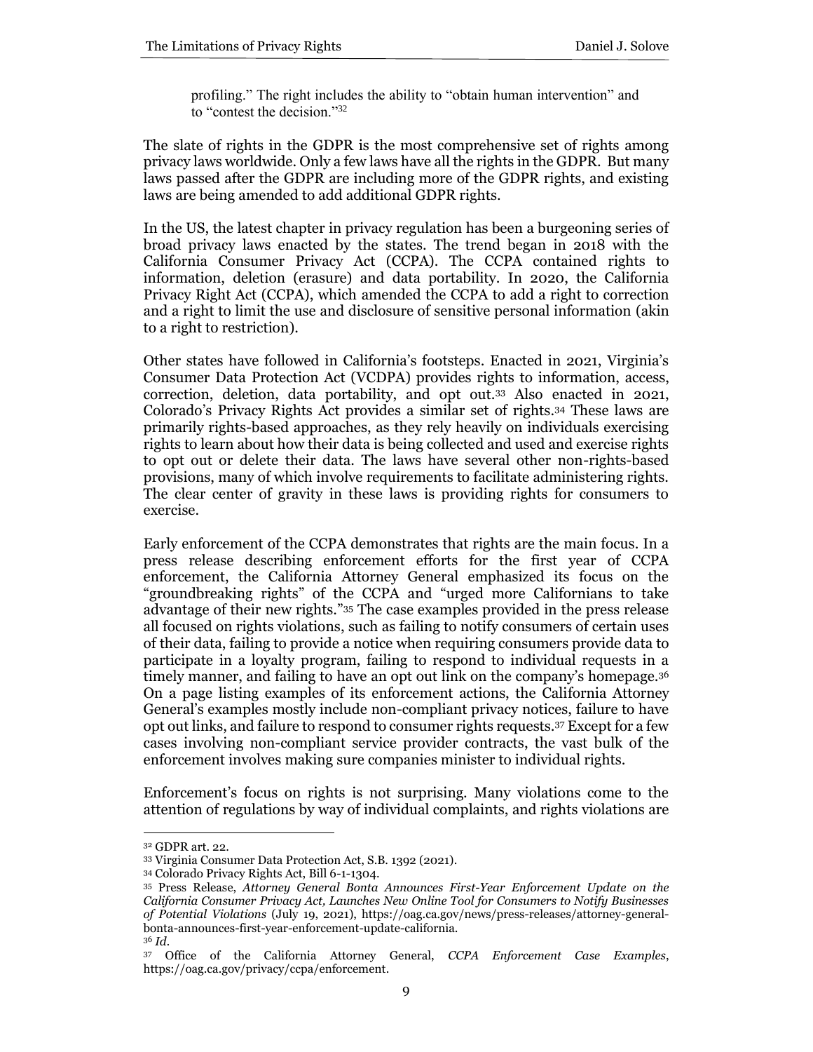> profiling." The right includes the ability to "obtain human intervention" and to "contest the decision."[32]

The slate of rights in the GDPR is the most comprehensive set of rights among privacy laws worldwide. Only a few laws have all the rights in the GDPR. But many laws passed after the GDPR are including more of the GDPR rights, and existing laws are being amended to add additional GDPR rights.

In the US, the latest chapter in privacy regulation has been a burgeoning series of broad privacy laws enacted by the states. The trend began in 2018 with the California Consumer Privacy Act (CCPA). The CCPA contained rights to information, deletion (erasure) and data portability. In 2020, the California Privacy Right Act (CCPA), which amended the CCPA to add a right to correction and a right to limit the use and disclosure of sensitive personal information (akin to a right to restriction).

Other states have followed in California's footsteps. Enacted in 2021, Virginia's Consumer Data Protection Act (VCDPA) provides rights to information, access, correction, deletion, data portability, and opt out.[33] Also enacted in 2021, Colorado's Privacy Rights Act provides a similar set of rights.[34] These laws are primarily rights-based approaches, as they rely heavily on individuals exercising rights to learn about how their data is being collected and used and exercise rights to opt out or delete their data. The laws have several other non-rights-based provisions, many of which involve requirements to facilitate administering rights. The clear center of gravity in these laws is providing rights for consumers to exercise.

Early enforcement of the CCPA demonstrates that rights are the main focus. In a press release describing enforcement efforts for the first year of CCPA enforcement, the California Attorney General emphasized its focus on the "groundbreaking rights" of the CCPA and "urged more Californians to take advantage of their new rights."[35] The case examples provided in the press release all focused on rights violations, such as failing to notify consumers of certain uses of their data, failing to provide a notice when requiring consumers provide data to participate in a loyalty program, failing to respond to individual requests in a timely manner, and failing to have an opt out link on the company's homepage.[36] On a page listing examples of its enforcement actions, the California Attorney General's examples mostly include non-compliant privacy notices, failure to have opt out links, and failure to respond to consumer rights requests.[37] Except for a few cases involving non-compliant service provider contracts, the vast bulk of the enforcement involves making sure companies minister to individual rights.

Enforcement's focus on rights is not surprising. Many violations come to the attention of regulations by way of individual complaints, and rights violations are

---

[32] GDPR art. 22.

[33] Virginia Consumer Data Protection Act, S.B. 1392 (2021).

[34] Colorado Privacy Rights Act, Bill 6-1-1304.

[35] Press Release, *Attorney General Bonta Announces First-Year Enforcement Update on the California Consumer Privacy Act, Launches New Online Tool for Consumers to Notify Businesses of Potential Violations* (July 19, 2021), https://oag.ca.gov/news/press-releases/attorney-general-bonta-announces-first-year-enforcement-update-california.

[36] *Id.*

[37] Office of the California Attorney General, *CCPA Enforcement Case Examples*, https://oag.ca.gov/privacy/ccpa/enforcement.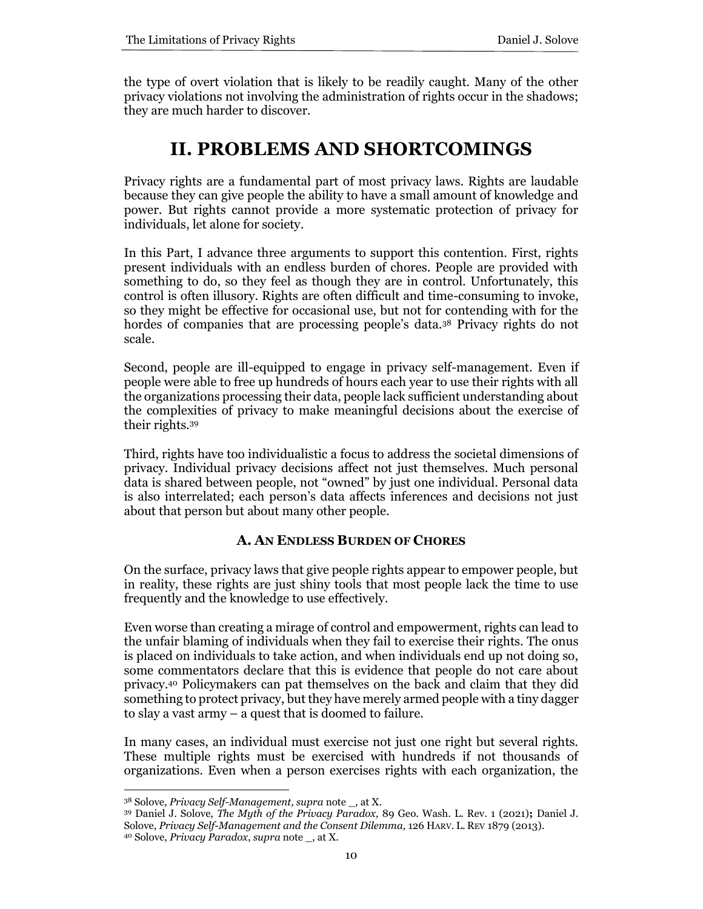the type of overt violation that is likely to be readily caught. Many of the other privacy violations not involving the administration of rights occur in the shadows; they are much harder to discover.

# II. PROBLEMS AND SHORTCOMINGS

Privacy rights are a fundamental part of most privacy laws. Rights are laudable because they can give people the ability to have a small amount of knowledge and power. But rights cannot provide a more systematic protection of privacy for individuals, let alone for society.

In this Part, I advance three arguments to support this contention. First, rights present individuals with an endless burden of chores. People are provided with something to do, so they feel as though they are in control. Unfortunately, this control is often illusory. Rights are often difficult and time-consuming to invoke, so they might be effective for occasional use, but not for contending with for the hordes of companies that are processing people's data.[38] Privacy rights do not scale.

Second, people are ill-equipped to engage in privacy self-management. Even if people were able to free up hundreds of hours each year to use their rights with all the organizations processing their data, people lack sufficient understanding about the complexities of privacy to make meaningful decisions about the exercise of their rights.[39]

Third, rights have too individualistic a focus to address the societal dimensions of privacy. Individual privacy decisions affect not just themselves. Much personal data is shared between people, not "owned" by just one individual. Personal data is also interrelated; each person's data affects inferences and decisions not just about that person but about many other people.

### A. An Endless Burden of Chores

On the surface, privacy laws that give people rights appear to empower people, but in reality, these rights are just shiny tools that most people lack the time to use frequently and the knowledge to use effectively.

Even worse than creating a mirage of control and empowerment, rights can lead to the unfair blaming of individuals when they fail to exercise their rights. The onus is placed on individuals to take action, and when individuals end up not doing so, some commentators declare that this is evidence that people do not care about privacy.[40] Policymakers can pat themselves on the back and claim that they did something to protect privacy, but they have merely armed people with a tiny dagger to slay a vast army – a quest that is doomed to failure.

In many cases, an individual must exercise not just one right but several rights. These multiple rights must be exercised with hundreds if not thousands of organizations. Even when a person exercises rights with each organization, the

---

[38] Solove, *Privacy Self-Management, supra* note _, at X.

[39] Daniel J. Solove, *The Myth of the Privacy Paradox,* 89 Geo. Wash. L. Rev. 1 (2021); Daniel J. Solove, *Privacy Self-Management and the Consent Dilemma,* 126 Harv. L. Rev 1879 (2013).

[40] Solove, *Privacy Paradox*, *supra* note _, at X.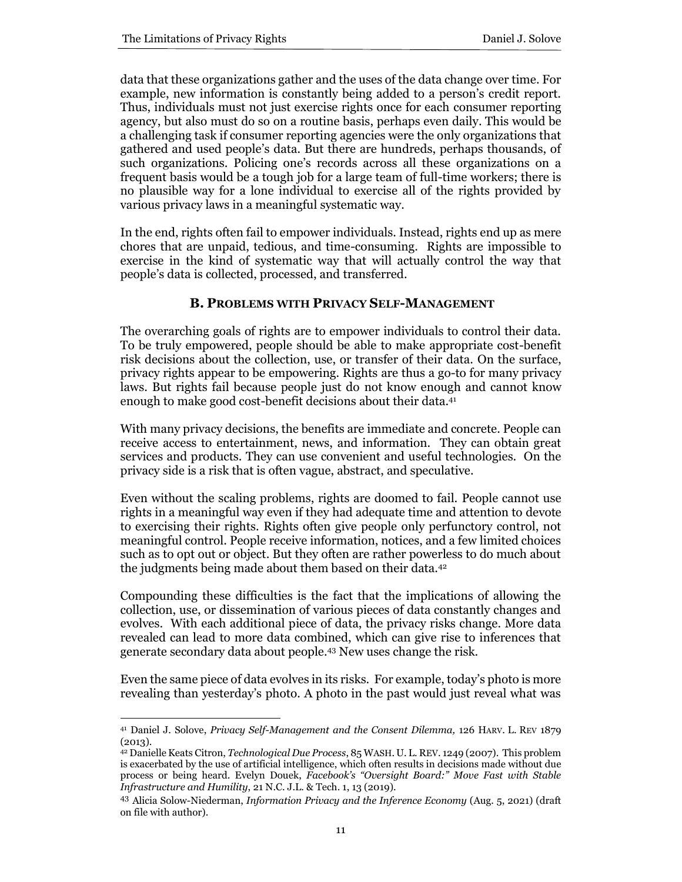data that these organizations gather and the uses of the data change over time. For example, new information is constantly being added to a person's credit report. Thus, individuals must not just exercise rights once for each consumer reporting agency, but also must do so on a routine basis, perhaps even daily. This would be a challenging task if consumer reporting agencies were the only organizations that gathered and used people's data. But there are hundreds, perhaps thousands, of such organizations. Policing one's records across all these organizations on a frequent basis would be a tough job for a large team of full-time workers; there is no plausible way for a lone individual to exercise all of the rights provided by various privacy laws in a meaningful systematic way.

In the end, rights often fail to empower individuals. Instead, rights end up as mere chores that are unpaid, tedious, and time-consuming. Rights are impossible to exercise in the kind of systematic way that will actually control the way that people's data is collected, processed, and transferred.

### B. PROBLEMS WITH PRIVACY SELF-MANAGEMENT

The overarching goals of rights are to empower individuals to control their data. To be truly empowered, people should be able to make appropriate cost-benefit risk decisions about the collection, use, or transfer of their data. On the surface, privacy rights appear to be empowering. Rights are thus a go-to for many privacy laws. But rights fail because people just do not know enough and cannot know enough to make good cost-benefit decisions about their data.[41]

With many privacy decisions, the benefits are immediate and concrete. People can receive access to entertainment, news, and information. They can obtain great services and products. They can use convenient and useful technologies. On the privacy side is a risk that is often vague, abstract, and speculative.

Even without the scaling problems, rights are doomed to fail. People cannot use rights in a meaningful way even if they had adequate time and attention to devote to exercising their rights. Rights often give people only perfunctory control, not meaningful control. People receive information, notices, and a few limited choices such as to opt out or object. But they often are rather powerless to do much about the judgments being made about them based on their data.[42]

Compounding these difficulties is the fact that the implications of allowing the collection, use, or dissemination of various pieces of data constantly changes and evolves. With each additional piece of data, the privacy risks change. More data revealed can lead to more data combined, which can give rise to inferences that generate secondary data about people.[43] New uses change the risk.

Even the same piece of data evolves in its risks. For example, today's photo is more revealing than yesterday's photo. A photo in the past would just reveal what was

---

[41] Daniel J. Solove, *Privacy Self-Management and the Consent Dilemma,* 126 HARV. L. REV 1879 (2013).

[42] Danielle Keats Citron, *Technological Due Process*, 85 WASH. U. L. REV. 1249 (2007). This problem is exacerbated by the use of artificial intelligence, which often results in decisions made without due process or being heard. Evelyn Douek, *Facebook's "Oversight Board:" Move Fast with Stable Infrastructure and Humility*, 21 N.C. J.L. & Tech. 1, 13 (2019).

[43] Alicia Solow-Niederman, *Information Privacy and the Inference Economy* (Aug. 5, 2021) (draft on file with author).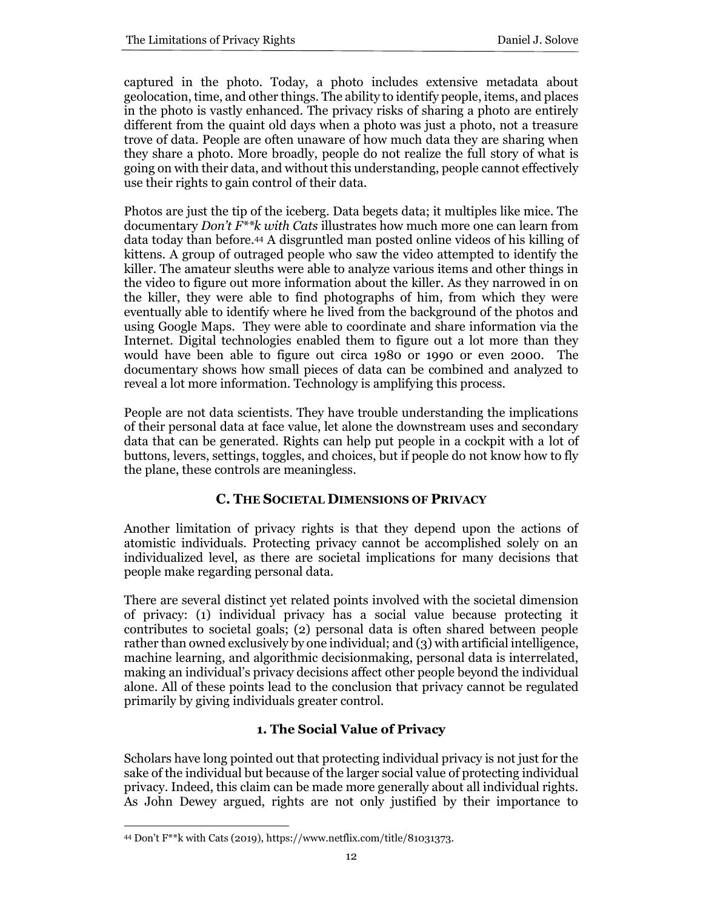captured in the photo. Today, a photo includes extensive metadata about geolocation, time, and other things. The ability to identify people, items, and places in the photo is vastly enhanced. The privacy risks of sharing a photo are entirely different from the quaint old days when a photo was just a photo, not a treasure trove of data. People are often unaware of how much data they are sharing when they share a photo. More broadly, people do not realize the full story of what is going on with their data, and without this understanding, people cannot effectively use their rights to gain control of their data.

Photos are just the tip of the iceberg. Data begets data; it multiplies like mice. The documentary *Don't F**k with Cats* illustrates how much more one can learn from data today than before.[44] A disgruntled man posted online videos of his killing of kittens. A group of outraged people who saw the video attempted to identify the killer. The amateur sleuths were able to analyze various items and other things in the video to figure out more information about the killer. As they narrowed in on the killer, they were able to find photographs of him, from which they were eventually able to identify where he lived from the background of the photos and using Google Maps. They were able to coordinate and share information via the Internet. Digital technologies enabled them to figure out a lot more than they would have been able to figure out circa 1980 or 1990 or even 2000. The documentary shows how small pieces of data can be combined and analyzed to reveal a lot more information. Technology is amplifying this process.

People are not data scientists. They have trouble understanding the implications of their personal data at face value, let alone the downstream uses and secondary data that can be generated. Rights can help put people in a cockpit with a lot of buttons, levers, settings, toggles, and choices, but if people do not know how to fly the plane, these controls are meaningless.

## C. THE SOCIETAL DIMENSIONS OF PRIVACY

Another limitation of privacy rights is that they depend upon the actions of atomistic individuals. Protecting privacy cannot be accomplished solely on an individualized level, as there are societal implications for many decisions that people make regarding personal data.

There are several distinct yet related points involved with the societal dimension of privacy: (1) individual privacy has a social value because protecting it contributes to societal goals; (2) personal data is often shared between people rather than owned exclusively by one individual; and (3) with artificial intelligence, machine learning, and algorithmic decisionmaking, personal data is interrelated, making an individual's privacy decisions affect other people beyond the individual alone. All of these points lead to the conclusion that privacy cannot be regulated primarily by giving individuals greater control.

### 1. The Social Value of Privacy

Scholars have long pointed out that protecting individual privacy is not just for the sake of the individual but because of the larger social value of protecting individual privacy. Indeed, this claim can be made more generally about all individual rights. As John Dewey argued, rights are not only justified by their importance to

[44] Don't F**k with Cats (2019), https://www.netflix.com/title/81031373.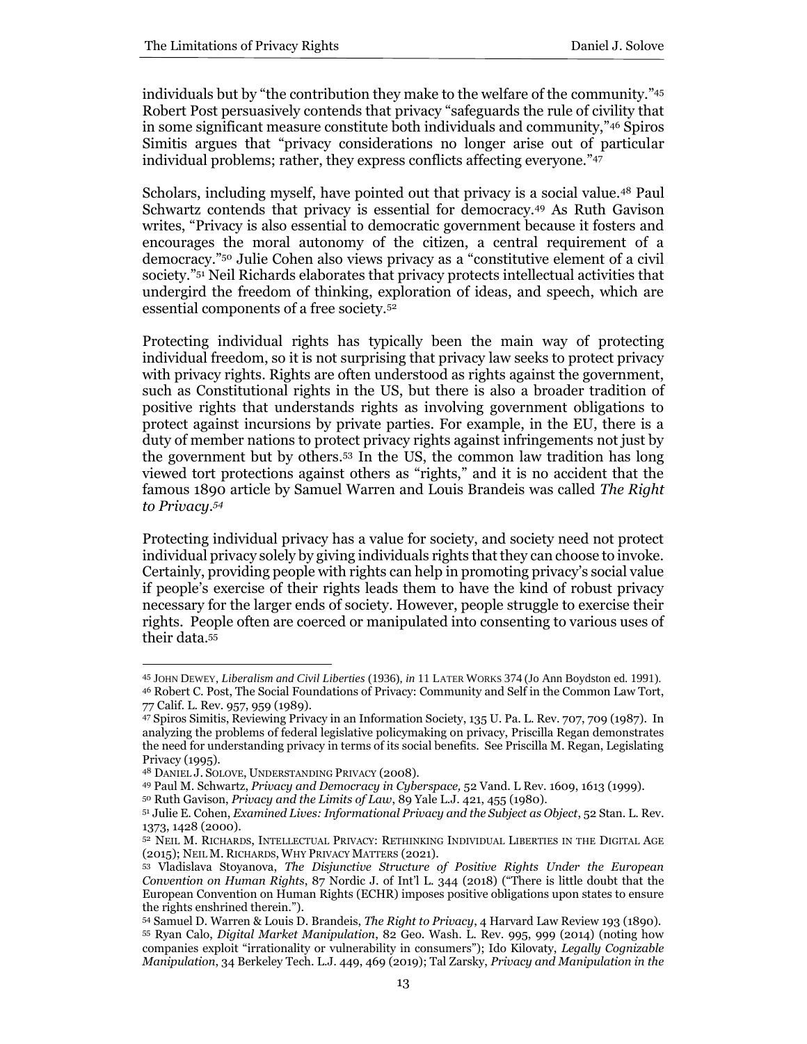individuals but by "the contribution they make to the welfare of the community."[45] Robert Post persuasively contends that privacy "safeguards the rule of civility that in some significant measure constitute both individuals and community,"[46] Spiros Simitis argues that "privacy considerations no longer arise out of particular individual problems; rather, they express conflicts affecting everyone."[47]

Scholars, including myself, have pointed out that privacy is a social value.[48] Paul Schwartz contends that privacy is essential for democracy.[49] As Ruth Gavison writes, "Privacy is also essential to democratic government because it fosters and encourages the moral autonomy of the citizen, a central requirement of a democracy."[50] Julie Cohen also views privacy as a "constitutive element of a civil society."[51] Neil Richards elaborates that privacy protects intellectual activities that undergird the freedom of thinking, exploration of ideas, and speech, which are essential components of a free society.[52]

Protecting individual rights has typically been the main way of protecting individual freedom, so it is not surprising that privacy law seeks to protect privacy with privacy rights. Rights are often understood as rights against the government, such as Constitutional rights in the US, but there is also a broader tradition of positive rights that understands rights as involving government obligations to protect against incursions by private parties. For example, in the EU, there is a duty of member nations to protect privacy rights against infringements not just by the government but by others.[53] In the US, the common law tradition has long viewed tort protections against others as "rights," and it is no accident that the famous 1890 article by Samuel Warren and Louis Brandeis was called *The Right to Privacy*.[54]

Protecting individual privacy has a value for society, and society need not protect individual privacy solely by giving individuals rights that they can choose to invoke. Certainly, providing people with rights can help in promoting privacy's social value if people's exercise of their rights leads them to have the kind of robust privacy necessary for the larger ends of society. However, people struggle to exercise their rights. People often are coerced or manipulated into consenting to various uses of their data.[55]

---

[45] JOHN DEWEY, *Liberalism and Civil Liberties* (1936), *in* 11 LATER WORKS 374 (Jo Ann Boydston ed. 1991).

[46] Robert C. Post, The Social Foundations of Privacy: Community and Self in the Common Law Tort, 77 Calif. L. Rev. 957, 959 (1989).

[47] Spiros Simitis, Reviewing Privacy in an Information Society, 135 U. Pa. L. Rev. 707, 709 (1987). In analyzing the problems of federal legislative policymaking on privacy, Priscilla Regan demonstrates the need for understanding privacy in terms of its social benefits. See Priscilla M. Regan, Legislating Privacy (1995).

[48] DANIEL J. SOLOVE, UNDERSTANDING PRIVACY (2008).

[49] Paul M. Schwartz, *Privacy and Democracy in Cyberspace,* 52 Vand. L Rev. 1609, 1613 (1999).

[50] Ruth Gavison, *Privacy and the Limits of Law*, 89 Yale L.J. 421, 455 (1980).

[51] Julie E. Cohen, *Examined Lives: Informational Privacy and the Subject as Object*, 52 Stan. L. Rev. 1373, 1428 (2000).

[52] NEIL M. RICHARDS, INTELLECTUAL PRIVACY: RETHINKING INDIVIDUAL LIBERTIES IN THE DIGITAL AGE (2015); NEIL M. RICHARDS, WHY PRIVACY MATTERS (2021).

[53] Vladislava Stoyanova, *The Disjunctive Structure of Positive Rights Under the European Convention on Human Rights*, 87 Nordic J. of Int'l L. 344 (2018) ("There is little doubt that the European Convention on Human Rights (ECHR) imposes positive obligations upon states to ensure the rights enshrined therein.").

[54] Samuel D. Warren & Louis D. Brandeis, *The Right to Privacy*, 4 Harvard Law Review 193 (1890).

[55] Ryan Calo, *Digital Market Manipulation*, 82 Geo. Wash. L. Rev. 995, 999 (2014) (noting how companies exploit "irrationality or vulnerability in consumers"); Ido Kilovaty, *Legally Cognizable Manipulation*, 34 Berkeley Tech. L.J. 449, 469 (2019); Tal Zarsky, *Privacy and Manipulation in the*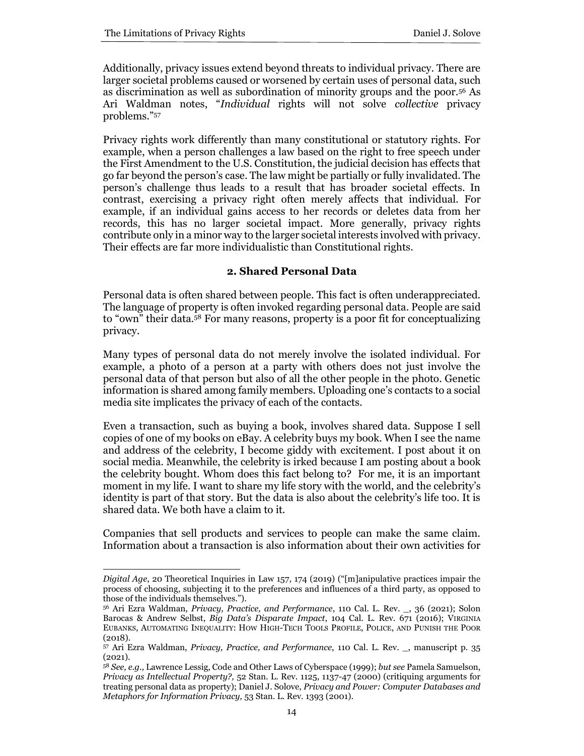Additionally, privacy issues extend beyond threats to individual privacy. There are larger societal problems caused or worsened by certain uses of personal data, such as discrimination as well as subordination of minority groups and the poor.[56] As Ari Waldman notes, "*Individual* rights will not solve *collective* privacy problems."[57]

Privacy rights work differently than many constitutional or statutory rights. For example, when a person challenges a law based on the right to free speech under the First Amendment to the U.S. Constitution, the judicial decision has effects that go far beyond the person's case. The law might be partially or fully invalidated. The person's challenge thus leads to a result that has broader societal effects. In contrast, exercising a privacy right often merely affects that individual. For example, if an individual gains access to her records or deletes data from her records, this has no larger societal impact. More generally, privacy rights contribute only in a minor way to the larger societal interests involved with privacy. Their effects are far more individualistic than Constitutional rights.

### 2. Shared Personal Data

Personal data is often shared between people. This fact is often underappreciated. The language of property is often invoked regarding personal data. People are said to "own" their data.[58] For many reasons, property is a poor fit for conceptualizing privacy.

Many types of personal data do not merely involve the isolated individual. For example, a photo of a person at a party with others does not just involve the personal data of that person but also of all the other people in the photo. Genetic information is shared among family members. Uploading one's contacts to a social media site implicates the privacy of each of the contacts.

Even a transaction, such as buying a book, involves shared data. Suppose I sell copies of one of my books on eBay. A celebrity buys my book. When I see the name and address of the celebrity, I become giddy with excitement. I post about it on social media. Meanwhile, the celebrity is irked because I am posting about a book the celebrity bought. Whom does this fact belong to? For me, it is an important moment in my life. I want to share my life story with the world, and the celebrity's identity is part of that story. But the data is also about the celebrity's life too. It is shared data. We both have a claim to it.

Companies that sell products and services to people can make the same claim. Information about a transaction is also information about their own activities for

---

*Digital Age*, 20 Theoretical Inquiries in Law 157, 174 (2019) ("[m]anipulative practices impair the process of choosing, subjecting it to the preferences and influences of a third party, as opposed to those of the individuals themselves.").

[56] Ari Ezra Waldman, *Privacy, Practice, and Performance*, 110 Cal. L. Rev. _, 36 (2021); Solon Barocas & Andrew Selbst, *Big Data's Disparate Impact*, 104 Cal. L. Rev. 671 (2016); VIRGINIA EUBANKS, AUTOMATING INEQUALITY: HOW HIGH-TECH TOOLS PROFILE, POLICE, AND PUNISH THE POOR (2018).

[57] Ari Ezra Waldman, *Privacy, Practice, and Performance*, 110 Cal. L. Rev. _, manuscript p. 35 (2021).

[58] *See, e.g.,* Lawrence Lessig, Code and Other Laws of Cyberspace (1999); *but see* Pamela Samuelson, *Privacy as Intellectual Property?,* 52 Stan. L. Rev. 1125, 1137-47 (2000) (critiquing arguments for treating personal data as property); Daniel J. Solove, *Privacy and Power: Computer Databases and Metaphors for Information Privacy,* 53 Stan. L. Rev. 1393 (2001).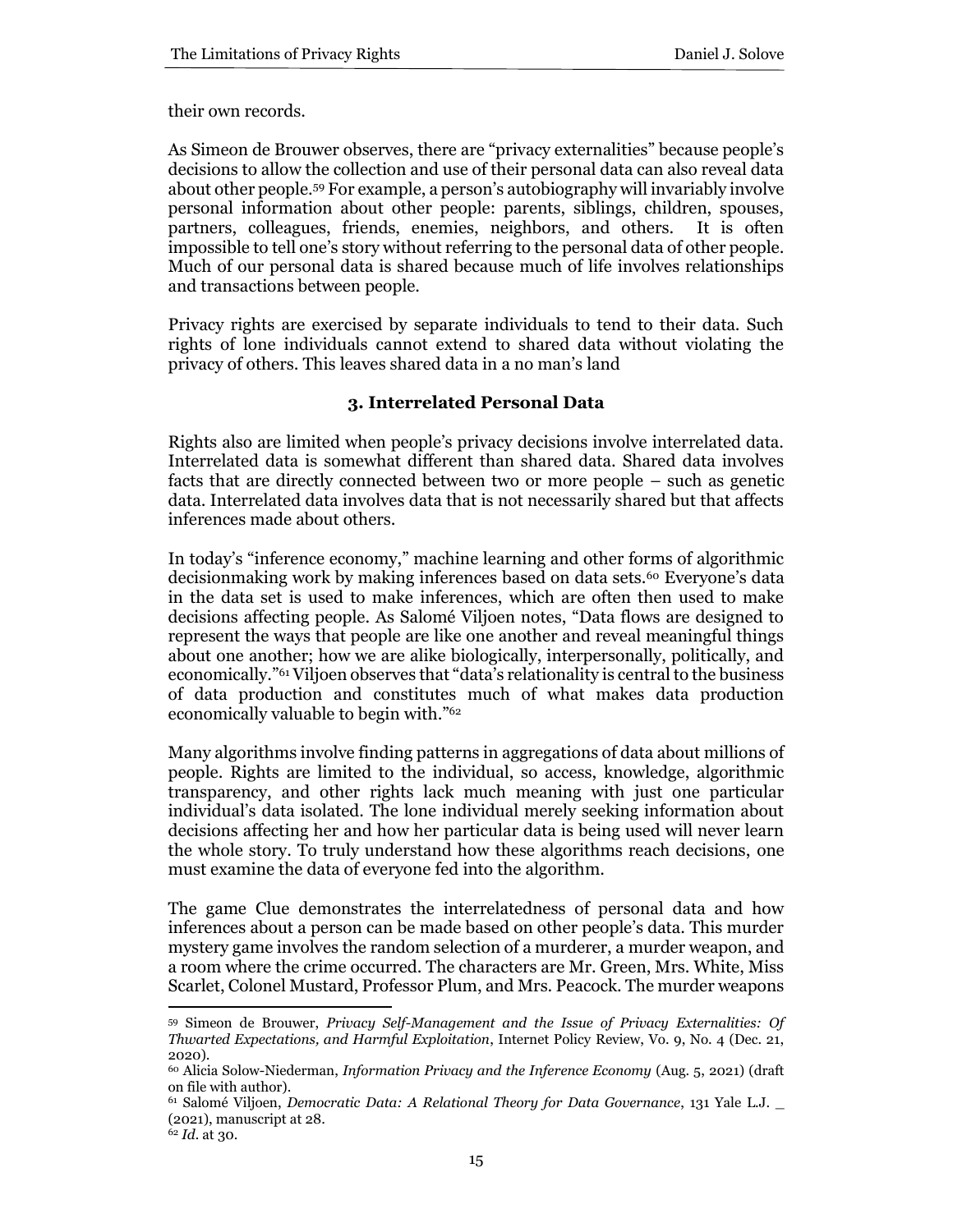their own records.

As Simeon de Brouwer observes, there are "privacy externalities" because people's decisions to allow the collection and use of their personal data can also reveal data about other people.[59] For example, a person's autobiography will invariably involve personal information about other people: parents, siblings, children, spouses, partners, colleagues, friends, enemies, neighbors, and others. It is often impossible to tell one's story without referring to the personal data of other people. Much of our personal data is shared because much of life involves relationships and transactions between people.

Privacy rights are exercised by separate individuals to tend to their data. Such rights of lone individuals cannot extend to shared data without violating the privacy of others. This leaves shared data in a no man's land

### 3. Interrelated Personal Data

Rights also are limited when people's privacy decisions involve interrelated data. Interrelated data is somewhat different than shared data. Shared data involves facts that are directly connected between two or more people – such as genetic data. Interrelated data involves data that is not necessarily shared but that affects inferences made about others.

In today's "inference economy," machine learning and other forms of algorithmic decisionmaking work by making inferences based on data sets.[60] Everyone's data in the data set is used to make inferences, which are often then used to make decisions affecting people. As Salomé Viljoen notes, "Data flows are designed to represent the ways that people are like one another and reveal meaningful things about one another; how we are alike biologically, interpersonally, politically, and economically."[61] Viljoen observes that "data's relationality is central to the business of data production and constitutes much of what makes data production economically valuable to begin with."[62]

Many algorithms involve finding patterns in aggregations of data about millions of people. Rights are limited to the individual, so access, knowledge, algorithmic transparency, and other rights lack much meaning with just one particular individual's data isolated. The lone individual merely seeking information about decisions affecting her and how her particular data is being used will never learn the whole story. To truly understand how these algorithms reach decisions, one must examine the data of everyone fed into the algorithm.

The game Clue demonstrates the interrelatedness of personal data and how inferences about a person can be made based on other people's data. This murder mystery game involves the random selection of a murderer, a murder weapon, and a room where the crime occurred. The characters are Mr. Green, Mrs. White, Miss Scarlet, Colonel Mustard, Professor Plum, and Mrs. Peacock. The murder weapons

---

[59] Simeon de Brouwer, *Privacy Self-Management and the Issue of Privacy Externalities: Of Thwarted Expectations, and Harmful Exploitation*, Internet Policy Review, Vo. 9, No. 4 (Dec. 21, 2020).

[60] Alicia Solow-Niederman, *Information Privacy and the Inference Economy* (Aug. 5, 2021) (draft on file with author).

[61] Salomé Viljoen, *Democratic Data: A Relational Theory for Data Governance*, 131 Yale L.J. _ (2021), manuscript at 28.

[62] *Id.* at 30.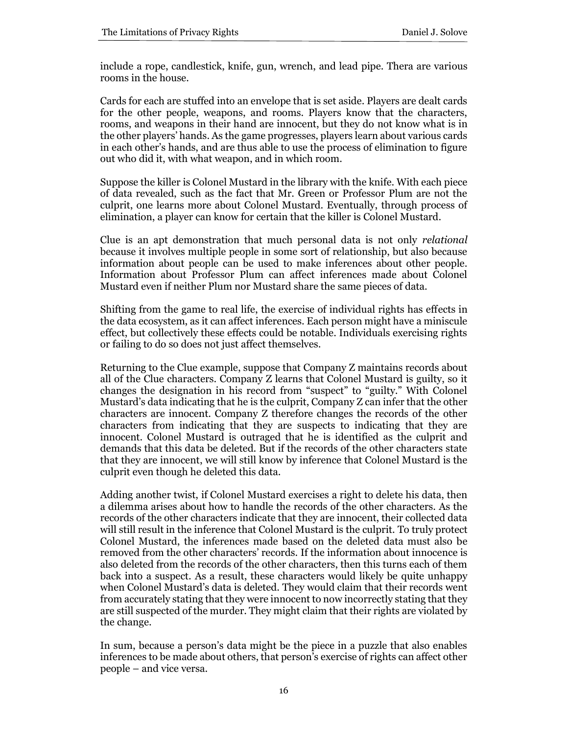include a rope, candlestick, knife, gun, wrench, and lead pipe. Thera are various rooms in the house.

Cards for each are stuffed into an envelope that is set aside. Players are dealt cards for the other people, weapons, and rooms. Players know that the characters, rooms, and weapons in their hand are innocent, but they do not know what is in the other players' hands. As the game progresses, players learn about various cards in each other's hands, and are thus able to use the process of elimination to figure out who did it, with what weapon, and in which room.

Suppose the killer is Colonel Mustard in the library with the knife. With each piece of data revealed, such as the fact that Mr. Green or Professor Plum are not the culprit, one learns more about Colonel Mustard. Eventually, through process of elimination, a player can know for certain that the killer is Colonel Mustard.

Clue is an apt demonstration that much personal data is not only *relational* because it involves multiple people in some sort of relationship, but also because information about people can be used to make inferences about other people. Information about Professor Plum can affect inferences made about Colonel Mustard even if neither Plum nor Mustard share the same pieces of data.

Shifting from the game to real life, the exercise of individual rights has effects in the data ecosystem, as it can affect inferences. Each person might have a miniscule effect, but collectively these effects could be notable. Individuals exercising rights or failing to do so does not just affect themselves.

Returning to the Clue example, suppose that Company Z maintains records about all of the Clue characters. Company Z learns that Colonel Mustard is guilty, so it changes the designation in his record from "suspect" to "guilty." With Colonel Mustard's data indicating that he is the culprit, Company Z can infer that the other characters are innocent. Company Z therefore changes the records of the other characters from indicating that they are suspects to indicating that they are innocent. Colonel Mustard is outraged that he is identified as the culprit and demands that this data be deleted. But if the records of the other characters state that they are innocent, we will still know by inference that Colonel Mustard is the culprit even though he deleted this data.

Adding another twist, if Colonel Mustard exercises a right to delete his data, then a dilemma arises about how to handle the records of the other characters. As the records of the other characters indicate that they are innocent, their collected data will still result in the inference that Colonel Mustard is the culprit. To truly protect Colonel Mustard, the inferences made based on the deleted data must also be removed from the other characters' records. If the information about innocence is also deleted from the records of the other characters, then this turns each of them back into a suspect. As a result, these characters would likely be quite unhappy when Colonel Mustard's data is deleted. They would claim that their records went from accurately stating that they were innocent to now incorrectly stating that they are still suspected of the murder. They might claim that their rights are violated by the change.

In sum, because a person's data might be the piece in a puzzle that also enables inferences to be made about others, that person's exercise of rights can affect other people – and vice versa.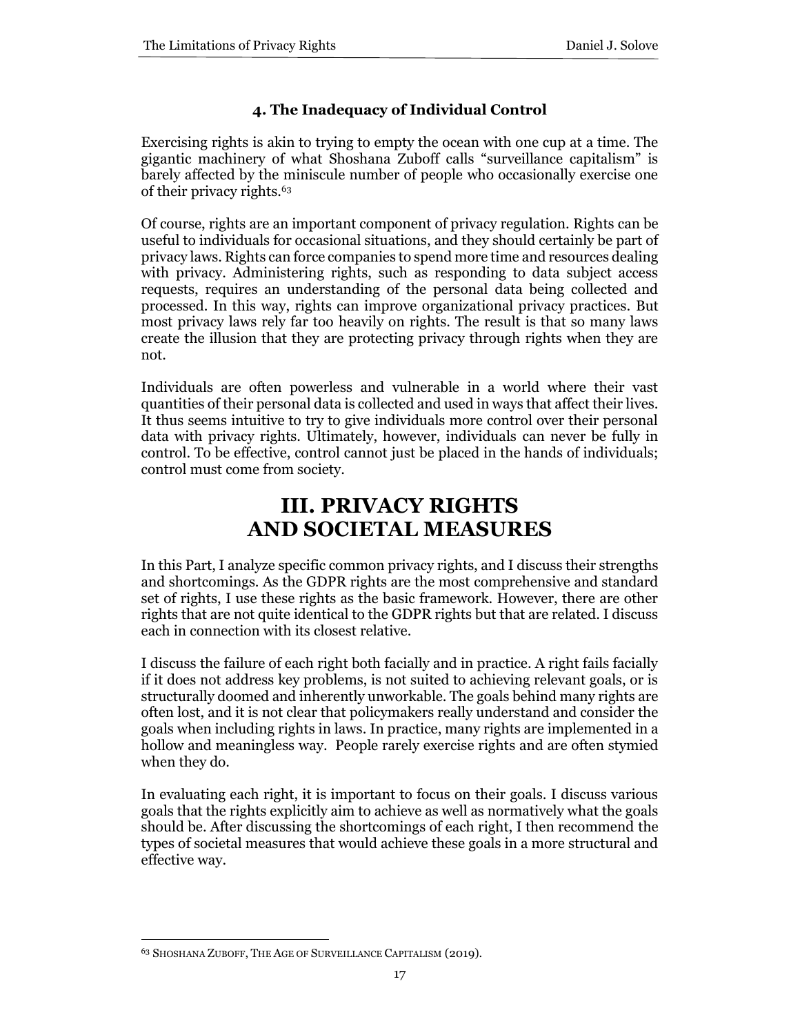### 4. The Inadequacy of Individual Control

Exercising rights is akin to trying to empty the ocean with one cup at a time. The gigantic machinery of what Shoshana Zuboff calls "surveillance capitalism" is barely affected by the miniscule number of people who occasionally exercise one of their privacy rights.[63]

Of course, rights are an important component of privacy regulation. Rights can be useful to individuals for occasional situations, and they should certainly be part of privacy laws. Rights can force companies to spend more time and resources dealing with privacy. Administering rights, such as responding to data subject access requests, requires an understanding of the personal data being collected and processed. In this way, rights can improve organizational privacy practices. But most privacy laws rely far too heavily on rights. The result is that so many laws create the illusion that they are protecting privacy through rights when they are not.

Individuals are often powerless and vulnerable in a world where their vast quantities of their personal data is collected and used in ways that affect their lives. It thus seems intuitive to try to give individuals more control over their personal data with privacy rights. Ultimately, however, individuals can never be fully in control. To be effective, control cannot just be placed in the hands of individuals; control must come from society.

## III. PRIVACY RIGHTS AND SOCIETAL MEASURES

In this Part, I analyze specific common privacy rights, and I discuss their strengths and shortcomings. As the GDPR rights are the most comprehensive and standard set of rights, I use these rights as the basic framework. However, there are other rights that are not quite identical to the GDPR rights but that are related. I discuss each in connection with its closest relative.

I discuss the failure of each right both facially and in practice. A right fails facially if it does not address key problems, is not suited to achieving relevant goals, or is structurally doomed and inherently unworkable. The goals behind many rights are often lost, and it is not clear that policymakers really understand and consider the goals when including rights in laws. In practice, many rights are implemented in a hollow and meaningless way. People rarely exercise rights and are often stymied when they do.

In evaluating each right, it is important to focus on their goals. I discuss various goals that the rights explicitly aim to achieve as well as normatively what the goals should be. After discussing the shortcomings of each right, I then recommend the types of societal measures that would achieve these goals in a more structural and effective way.

---

[63] SHOSHANA ZUBOFF, THE AGE OF SURVEILLANCE CAPITALISM (2019).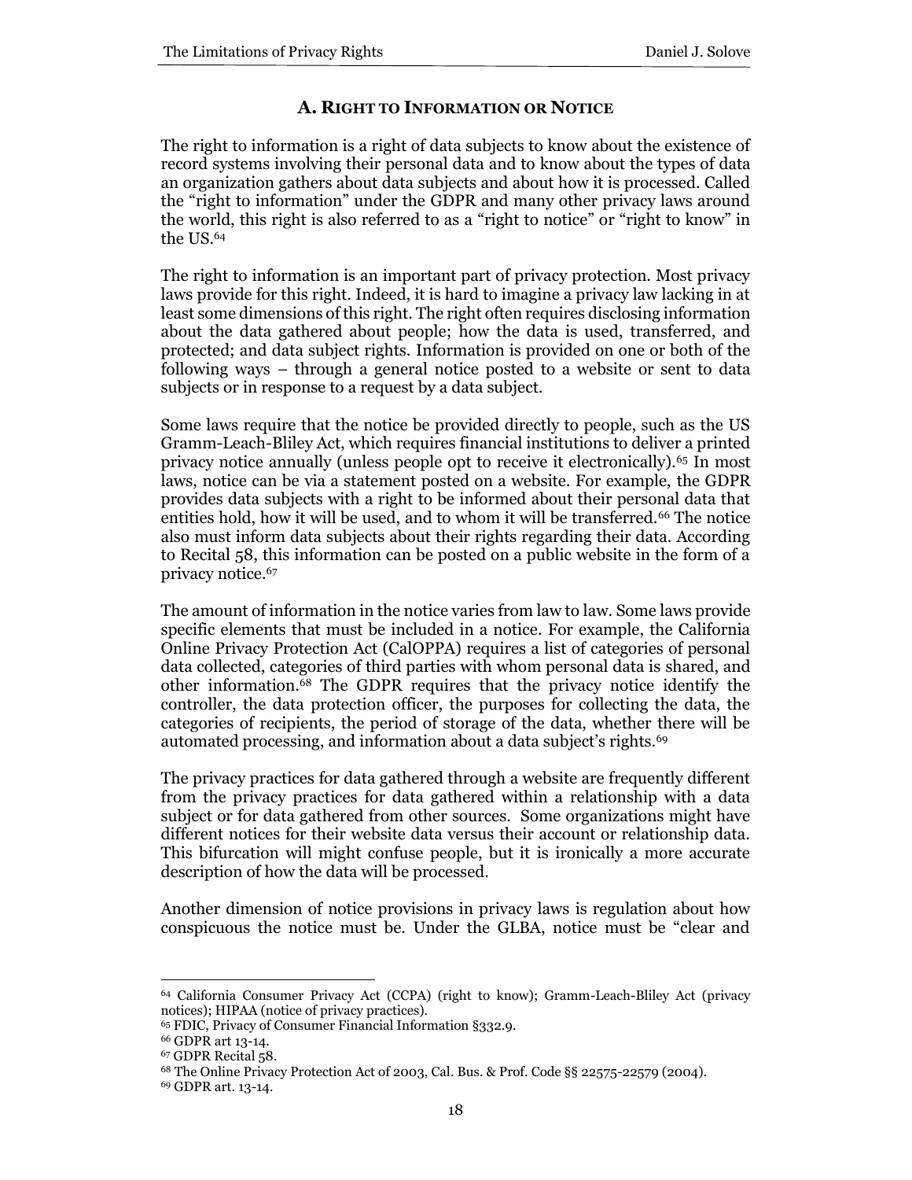## A. Right to Information or Notice

The right to information is a right of data subjects to know about the existence of record systems involving their personal data and to know about the types of data an organization gathers about data subjects and about how it is processed. Called the "right to information" under the GDPR and many other privacy laws around the world, this right is also referred to as a "right to notice" or "right to know" in the US.[64]

The right to information is an important part of privacy protection. Most privacy laws provide for this right. Indeed, it is hard to imagine a privacy law lacking in at least some dimensions of this right. The right often requires disclosing information about the data gathered about people; how the data is used, transferred, and protected; and data subject rights. Information is provided on one or both of the following ways – through a general notice posted to a website or sent to data subjects or in response to a request by a data subject.

Some laws require that the notice be provided directly to people, such as the US Gramm-Leach-Bliley Act, which requires financial institutions to deliver a printed privacy notice annually (unless people opt to receive it electronically).[65] In most laws, notice can be via a statement posted on a website. For example, the GDPR provides data subjects with a right to be informed about their personal data that entities hold, how it will be used, and to whom it will be transferred.[66] The notice also must inform data subjects about their rights regarding their data. According to Recital 58, this information can be posted on a public website in the form of a privacy notice.[67]

The amount of information in the notice varies from law to law. Some laws provide specific elements that must be included in a notice. For example, the California Online Privacy Protection Act (CalOPPA) requires a list of categories of personal data collected, categories of third parties with whom personal data is shared, and other information.[68] The GDPR requires that the privacy notice identify the controller, the data protection officer, the purposes for collecting the data, the categories of recipients, the period of storage of the data, whether there will be automated processing, and information about a data subject's rights.[69]

The privacy practices for data gathered through a website are frequently different from the privacy practices for data gathered within a relationship with a data subject or for data gathered from other sources. Some organizations might have different notices for their website data versus their account or relationship data. This bifurcation will might confuse people, but it is ironically a more accurate description of how the data will be processed.

Another dimension of notice provisions in privacy laws is regulation about how conspicuous the notice must be. Under the GLBA, notice must be "clear and

---

[64] California Consumer Privacy Act (CCPA) (right to know); Gramm-Leach-Bliley Act (privacy notices); HIPAA (notice of privacy practices).

[65] FDIC, Privacy of Consumer Financial Information §332.9.

[66] GDPR art 13-14.

[67] GDPR Recital 58.

[68] The Online Privacy Protection Act of 2003, Cal. Bus. & Prof. Code §§ 22575-22579 (2004).

[69] GDPR art. 13-14.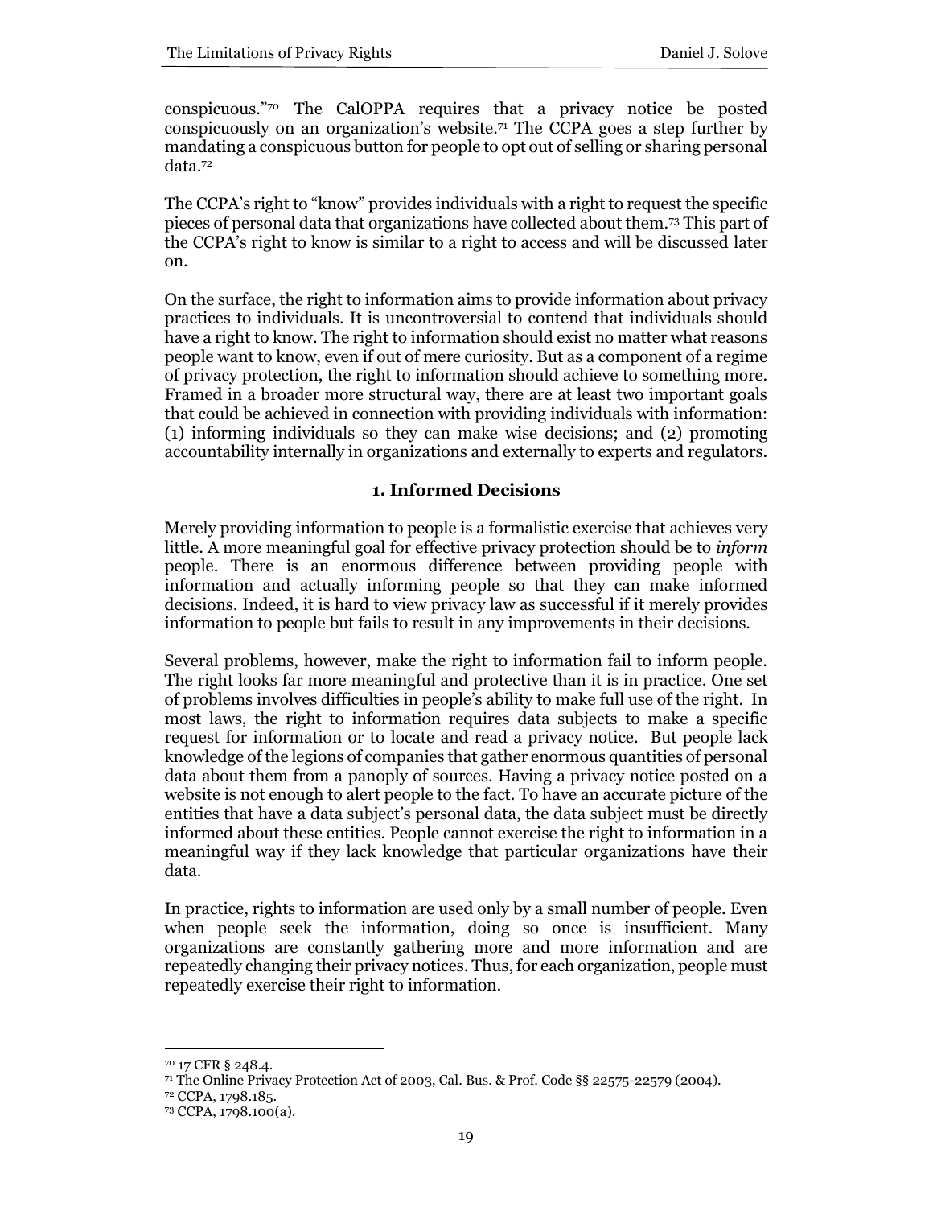conspicuous."[70] The CalOPPA requires that a privacy notice be posted conspicuously on an organization's website.[71] The CCPA goes a step further by mandating a conspicuous button for people to opt out of selling or sharing personal data.[72]

The CCPA's right to "know" provides individuals with a right to request the specific pieces of personal data that organizations have collected about them.[73] This part of the CCPA's right to know is similar to a right to access and will be discussed later on.

On the surface, the right to information aims to provide information about privacy practices to individuals. It is uncontroversial to contend that individuals should have a right to know. The right to information should exist no matter what reasons people want to know, even if out of mere curiosity. But as a component of a regime of privacy protection, the right to information should achieve to something more. Framed in a broader more structural way, there are at least two important goals that could be achieved in connection with providing individuals with information: (1) informing individuals so they can make wise decisions; and (2) promoting accountability internally in organizations and externally to experts and regulators.

### 1. Informed Decisions

Merely providing information to people is a formalistic exercise that achieves very little. A more meaningful goal for effective privacy protection should be to *inform* people. There is an enormous difference between providing people with information and actually informing people so that they can make informed decisions. Indeed, it is hard to view privacy law as successful if it merely provides information to people but fails to result in any improvements in their decisions.

Several problems, however, make the right to information fail to inform people. The right looks far more meaningful and protective than it is in practice. One set of problems involves difficulties in people's ability to make full use of the right. In most laws, the right to information requires data subjects to make a specific request for information or to locate and read a privacy notice. But people lack knowledge of the legions of companies that gather enormous quantities of personal data about them from a panoply of sources. Having a privacy notice posted on a website is not enough to alert people to the fact. To have an accurate picture of the entities that have a data subject's personal data, the data subject must be directly informed about these entities. People cannot exercise the right to information in a meaningful way if they lack knowledge that particular organizations have their data.

In practice, rights to information are used only by a small number of people. Even when people seek the information, doing so once is insufficient. Many organizations are constantly gathering more and more information and are repeatedly changing their privacy notices. Thus, for each organization, people must repeatedly exercise their right to information.

---

[70] 17 CFR § 248.4.

[71] The Online Privacy Protection Act of 2003, Cal. Bus. & Prof. Code §§ 22575-22579 (2004).

[72] CCPA, 1798.185.

[73] CCPA, 1798.100(a).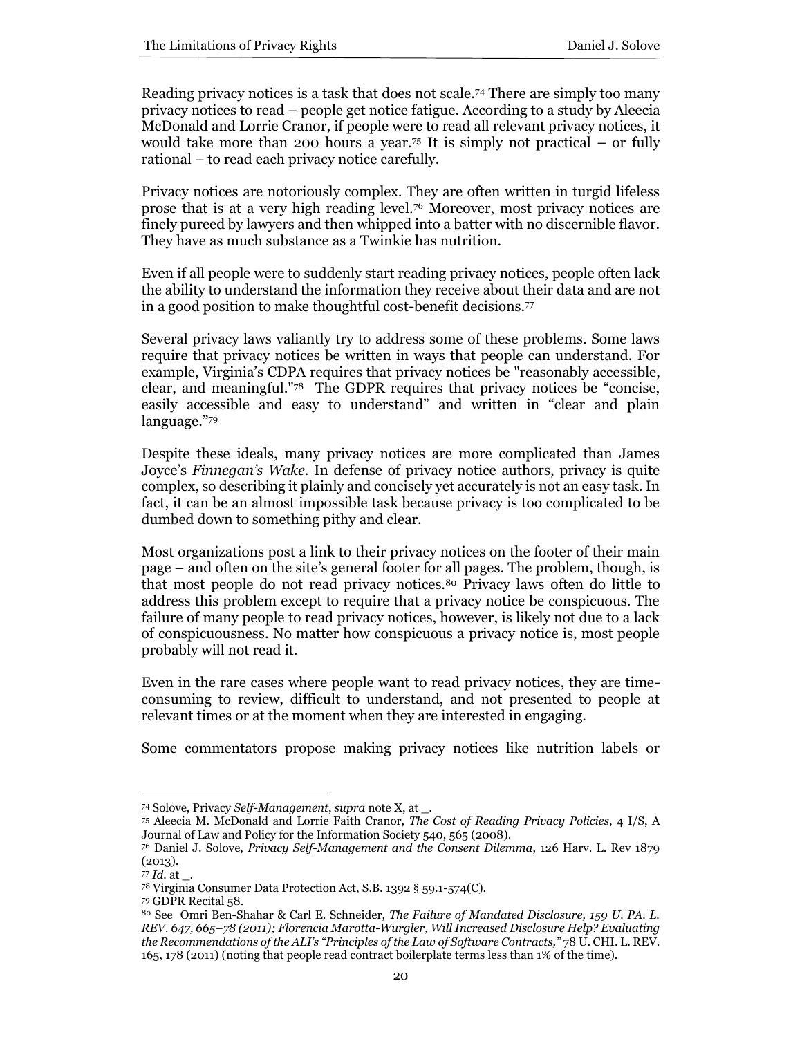Reading privacy notices is a task that does not scale.[74] There are simply too many privacy notices to read – people get notice fatigue. According to a study by Aleecia McDonald and Lorrie Cranor, if people were to read all relevant privacy notices, it would take more than 200 hours a year.[75] It is simply not practical – or fully rational – to read each privacy notice carefully.

Privacy notices are notoriously complex. They are often written in turgid lifeless prose that is at a very high reading level.[76] Moreover, most privacy notices are finely pureed by lawyers and then whipped into a batter with no discernible flavor. They have as much substance as a Twinkie has nutrition.

Even if all people were to suddenly start reading privacy notices, people often lack the ability to understand the information they receive about their data and are not in a good position to make thoughtful cost-benefit decisions.[77]

Several privacy laws valiantly try to address some of these problems. Some laws require that privacy notices be written in ways that people can understand. For example, Virginia's CDPA requires that privacy notices be "reasonably accessible, clear, and meaningful."[78] The GDPR requires that privacy notices be "concise, easily accessible and easy to understand" and written in "clear and plain language."[79]

Despite these ideals, many privacy notices are more complicated than James Joyce's *Finnegan's Wake*. In defense of privacy notice authors, privacy is quite complex, so describing it plainly and concisely yet accurately is not an easy task. In fact, it can be an almost impossible task because privacy is too complicated to be dumbed down to something pithy and clear.

Most organizations post a link to their privacy notices on the footer of their main page – and often on the site's general footer for all pages. The problem, though, is that most people do not read privacy notices.[80] Privacy laws often do little to address this problem except to require that a privacy notice be conspicuous. The failure of many people to read privacy notices, however, is likely not due to a lack of conspicuousness. No matter how conspicuous a privacy notice is, most people probably will not read it.

Even in the rare cases where people want to read privacy notices, they are time-consuming to review, difficult to understand, and not presented to people at relevant times or at the moment when they are interested in engaging.

Some commentators propose making privacy notices like nutrition labels or

---

[74] Solove, Privacy *Self-Management*, *supra* note X, at _.

[75] Aleecia M. McDonald and Lorrie Faith Cranor, *The Cost of Reading Privacy Policies*, 4 I/S, A Journal of Law and Policy for the Information Society 540, 565 (2008).

[76] Daniel J. Solove, *Privacy Self-Management and the Consent Dilemma*, 126 Harv. L. Rev 1879 (2013).

[77] *Id.* at _.

[78] Virginia Consumer Data Protection Act, S.B. 1392 § 59.1-574(C).

[79] GDPR Recital 58.

[80] See Omri Ben-Shahar & Carl E. Schneider, *The Failure of Mandated Disclosure, 159 U. PA. L. REV. 647, 665–78 (2011); Florencia Marotta-Wurgler, Will Increased Disclosure Help? Evaluating the Recommendations of the ALI's "Principles of the Law of Software Contracts,"* 78 U. CHI. L. REV. 165, 178 (2011) (noting that people read contract boilerplate terms less than 1% of the time).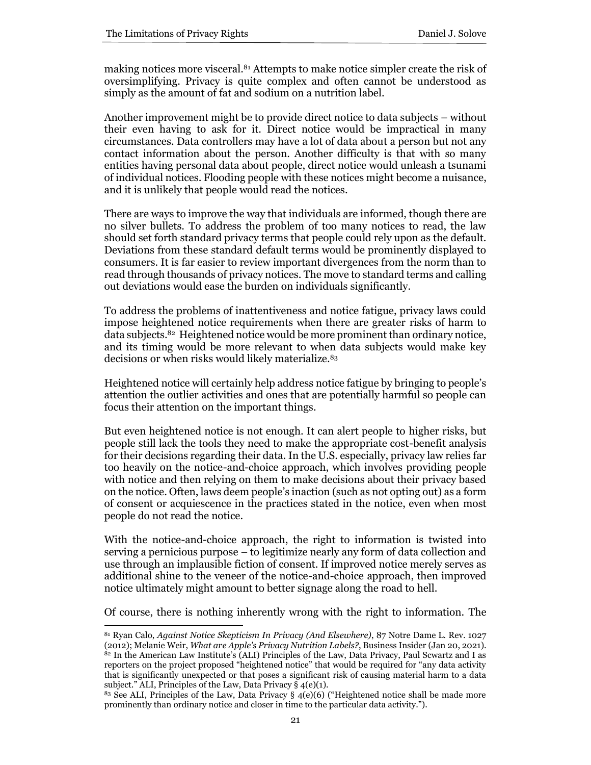making notices more visceral.[81] Attempts to make notice simpler create the risk of oversimplifying. Privacy is quite complex and often cannot be understood as simply as the amount of fat and sodium on a nutrition label.

Another improvement might be to provide direct notice to data subjects – without their even having to ask for it. Direct notice would be impractical in many circumstances. Data controllers may have a lot of data about a person but not any contact information about the person. Another difficulty is that with so many entities having personal data about people, direct notice would unleash a tsunami of individual notices. Flooding people with these notices might become a nuisance, and it is unlikely that people would read the notices.

There are ways to improve the way that individuals are informed, though there are no silver bullets. To address the problem of too many notices to read, the law should set forth standard privacy terms that people could rely upon as the default. Deviations from these standard default terms would be prominently displayed to consumers. It is far easier to review important divergences from the norm than to read through thousands of privacy notices. The move to standard terms and calling out deviations would ease the burden on individuals significantly.

To address the problems of inattentiveness and notice fatigue, privacy laws could impose heightened notice requirements when there are greater risks of harm to data subjects.[82] Heightened notice would be more prominent than ordinary notice, and its timing would be more relevant to when data subjects would make key decisions or when risks would likely materialize.[83]

Heightened notice will certainly help address notice fatigue by bringing to people's attention the outlier activities and ones that are potentially harmful so people can focus their attention on the important things.

But even heightened notice is not enough. It can alert people to higher risks, but people still lack the tools they need to make the appropriate cost-benefit analysis for their decisions regarding their data. In the U.S. especially, privacy law relies far too heavily on the notice-and-choice approach, which involves providing people with notice and then relying on them to make decisions about their privacy based on the notice. Often, laws deem people's inaction (such as not opting out) as a form of consent or acquiescence in the practices stated in the notice, even when most people do not read the notice.

With the notice-and-choice approach, the right to information is twisted into serving a pernicious purpose – to legitimize nearly any form of data collection and use through an implausible fiction of consent. If improved notice merely serves as additional shine to the veneer of the notice-and-choice approach, then improved notice ultimately might amount to better signage along the road to hell.

Of course, there is nothing inherently wrong with the right to information. The

---

[81] Ryan Calo, *Against Notice Skepticism In Privacy (And Elsewhere)*, 87 Notre Dame L. Rev. 1027 (2012); Melanie Weir, *What are Apple's Privacy Nutrition Labels?*, Business Insider (Jan 20, 2021).

[82] In the American Law Institute's (ALI) Principles of the Law, Data Privacy, Paul Scwartz and I as reporters on the project proposed "heightened notice" that would be required for "any data activity that is significantly unexpected or that poses a significant risk of causing material harm to a data subject." ALI, Principles of the Law, Data Privacy § 4(e)(1).

[83] See ALI, Principles of the Law, Data Privacy § 4(e)(6) ("Heightened notice shall be made more prominently than ordinary notice and closer in time to the particular data activity.").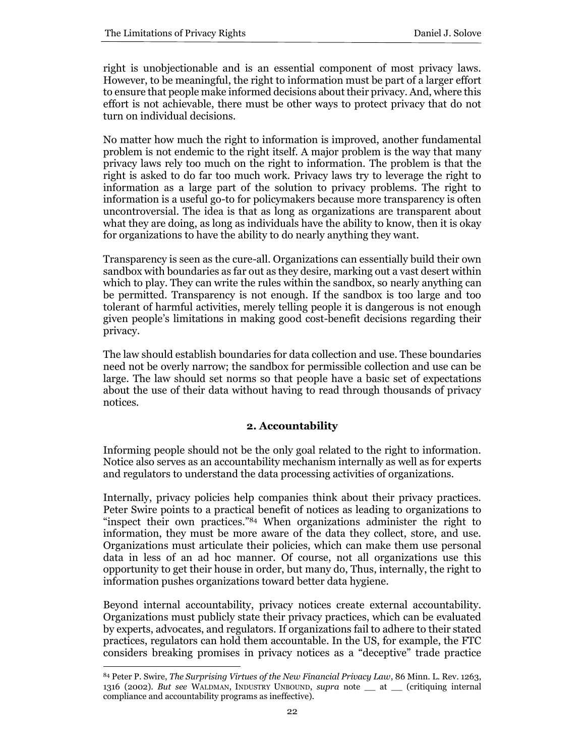right is unobjectionable and is an essential component of most privacy laws. However, to be meaningful, the right to information must be part of a larger effort to ensure that people make informed decisions about their privacy. And, where this effort is not achievable, there must be other ways to protect privacy that do not turn on individual decisions.

No matter how much the right to information is improved, another fundamental problem is not endemic to the right itself. A major problem is the way that many privacy laws rely too much on the right to information. The problem is that the right is asked to do far too much work. Privacy laws try to leverage the right to information as a large part of the solution to privacy problems. The right to information is a useful go-to for policymakers because more transparency is often uncontroversial. The idea is that as long as organizations are transparent about what they are doing, as long as individuals have the ability to know, then it is okay for organizations to have the ability to do nearly anything they want.

Transparency is seen as the cure-all. Organizations can essentially build their own sandbox with boundaries as far out as they desire, marking out a vast desert within which to play. They can write the rules within the sandbox, so nearly anything can be permitted. Transparency is not enough. If the sandbox is too large and too tolerant of harmful activities, merely telling people it is dangerous is not enough given people's limitations in making good cost-benefit decisions regarding their privacy.

The law should establish boundaries for data collection and use. These boundaries need not be overly narrow; the sandbox for permissible collection and use can be large. The law should set norms so that people have a basic set of expectations about the use of their data without having to read through thousands of privacy notices.

### 2. Accountability

Informing people should not be the only goal related to the right to information. Notice also serves as an accountability mechanism internally as well as for experts and regulators to understand the data processing activities of organizations.

Internally, privacy policies help companies think about their privacy practices. Peter Swire points to a practical benefit of notices as leading to organizations to "inspect their own practices."[84] When organizations administer the right to information, they must be more aware of the data they collect, store, and use. Organizations must articulate their policies, which can make them use personal data in less of an ad hoc manner. Of course, not all organizations use this opportunity to get their house in order, but many do, Thus, internally, the right to information pushes organizations toward better data hygiene.

Beyond internal accountability, privacy notices create external accountability. Organizations must publicly state their privacy practices, which can be evaluated by experts, advocates, and regulators. If organizations fail to adhere to their stated practices, regulators can hold them accountable. In the US, for example, the FTC considers breaking promises in privacy notices as a "deceptive" trade practice

---

[84] Peter P. Swire, *The Surprising Virtues of the New Financial Privacy Law*, 86 Minn. L. Rev. 1263, 1316 (2002). *But see* WALDMAN, INDUSTRY UNBOUND, *supra* note __ at __ (critiquing internal compliance and accountability programs as ineffective).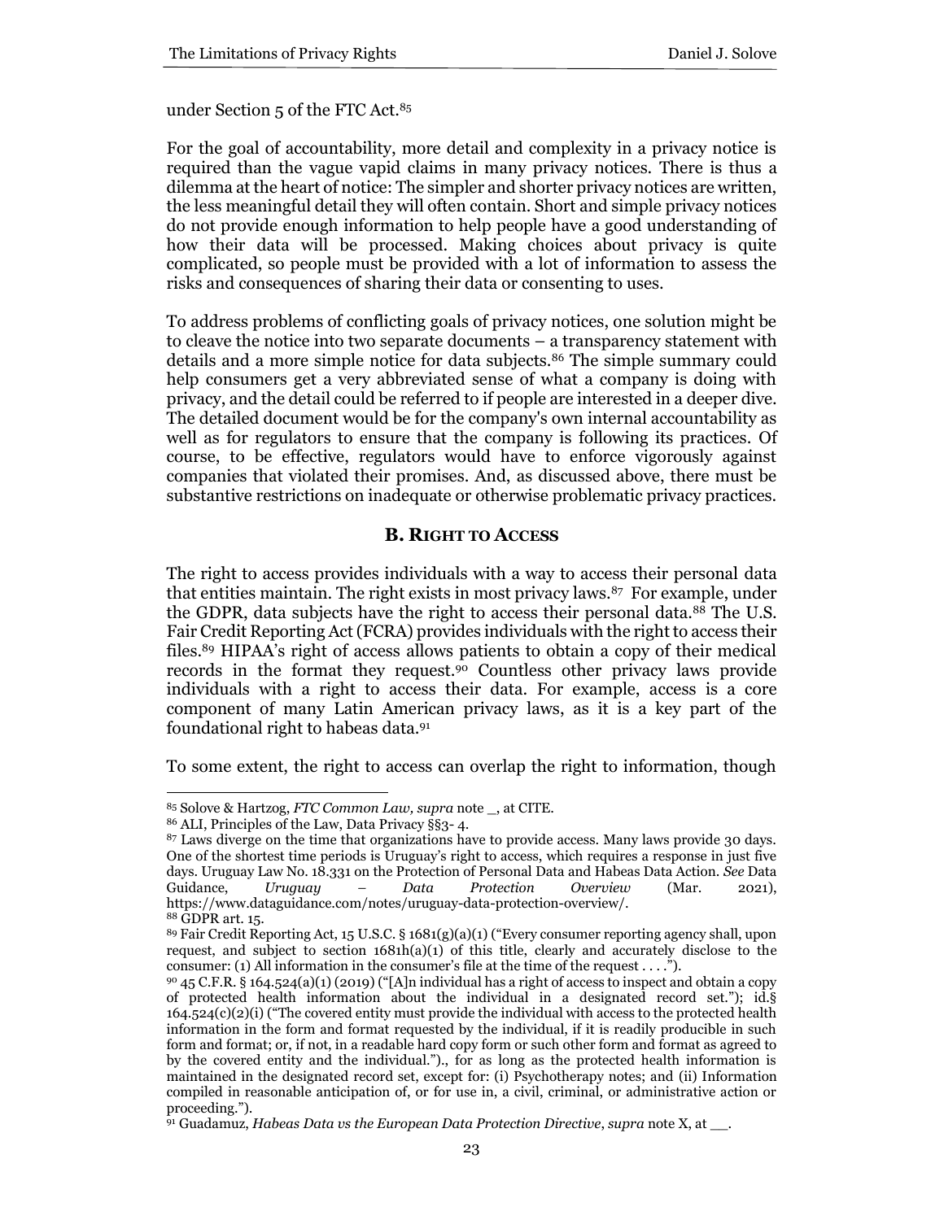under Section 5 of the FTC Act.[85]

For the goal of accountability, more detail and complexity in a privacy notice is required than the vague vapid claims in many privacy notices. There is thus a dilemma at the heart of notice: The simpler and shorter privacy notices are written, the less meaningful detail they will often contain. Short and simple privacy notices do not provide enough information to help people have a good understanding of how their data will be processed. Making choices about privacy is quite complicated, so people must be provided with a lot of information to assess the risks and consequences of sharing their data or consenting to uses.

To address problems of conflicting goals of privacy notices, one solution might be to cleave the notice into two separate documents – a transparency statement with details and a more simple notice for data subjects.[86] The simple summary could help consumers get a very abbreviated sense of what a company is doing with privacy, and the detail could be referred to if people are interested in a deeper dive. The detailed document would be for the company's own internal accountability as well as for regulators to ensure that the company is following its practices. Of course, to be effective, regulators would have to enforce vigorously against companies that violated their promises. And, as discussed above, there must be substantive restrictions on inadequate or otherwise problematic privacy practices.

### B. RIGHT TO ACCESS

The right to access provides individuals with a way to access their personal data that entities maintain. The right exists in most privacy laws.[87] For example, under the GDPR, data subjects have the right to access their personal data.[88] The U.S. Fair Credit Reporting Act (FCRA) provides individuals with the right to access their files.[89] HIPAA's right of access allows patients to obtain a copy of their medical records in the format they request.[90] Countless other privacy laws provide individuals with a right to access their data. For example, access is a core component of many Latin American privacy laws, as it is a key part of the foundational right to habeas data.[91]

To some extent, the right to access can overlap the right to information, though

---

[85] Solove & Hartzog, *FTC Common Law, supra* note _, at CITE.

[86] ALI, Principles of the Law, Data Privacy §§3- 4.

[87] Laws diverge on the time that organizations have to provide access. Many laws provide 30 days. One of the shortest time periods is Uruguay's right to access, which requires a response in just five days. Uruguay Law No. 18.331 on the Protection of Personal Data and Habeas Data Action. *See* Data Guidance, *Uruguay – Data Protection Overview* (Mar. 2021), https://www.dataguidance.com/notes/uruguay-data-protection-overview/.

[88] GDPR art. 15.

[89] Fair Credit Reporting Act, 15 U.S.C. § 1681(g)(a)(1) ("Every consumer reporting agency shall, upon request, and subject to section 1681h(a)(1) of this title, clearly and accurately disclose to the consumer: (1) All information in the consumer's file at the time of the request . . . .").

[90] 45 C.F.R. § 164.524(a)(1) (2019) ("[A]n individual has a right of access to inspect and obtain a copy of protected health information about the individual in a designated record set."); id.§ 164.524(c)(2)(i) ("The covered entity must provide the individual with access to the protected health information in the form and format requested by the individual, if it is readily producible in such form and format; or, if not, in a readable hard copy form or such other form and format as agreed to by the covered entity and the individual.")., for as long as the protected health information is maintained in the designated record set, except for: (i) Psychotherapy notes; and (ii) Information compiled in reasonable anticipation of, or for use in, a civil, criminal, or administrative action or proceeding.").

[91] Guadamuz, *Habeas Data vs the European Data Protection Directive*, *supra* note X, at __.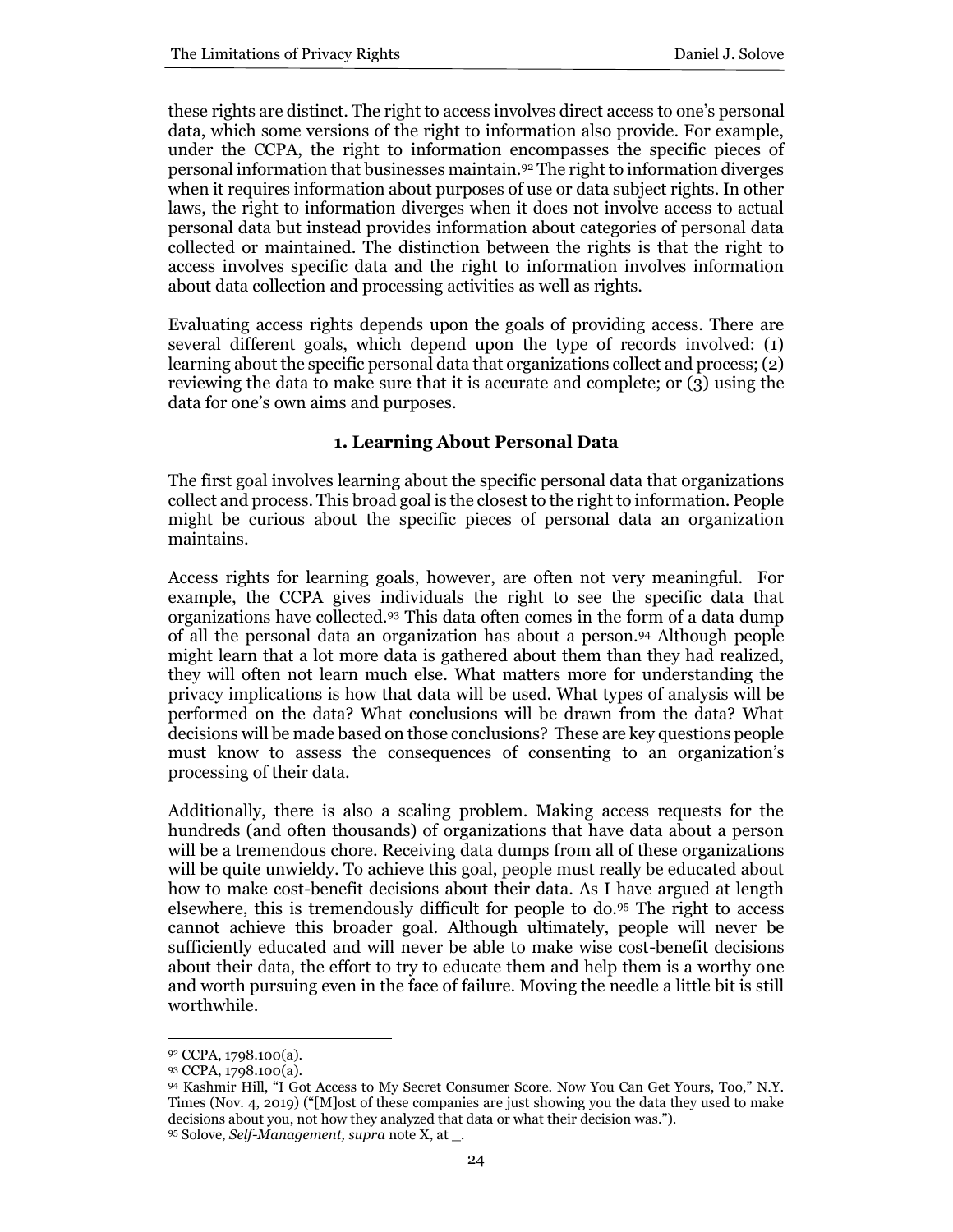these rights are distinct. The right to access involves direct access to one's personal data, which some versions of the right to information also provide. For example, under the CCPA, the right to information encompasses the specific pieces of personal information that businesses maintain.[92] The right to information diverges when it requires information about purposes of use or data subject rights. In other laws, the right to information diverges when it does not involve access to actual personal data but instead provides information about categories of personal data collected or maintained. The distinction between the rights is that the right to access involves specific data and the right to information involves information about data collection and processing activities as well as rights.

Evaluating access rights depends upon the goals of providing access. There are several different goals, which depend upon the type of records involved: (1) learning about the specific personal data that organizations collect and process; (2) reviewing the data to make sure that it is accurate and complete; or (3) using the data for one's own aims and purposes.

### 1. Learning About Personal Data

The first goal involves learning about the specific personal data that organizations collect and process. This broad goal is the closest to the right to information. People might be curious about the specific pieces of personal data an organization maintains.

Access rights for learning goals, however, are often not very meaningful. For example, the CCPA gives individuals the right to see the specific data that organizations have collected.[93] This data often comes in the form of a data dump of all the personal data an organization has about a person.[94] Although people might learn that a lot more data is gathered about them than they had realized, they will often not learn much else. What matters more for understanding the privacy implications is how that data will be used. What types of analysis will be performed on the data? What conclusions will be drawn from the data? What decisions will be made based on those conclusions? These are key questions people must know to assess the consequences of consenting to an organization's processing of their data.

Additionally, there is also a scaling problem. Making access requests for the hundreds (and often thousands) of organizations that have data about a person will be a tremendous chore. Receiving data dumps from all of these organizations will be quite unwieldy. To achieve this goal, people must really be educated about how to make cost-benefit decisions about their data. As I have argued at length elsewhere, this is tremendously difficult for people to do.[95] The right to access cannot achieve this broader goal. Although ultimately, people will never be sufficiently educated and will never be able to make wise cost-benefit decisions about their data, the effort to try to educate them and help them is a worthy one and worth pursuing even in the face of failure. Moving the needle a little bit is still worthwhile.

---

[92] CCPA, 1798.100(a).

[93] CCPA, 1798.100(a).

[94] Kashmir Hill, "I Got Access to My Secret Consumer Score. Now You Can Get Yours, Too," N.Y. Times (Nov. 4, 2019) ("[M]ost of these companies are just showing you the data they used to make decisions about you, not how they analyzed that data or what their decision was.").

[95] Solove, *Self-Management, supra* note X, at _.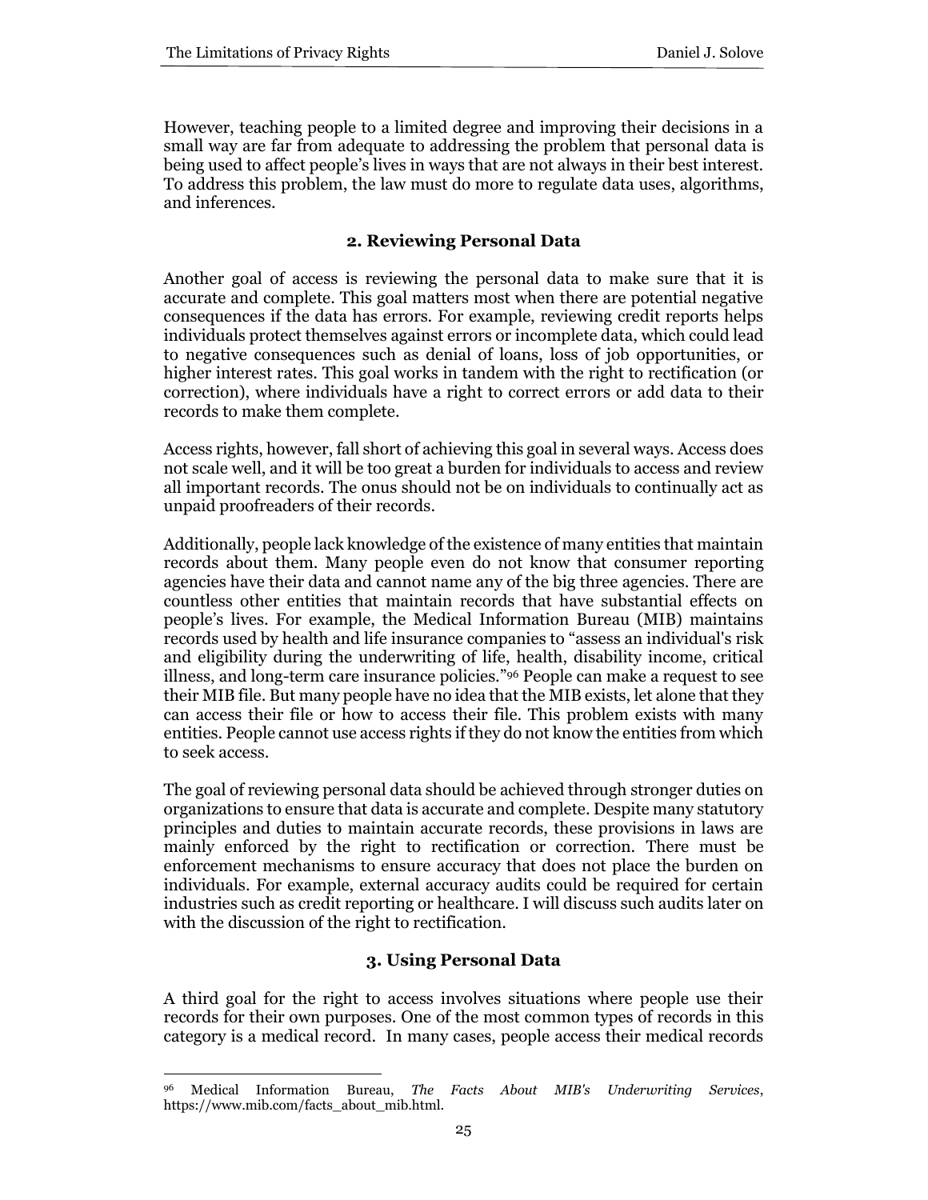However, teaching people to a limited degree and improving their decisions in a small way are far from adequate to addressing the problem that personal data is being used to affect people's lives in ways that are not always in their best interest. To address this problem, the law must do more to regulate data uses, algorithms, and inferences.

### 2. Reviewing Personal Data

Another goal of access is reviewing the personal data to make sure that it is accurate and complete. This goal matters most when there are potential negative consequences if the data has errors. For example, reviewing credit reports helps individuals protect themselves against errors or incomplete data, which could lead to negative consequences such as denial of loans, loss of job opportunities, or higher interest rates. This goal works in tandem with the right to rectification (or correction), where individuals have a right to correct errors or add data to their records to make them complete.

Access rights, however, fall short of achieving this goal in several ways. Access does not scale well, and it will be too great a burden for individuals to access and review all important records. The onus should not be on individuals to continually act as unpaid proofreaders of their records.

Additionally, people lack knowledge of the existence of many entities that maintain records about them. Many people even do not know that consumer reporting agencies have their data and cannot name any of the big three agencies. There are countless other entities that maintain records that have substantial effects on people's lives. For example, the Medical Information Bureau (MIB) maintains records used by health and life insurance companies to "assess an individual's risk and eligibility during the underwriting of life, health, disability income, critical illness, and long-term care insurance policies."[96] People can make a request to see their MIB file. But many people have no idea that the MIB exists, let alone that they can access their file or how to access their file. This problem exists with many entities. People cannot use access rights if they do not know the entities from which to seek access.

The goal of reviewing personal data should be achieved through stronger duties on organizations to ensure that data is accurate and complete. Despite many statutory principles and duties to maintain accurate records, these provisions in laws are mainly enforced by the right to rectification or correction. There must be enforcement mechanisms to ensure accuracy that does not place the burden on individuals. For example, external accuracy audits could be required for certain industries such as credit reporting or healthcare. I will discuss such audits later on with the discussion of the right to rectification.

### 3. Using Personal Data

A third goal for the right to access involves situations where people use their records for their own purposes. One of the most common types of records in this category is a medical record. In many cases, people access their medical records

---

[96] Medical Information Bureau, *The Facts About MIB's Underwriting Services*, https://www.mib.com/facts_about_mib.html.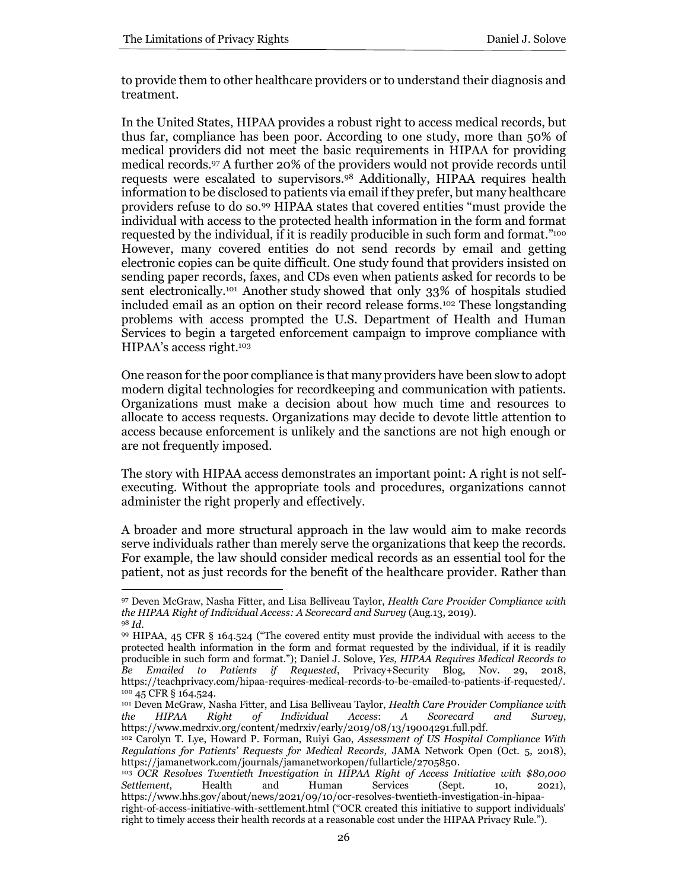to provide them to other healthcare providers or to understand their diagnosis and treatment.

In the United States, HIPAA provides a robust right to access medical records, but thus far, compliance has been poor. According to one study, more than 50% of medical providers did not meet the basic requirements in HIPAA for providing medical records.[97] A further 20% of the providers would not provide records until requests were escalated to supervisors.[98] Additionally, HIPAA requires health information to be disclosed to patients via email if they prefer, but many healthcare providers refuse to do so.[99] HIPAA states that covered entities "must provide the individual with access to the protected health information in the form and format requested by the individual, if it is readily producible in such form and format."[100] However, many covered entities do not send records by email and getting electronic copies can be quite difficult. One study found that providers insisted on sending paper records, faxes, and CDs even when patients asked for records to be sent electronically.[101] Another study showed that only 33% of hospitals studied included email as an option on their record release forms.[102] These longstanding problems with access prompted the U.S. Department of Health and Human Services to begin a targeted enforcement campaign to improve compliance with HIPAA's access right.[103]

One reason for the poor compliance is that many providers have been slow to adopt modern digital technologies for recordkeeping and communication with patients. Organizations must make a decision about how much time and resources to allocate to access requests. Organizations may decide to devote little attention to access because enforcement is unlikely and the sanctions are not high enough or are not frequently imposed.

The story with HIPAA access demonstrates an important point: A right is not self-executing. Without the appropriate tools and procedures, organizations cannot administer the right properly and effectively.

A broader and more structural approach in the law would aim to make records serve individuals rather than merely serve the organizations that keep the records. For example, the law should consider medical records as an essential tool for the patient, not as just records for the benefit of the healthcare provider. Rather than

---

[97] Deven McGraw, Nasha Fitter, and Lisa Belliveau Taylor, *Health Care Provider Compliance with the HIPAA Right of Individual Access: A Scorecard and Survey* (Aug.13, 2019).

[98] *Id.*

[99] HIPAA, 45 CFR § 164.524 ("The covered entity must provide the individual with access to the protected health information in the form and format requested by the individual, if it is readily producible in such form and format."); Daniel J. Solove, *Yes, HIPAA Requires Medical Records to Be Emailed to Patients if Requested*, Privacy+Security Blog, Nov. 29, 2018, https://teachprivacy.com/hipaa-requires-medical-records-to-be-emailed-to-patients-if-requested/.

[100] 45 CFR § 164.524.

[101] Deven McGraw, Nasha Fitter, and Lisa Belliveau Taylor, *Health Care Provider Compliance with the HIPAA Right of Individual Access: A Scorecard and Survey*, https://www.medrxiv.org/content/medrxiv/early/2019/08/13/19004291.full.pdf.

[102] Carolyn T. Lye, Howard P. Forman, Ruiyi Gao, *Assessment of US Hospital Compliance With Regulations for Patients' Requests for Medical Records,* JAMA Network Open (Oct. 5, 2018), https://jamanetwork.com/journals/jamanetworkopen/fullarticle/2705850.

[103] *OCR Resolves Twentieth Investigation in HIPAA Right of Access Initiative with $80,000 Settlement*, Health and Human Services (Sept. 10, 2021), https://www.hhs.gov/about/news/2021/09/10/ocr-resolves-twentieth-investigation-in-hipaa-right-of-access-initiative-with-settlement.html ("OCR created this initiative to support individuals' right to timely access their health records at a reasonable cost under the HIPAA Privacy Rule.").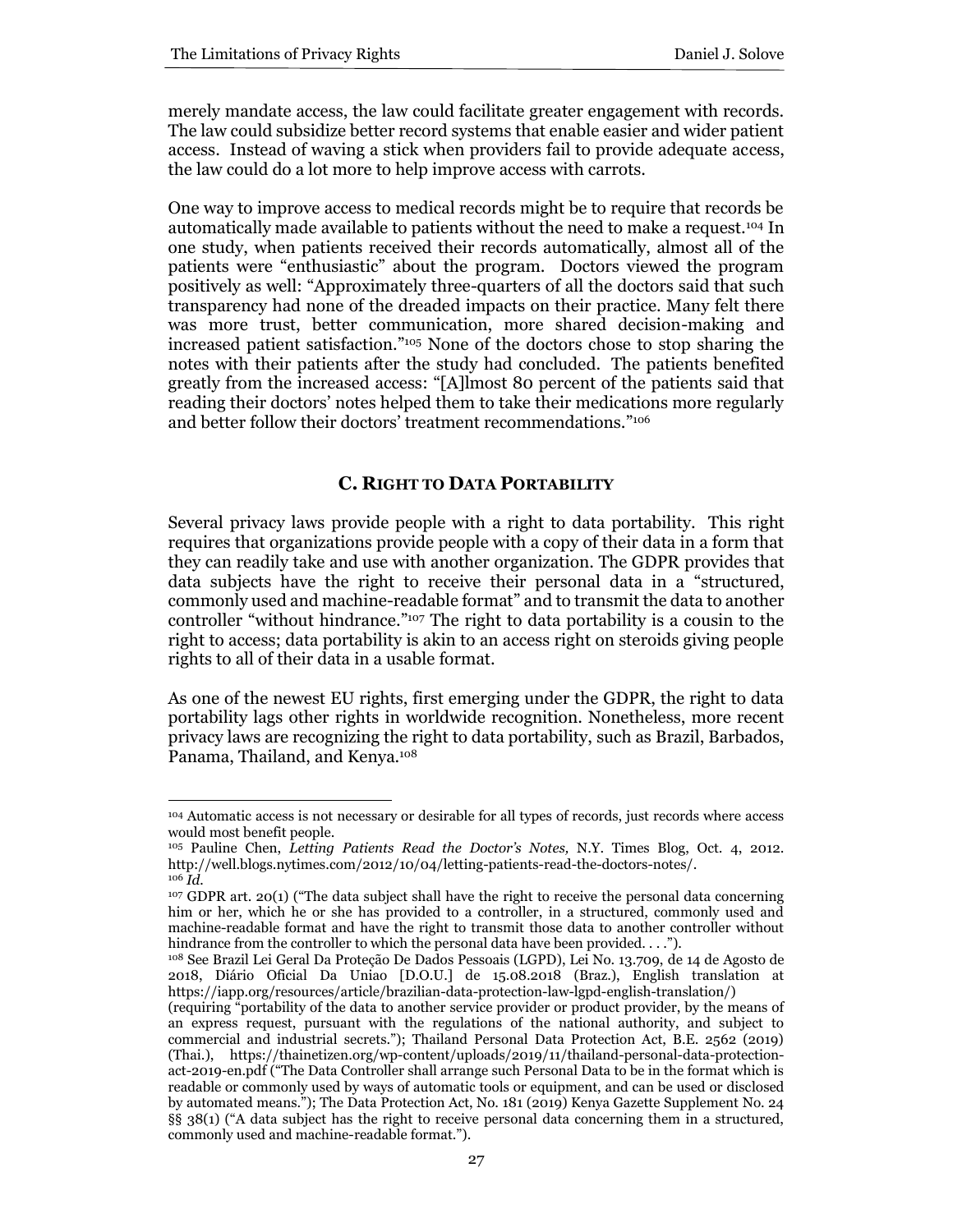merely mandate access, the law could facilitate greater engagement with records. The law could subsidize better record systems that enable easier and wider patient access. Instead of waving a stick when providers fail to provide adequate access, the law could do a lot more to help improve access with carrots.

One way to improve access to medical records might be to require that records be automatically made available to patients without the need to make a request.[104] In one study, when patients received their records automatically, almost all of the patients were "enthusiastic" about the program. Doctors viewed the program positively as well: "Approximately three-quarters of all the doctors said that such transparency had none of the dreaded impacts on their practice. Many felt there was more trust, better communication, more shared decision-making and increased patient satisfaction."[105] None of the doctors chose to stop sharing the notes with their patients after the study had concluded. The patients benefited greatly from the increased access: "[A]lmost 80 percent of the patients said that reading their doctors' notes helped them to take their medications more regularly and better follow their doctors' treatment recommendations."[106]

### C. RIGHT TO DATA PORTABILITY

Several privacy laws provide people with a right to data portability. This right requires that organizations provide people with a copy of their data in a form that they can readily take and use with another organization. The GDPR provides that data subjects have the right to receive their personal data in a "structured, commonly used and machine-readable format" and to transmit the data to another controller "without hindrance."[107] The right to data portability is a cousin to the right to access; data portability is akin to an access right on steroids giving people rights to all of their data in a usable format.

As one of the newest EU rights, first emerging under the GDPR, the right to data portability lags other rights in worldwide recognition. Nonetheless, more recent privacy laws are recognizing the right to data portability, such as Brazil, Barbados, Panama, Thailand, and Kenya.[108]

---

[104] Automatic access is not necessary or desirable for all types of records, just records where access would most benefit people.

[105] Pauline Chen, *Letting Patients Read the Doctor's Notes,* N.Y. Times Blog, Oct. 4, 2012. http://well.blogs.nytimes.com/2012/10/04/letting-patients-read-the-doctors-notes/.

[106] *Id.*

[107] GDPR art. 20(1) ("The data subject shall have the right to receive the personal data concerning him or her, which he or she has provided to a controller, in a structured, commonly used and machine-readable format and have the right to transmit those data to another controller without hindrance from the controller to which the personal data have been provided. . . .").

[108] See Brazil Lei Geral Da Proteção De Dados Pessoais (LGPD), Lei No. 13.709, de 14 de Agosto de 2018, Diário Oficial Da Uniao [D.O.U.] de 15.08.2018 (Braz.), English translation at https://iapp.org/resources/article/brazilian-data-protection-law-lgpd-english-translation/) (requiring "portability of the data to another service provider or product provider, by the means of an express request, pursuant with the regulations of the national authority, and subject to commercial and industrial secrets."); Thailand Personal Data Protection Act, B.E. 2562 (2019) (Thai.), https://thainetizen.org/wp-content/uploads/2019/11/thailand-personal-data-protection-act-2019-en.pdf ("The Data Controller shall arrange such Personal Data to be in the format which is readable or commonly used by ways of automatic tools or equipment, and can be used or disclosed by automated means."); The Data Protection Act, No. 181 (2019) Kenya Gazette Supplement No. 24 §§ 38(1) ("A data subject has the right to receive personal data concerning them in a structured, commonly used and machine-readable format.").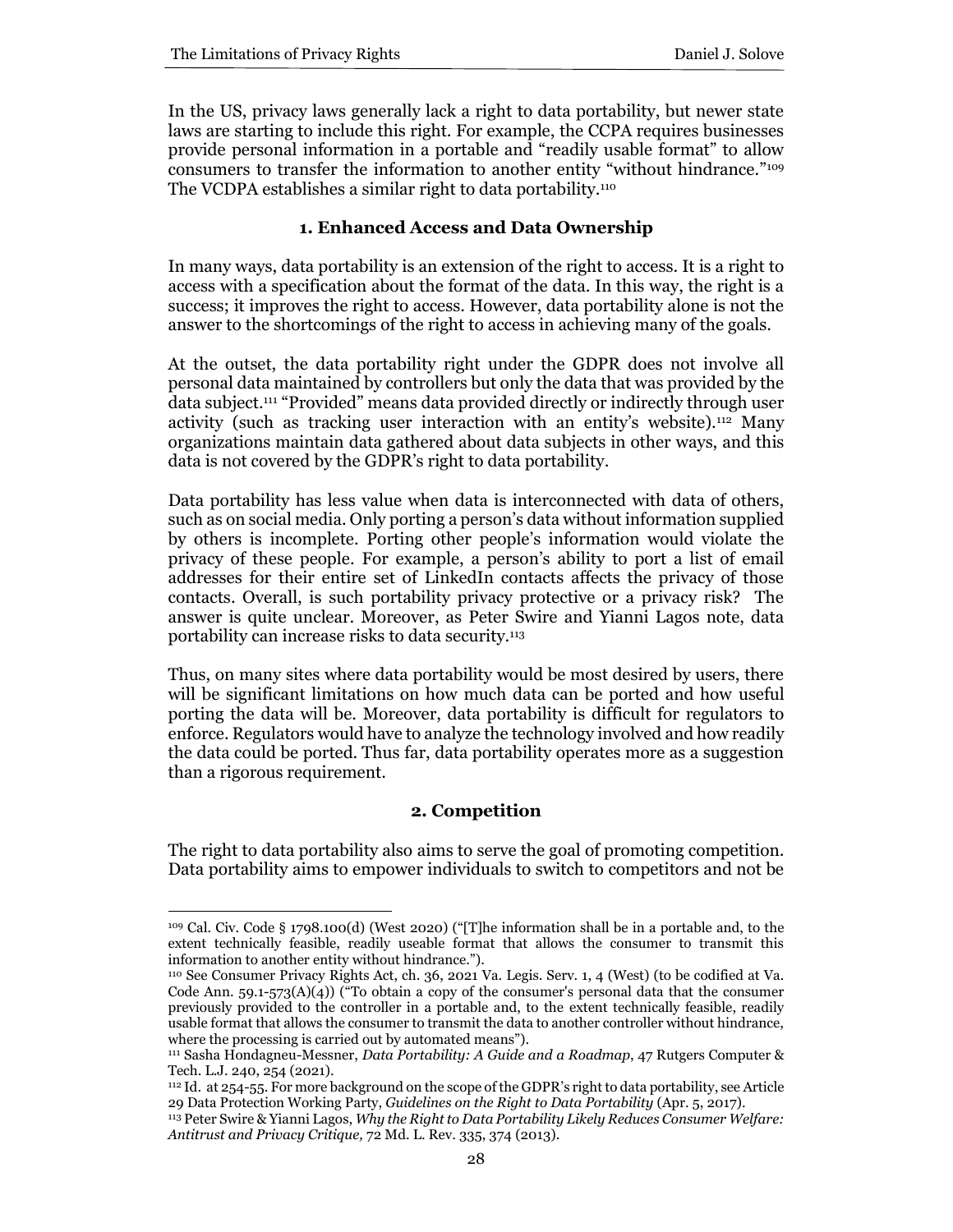In the US, privacy laws generally lack a right to data portability, but newer state laws are starting to include this right. For example, the CCPA requires businesses provide personal information in a portable and "readily usable format" to allow consumers to transfer the information to another entity "without hindrance."[109] The VCDPA establishes a similar right to data portability.[110]

### 1. Enhanced Access and Data Ownership

In many ways, data portability is an extension of the right to access. It is a right to access with a specification about the format of the data. In this way, the right is a success; it improves the right to access. However, data portability alone is not the answer to the shortcomings of the right to access in achieving many of the goals.

At the outset, the data portability right under the GDPR does not involve all personal data maintained by controllers but only the data that was provided by the data subject.[111] "Provided" means data provided directly or indirectly through user activity (such as tracking user interaction with an entity's website).[112] Many organizations maintain data gathered about data subjects in other ways, and this data is not covered by the GDPR's right to data portability.

Data portability has less value when data is interconnected with data of others, such as on social media. Only porting a person's data without information supplied by others is incomplete. Porting other people's information would violate the privacy of these people. For example, a person's ability to port a list of email addresses for their entire set of LinkedIn contacts affects the privacy of those contacts. Overall, is such portability privacy protective or a privacy risk? The answer is quite unclear. Moreover, as Peter Swire and Yianni Lagos note, data portability can increase risks to data security.[113]

Thus, on many sites where data portability would be most desired by users, there will be significant limitations on how much data can be ported and how useful porting the data will be. Moreover, data portability is difficult for regulators to enforce. Regulators would have to analyze the technology involved and how readily the data could be ported. Thus far, data portability operates more as a suggestion than a rigorous requirement.

### 2. Competition

The right to data portability also aims to serve the goal of promoting competition. Data portability aims to empower individuals to switch to competitors and not be

---

[109] Cal. Civ. Code § 1798.100(d) (West 2020) ("[T]he information shall be in a portable and, to the extent technically feasible, readily useable format that allows the consumer to transmit this information to another entity without hindrance.").

[110] See Consumer Privacy Rights Act, ch. 36, 2021 Va. Legis. Serv. 1, 4 (West) (to be codified at Va. Code Ann. 59.1-573(A)(4)) ("To obtain a copy of the consumer's personal data that the consumer previously provided to the controller in a portable and, to the extent technically feasible, readily usable format that allows the consumer to transmit the data to another controller without hindrance, where the processing is carried out by automated means").

[111] Sasha Hondagneu-Messner, *Data Portability: A Guide and a Roadmap*, 47 Rutgers Computer & Tech. L.J. 240, 254 (2021).

[112] Id. at 254-55. For more background on the scope of the GDPR's right to data portability, see Article 29 Data Protection Working Party, *Guidelines on the Right to Data Portability* (Apr. 5, 2017).

[113] Peter Swire & Yianni Lagos, *Why the Right to Data Portability Likely Reduces Consumer Welfare: Antitrust and Privacy Critique,* 72 Md. L. Rev. 335, 374 (2013).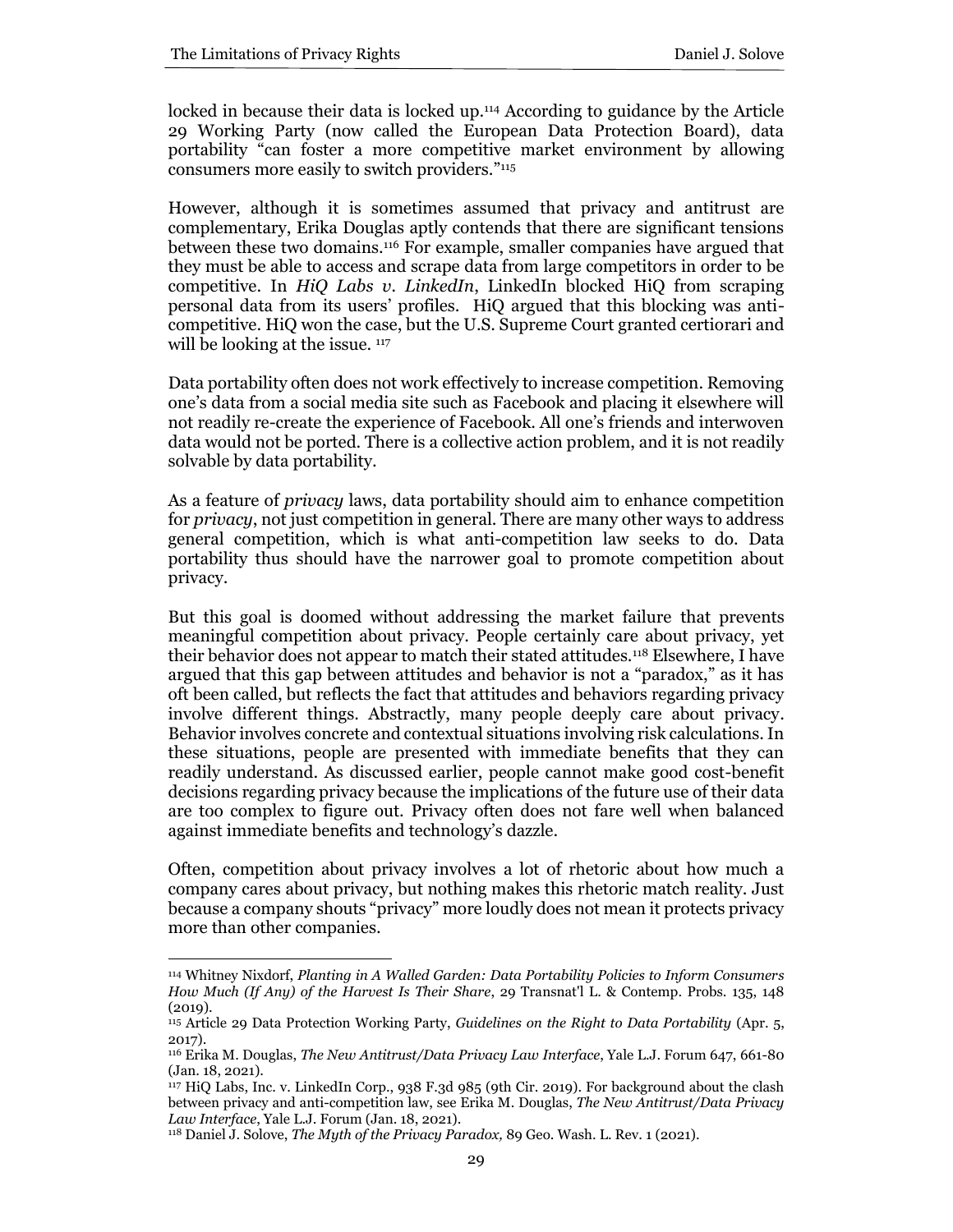locked in because their data is locked up.[114] According to guidance by the Article 29 Working Party (now called the European Data Protection Board), data portability "can foster a more competitive market environment by allowing consumers more easily to switch providers."[115]

However, although it is sometimes assumed that privacy and antitrust are complementary, Erika Douglas aptly contends that there are significant tensions between these two domains.[116] For example, smaller companies have argued that they must be able to access and scrape data from large competitors in order to be competitive. In *HiQ Labs v. LinkedIn*, LinkedIn blocked HiQ from scraping personal data from its users' profiles. HiQ argued that this blocking was anti-competitive. HiQ won the case, but the U.S. Supreme Court granted certiorari and will be looking at the issue. [117]

Data portability often does not work effectively to increase competition. Removing one's data from a social media site such as Facebook and placing it elsewhere will not readily re-create the experience of Facebook. All one's friends and interwoven data would not be ported. There is a collective action problem, and it is not readily solvable by data portability.

As a feature of *privacy* laws, data portability should aim to enhance competition for *privacy*, not just competition in general. There are many other ways to address general competition, which is what anti-competition law seeks to do. Data portability thus should have the narrower goal to promote competition about privacy.

But this goal is doomed without addressing the market failure that prevents meaningful competition about privacy. People certainly care about privacy, yet their behavior does not appear to match their stated attitudes.[118] Elsewhere, I have argued that this gap between attitudes and behavior is not a "paradox," as it has oft been called, but reflects the fact that attitudes and behaviors regarding privacy involve different things. Abstractly, many people deeply care about privacy. Behavior involves concrete and contextual situations involving risk calculations. In these situations, people are presented with immediate benefits that they can readily understand. As discussed earlier, people cannot make good cost-benefit decisions regarding privacy because the implications of the future use of their data are too complex to figure out. Privacy often does not fare well when balanced against immediate benefits and technology's dazzle.

Often, competition about privacy involves a lot of rhetoric about how much a company cares about privacy, but nothing makes this rhetoric match reality. Just because a company shouts "privacy" more loudly does not mean it protects privacy more than other companies.

---

[114] Whitney Nixdorf, *Planting in A Walled Garden: Data Portability Policies to Inform Consumers How Much (If Any) of the Harvest Is Their Share*, 29 Transnat'l L. & Contemp. Probs. 135, 148 (2019).

[115] Article 29 Data Protection Working Party, *Guidelines on the Right to Data Portability* (Apr. 5, 2017).

[116] Erika M. Douglas, *The New Antitrust/Data Privacy Law Interface*, Yale L.J. Forum 647, 661-80 (Jan. 18, 2021).

[117] HiQ Labs, Inc. v. LinkedIn Corp., 938 F.3d 985 (9th Cir. 2019). For background about the clash between privacy and anti-competition law, see Erika M. Douglas, *The New Antitrust/Data Privacy Law Interface*, Yale L.J. Forum (Jan. 18, 2021).

[118] Daniel J. Solove, *The Myth of the Privacy Paradox,* 89 Geo. Wash. L. Rev. 1 (2021).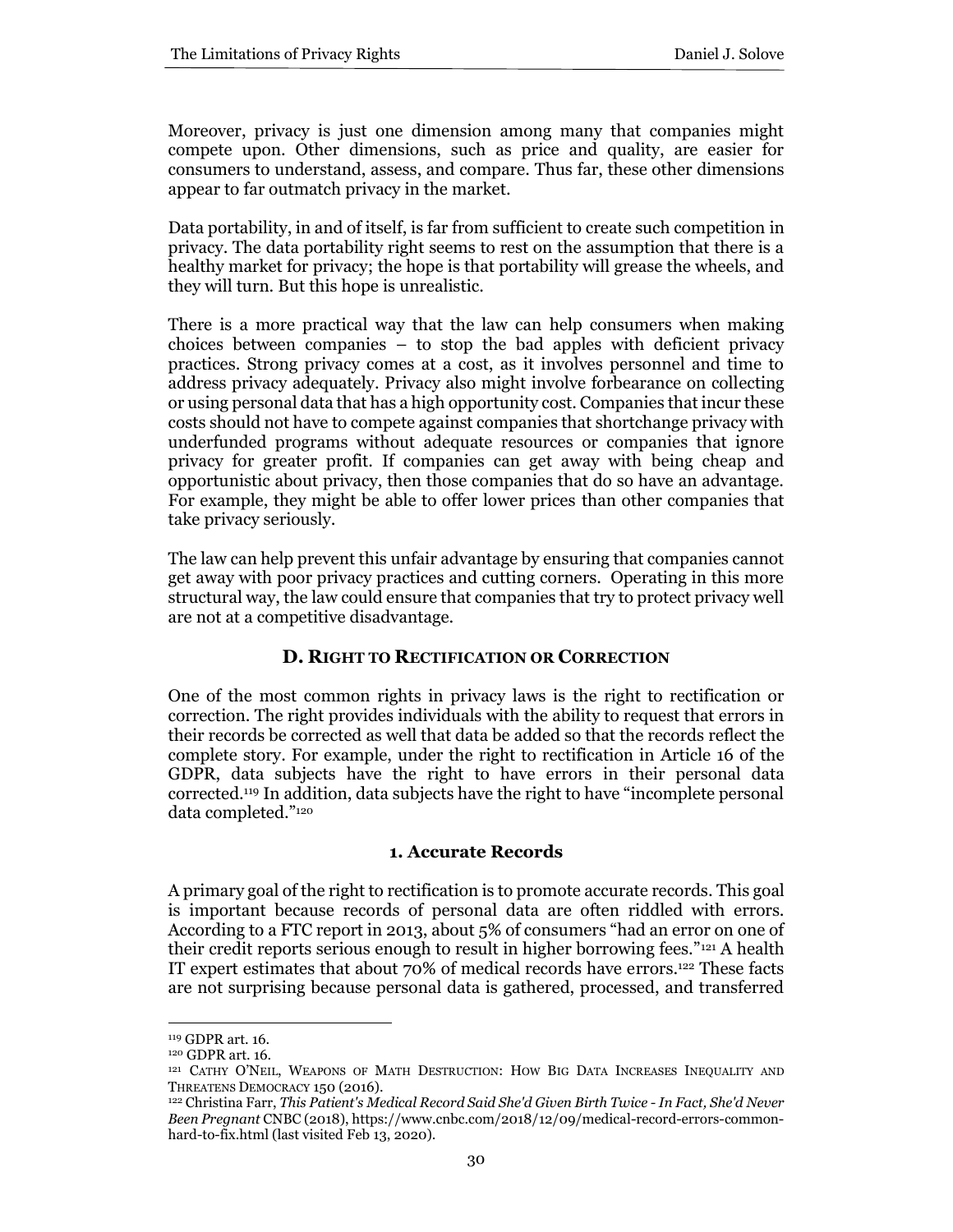Moreover, privacy is just one dimension among many that companies might compete upon. Other dimensions, such as price and quality, are easier for consumers to understand, assess, and compare. Thus far, these other dimensions appear to far outmatch privacy in the market.

Data portability, in and of itself, is far from sufficient to create such competition in privacy. The data portability right seems to rest on the assumption that there is a healthy market for privacy; the hope is that portability will grease the wheels, and they will turn. But this hope is unrealistic.

There is a more practical way that the law can help consumers when making choices between companies – to stop the bad apples with deficient privacy practices. Strong privacy comes at a cost, as it involves personnel and time to address privacy adequately. Privacy also might involve forbearance on collecting or using personal data that has a high opportunity cost. Companies that incur these costs should not have to compete against companies that shortchange privacy with underfunded programs without adequate resources or companies that ignore privacy for greater profit. If companies can get away with being cheap and opportunistic about privacy, then those companies that do so have an advantage. For example, they might be able to offer lower prices than other companies that take privacy seriously.

The law can help prevent this unfair advantage by ensuring that companies cannot get away with poor privacy practices and cutting corners. Operating in this more structural way, the law could ensure that companies that try to protect privacy well are not at a competitive disadvantage.

## D. Right to Rectification or Correction

One of the most common rights in privacy laws is the right to rectification or correction. The right provides individuals with the ability to request that errors in their records be corrected as well that data be added so that the records reflect the complete story. For example, under the right to rectification in Article 16 of the GDPR, data subjects have the right to have errors in their personal data corrected.[119] In addition, data subjects have the right to have "incomplete personal data completed."[120]

### 1. Accurate Records

A primary goal of the right to rectification is to promote accurate records. This goal is important because records of personal data are often riddled with errors. According to a FTC report in 2013, about 5% of consumers "had an error on one of their credit reports serious enough to result in higher borrowing fees."[121] A health IT expert estimates that about 70% of medical records have errors.[122] These facts are not surprising because personal data is gathered, processed, and transferred

---

[119] GDPR art. 16.

[120] GDPR art. 16.

[121] Cathy O'Neil, Weapons of Math Destruction: How Big Data Increases Inequality and Threatens Democracy 150 (2016).

[122] Christina Farr, *This Patient's Medical Record Said She'd Given Birth Twice - In Fact, She'd Never Been Pregnant* CNBC (2018), https://www.cnbc.com/2018/12/09/medical-record-errors-common-hard-to-fix.html (last visited Feb 13, 2020).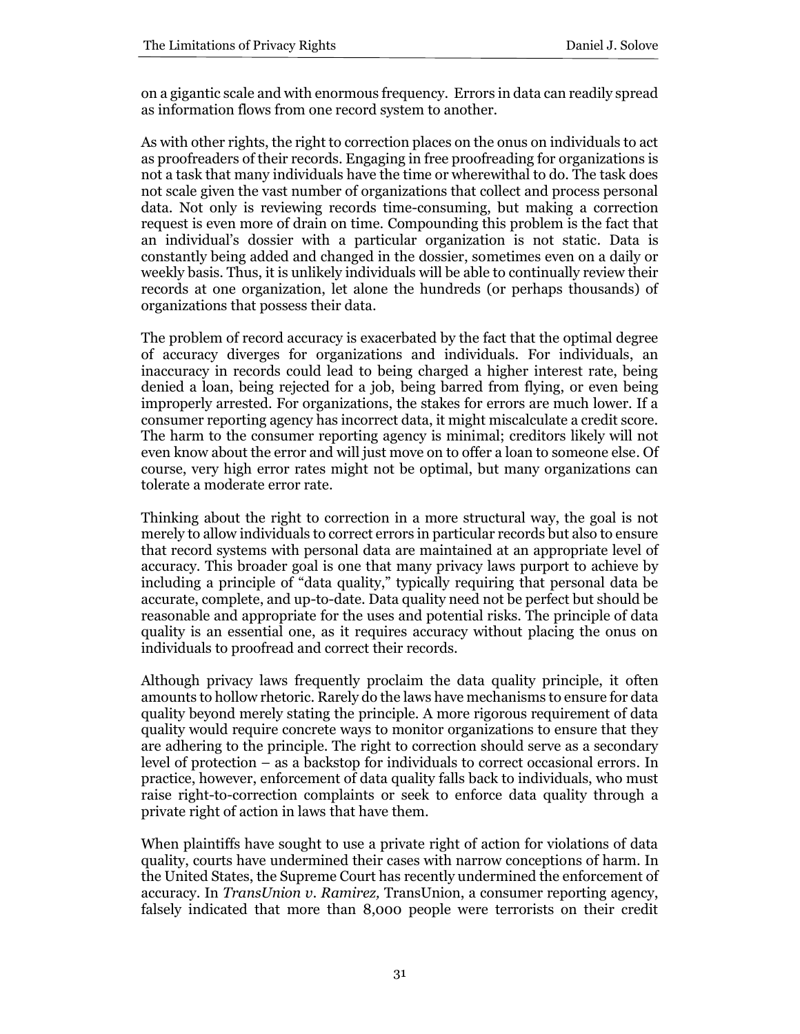on a gigantic scale and with enormous frequency. Errors in data can readily spread as information flows from one record system to another.

As with other rights, the right to correction places on the onus on individuals to act as proofreaders of their records. Engaging in free proofreading for organizations is not a task that many individuals have the time or wherewithal to do. The task does not scale given the vast number of organizations that collect and process personal data. Not only is reviewing records time-consuming, but making a correction request is even more of drain on time. Compounding this problem is the fact that an individual's dossier with a particular organization is not static. Data is constantly being added and changed in the dossier, sometimes even on a daily or weekly basis. Thus, it is unlikely individuals will be able to continually review their records at one organization, let alone the hundreds (or perhaps thousands) of organizations that possess their data.

The problem of record accuracy is exacerbated by the fact that the optimal degree of accuracy diverges for organizations and individuals. For individuals, an inaccuracy in records could lead to being charged a higher interest rate, being denied a loan, being rejected for a job, being barred from flying, or even being improperly arrested. For organizations, the stakes for errors are much lower. If a consumer reporting agency has incorrect data, it might miscalculate a credit score. The harm to the consumer reporting agency is minimal; creditors likely will not even know about the error and will just move on to offer a loan to someone else. Of course, very high error rates might not be optimal, but many organizations can tolerate a moderate error rate.

Thinking about the right to correction in a more structural way, the goal is not merely to allow individuals to correct errors in particular records but also to ensure that record systems with personal data are maintained at an appropriate level of accuracy. This broader goal is one that many privacy laws purport to achieve by including a principle of "data quality," typically requiring that personal data be accurate, complete, and up-to-date. Data quality need not be perfect but should be reasonable and appropriate for the uses and potential risks. The principle of data quality is an essential one, as it requires accuracy without placing the onus on individuals to proofread and correct their records.

Although privacy laws frequently proclaim the data quality principle, it often amounts to hollow rhetoric. Rarely do the laws have mechanisms to ensure for data quality beyond merely stating the principle. A more rigorous requirement of data quality would require concrete ways to monitor organizations to ensure that they are adhering to the principle. The right to correction should serve as a secondary level of protection – as a backstop for individuals to correct occasional errors. In practice, however, enforcement of data quality falls back to individuals, who must raise right-to-correction complaints or seek to enforce data quality through a private right of action in laws that have them.

When plaintiffs have sought to use a private right of action for violations of data quality, courts have undermined their cases with narrow conceptions of harm. In the United States, the Supreme Court has recently undermined the enforcement of accuracy. In *TransUnion v. Ramirez,* TransUnion, a consumer reporting agency, falsely indicated that more than 8,000 people were terrorists on their credit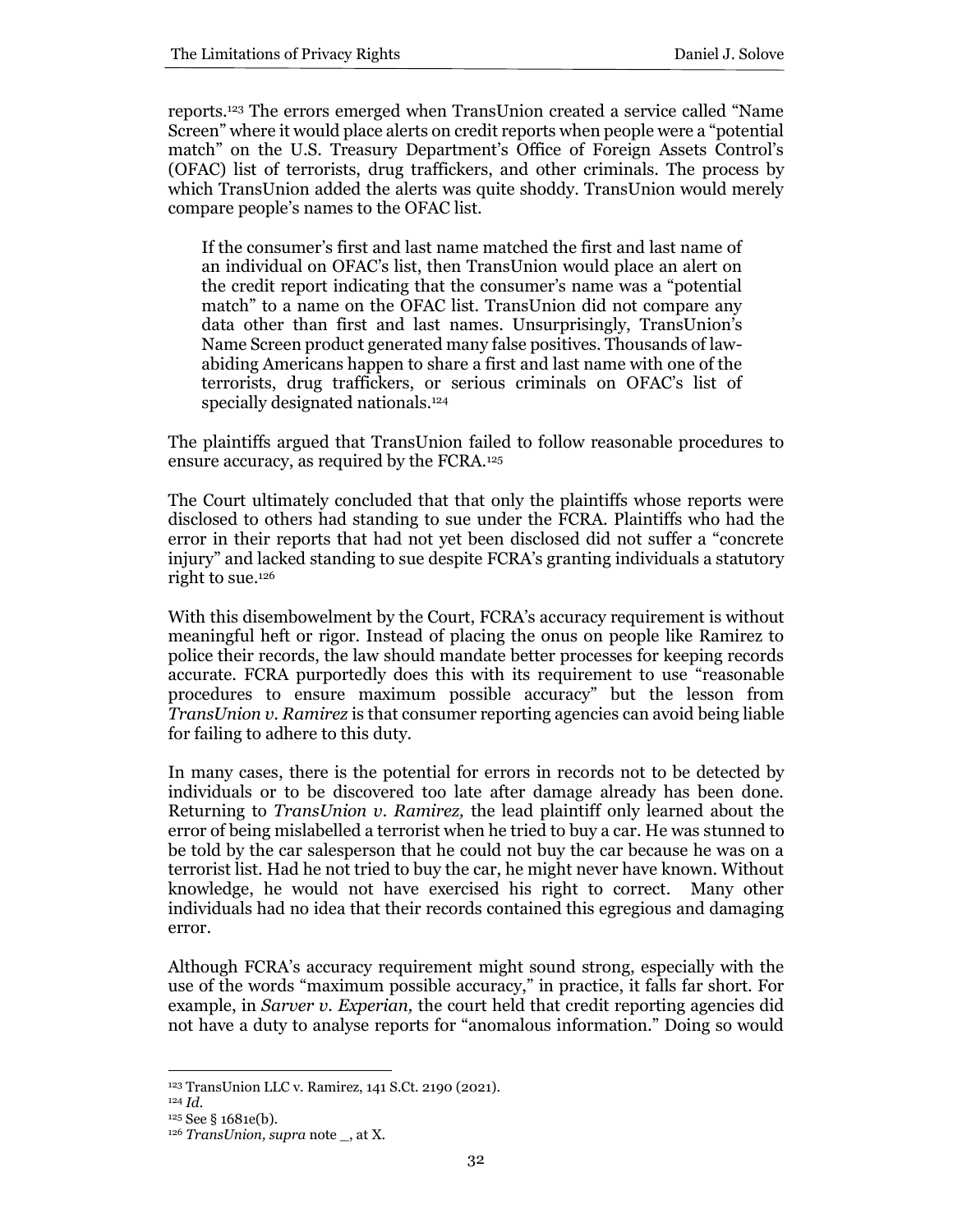reports.[123] The errors emerged when TransUnion created a service called "Name Screen" where it would place alerts on credit reports when people were a "potential match" on the U.S. Treasury Department's Office of Foreign Assets Control's (OFAC) list of terrorists, drug traffickers, and other criminals. The process by which TransUnion added the alerts was quite shoddy. TransUnion would merely compare people's names to the OFAC list.

> If the consumer's first and last name matched the first and last name of an individual on OFAC's list, then TransUnion would place an alert on the credit report indicating that the consumer's name was a "potential match" to a name on the OFAC list. TransUnion did not compare any data other than first and last names. Unsurprisingly, TransUnion's Name Screen product generated many false positives. Thousands of law-abiding Americans happen to share a first and last name with one of the terrorists, drug traffickers, or serious criminals on OFAC's list of specially designated nationals.[124]

The plaintiffs argued that TransUnion failed to follow reasonable procedures to ensure accuracy, as required by the FCRA.[125]

The Court ultimately concluded that that only the plaintiffs whose reports were disclosed to others had standing to sue under the FCRA. Plaintiffs who had the error in their reports that had not yet been disclosed did not suffer a "concrete injury" and lacked standing to sue despite FCRA's granting individuals a statutory right to sue.[126]

With this disembowelment by the Court, FCRA's accuracy requirement is without meaningful heft or rigor. Instead of placing the onus on people like Ramirez to police their records, the law should mandate better processes for keeping records accurate. FCRA purportedly does this with its requirement to use "reasonable procedures to ensure maximum possible accuracy" but the lesson from *TransUnion v. Ramirez* is that consumer reporting agencies can avoid being liable for failing to adhere to this duty.

In many cases, there is the potential for errors in records not to be detected by individuals or to be discovered too late after damage already has been done. Returning to *TransUnion v. Ramirez,* the lead plaintiff only learned about the error of being mislabelled a terrorist when he tried to buy a car. He was stunned to be told by the car salesperson that he could not buy the car because he was on a terrorist list. Had he not tried to buy the car, he might never have known. Without knowledge, he would not have exercised his right to correct. Many other individuals had no idea that their records contained this egregious and damaging error.

Although FCRA's accuracy requirement might sound strong, especially with the use of the words "maximum possible accuracy," in practice, it falls far short. For example, in *Sarver v. Experian,* the court held that credit reporting agencies did not have a duty to analyse reports for "anomalous information." Doing so would

---

[123] TransUnion LLC v. Ramirez, 141 S.Ct. 2190 (2021).

[124] *Id.*

[125] See § 1681e(b).

[126] *TransUnion, supra* note _, at X.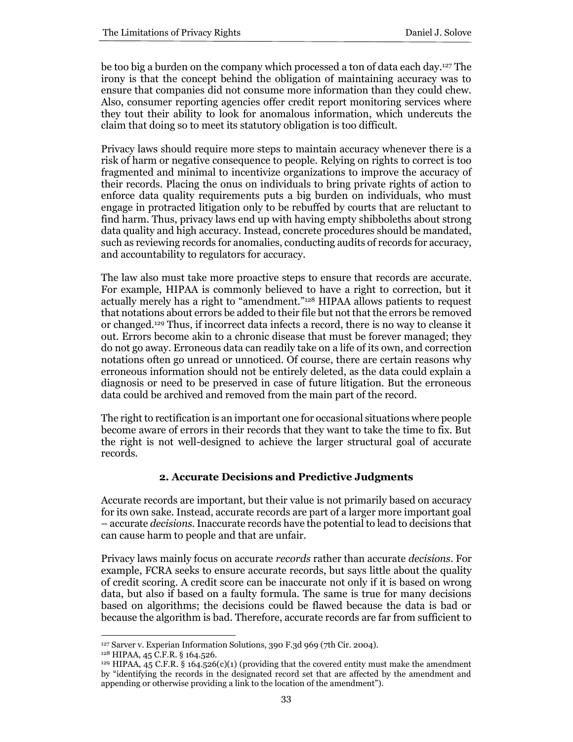be too big a burden on the company which processed a ton of data each day.[127] The irony is that the concept behind the obligation of maintaining accuracy was to ensure that companies did not consume more information than they could chew. Also, consumer reporting agencies offer credit report monitoring services where they tout their ability to look for anomalous information, which undercuts the claim that doing so to meet its statutory obligation is too difficult.

Privacy laws should require more steps to maintain accuracy whenever there is a risk of harm or negative consequence to people. Relying on rights to correct is too fragmented and minimal to incentivize organizations to improve the accuracy of their records. Placing the onus on individuals to bring private rights of action to enforce data quality requirements puts a big burden on individuals, who must engage in protracted litigation only to be rebuffed by courts that are reluctant to find harm. Thus, privacy laws end up with having empty shibboleths about strong data quality and high accuracy. Instead, concrete procedures should be mandated, such as reviewing records for anomalies, conducting audits of records for accuracy, and accountability to regulators for accuracy.

The law also must take more proactive steps to ensure that records are accurate. For example, HIPAA is commonly believed to have a right to correction, but it actually merely has a right to "amendment."[128] HIPAA allows patients to request that notations about errors be added to their file but not that the errors be removed or changed.[129] Thus, if incorrect data infects a record, there is no way to cleanse it out. Errors become akin to a chronic disease that must be forever managed; they do not go away. Erroneous data can readily take on a life of its own, and correction notations often go unread or unnoticed. Of course, there are certain reasons why erroneous information should not be entirely deleted, as the data could explain a diagnosis or need to be preserved in case of future litigation. But the erroneous data could be archived and removed from the main part of the record.

The right to rectification is an important one for occasional situations where people become aware of errors in their records that they want to take the time to fix. But the right is not well-designed to achieve the larger structural goal of accurate records.

### 2. Accurate Decisions and Predictive Judgments

Accurate records are important, but their value is not primarily based on accuracy for its own sake. Instead, accurate records are part of a larger more important goal – accurate *decisions*. Inaccurate records have the potential to lead to decisions that can cause harm to people and that are unfair.

Privacy laws mainly focus on accurate *records* rather than accurate *decisions*. For example, FCRA seeks to ensure accurate records, but says little about the quality of credit scoring. A credit score can be inaccurate not only if it is based on wrong data, but also if based on a faulty formula. The same is true for many decisions based on algorithms; the decisions could be flawed because the data is bad or because the algorithm is bad. Therefore, accurate records are far from sufficient to

---

[127] Sarver v. Experian Information Solutions, 390 F.3d 969 (7th Cir. 2004).

[128] HIPAA, 45 C.F.R. § 164.526.

[129] HIPAA, 45 C.F.R. § 164.526(c)(1) (providing that the covered entity must make the amendment by "identifying the records in the designated record set that are affected by the amendment and appending or otherwise providing a link to the location of the amendment").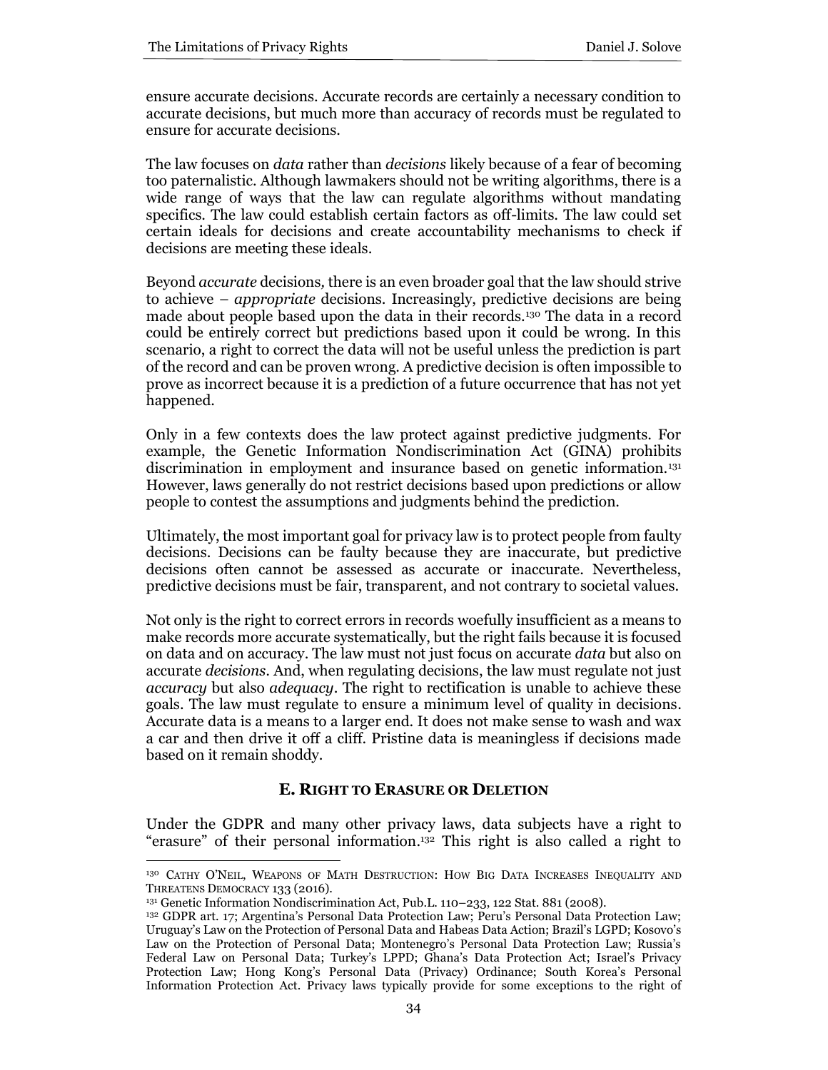ensure accurate decisions. Accurate records are certainly a necessary condition to accurate decisions, but much more than accuracy of records must be regulated to ensure for accurate decisions.

The law focuses on *data* rather than *decisions* likely because of a fear of becoming too paternalistic. Although lawmakers should not be writing algorithms, there is a wide range of ways that the law can regulate algorithms without mandating specifics. The law could establish certain factors as off-limits. The law could set certain ideals for decisions and create accountability mechanisms to check if decisions are meeting these ideals.

Beyond *accurate* decisions*,* there is an even broader goal that the law should strive to achieve – *appropriate* decisions. Increasingly, predictive decisions are being made about people based upon the data in their records.[130] The data in a record could be entirely correct but predictions based upon it could be wrong. In this scenario, a right to correct the data will not be useful unless the prediction is part of the record and can be proven wrong. A predictive decision is often impossible to prove as incorrect because it is a prediction of a future occurrence that has not yet happened.

Only in a few contexts does the law protect against predictive judgments. For example, the Genetic Information Nondiscrimination Act (GINA) prohibits discrimination in employment and insurance based on genetic information.[131] However, laws generally do not restrict decisions based upon predictions or allow people to contest the assumptions and judgments behind the prediction.

Ultimately, the most important goal for privacy law is to protect people from faulty decisions. Decisions can be faulty because they are inaccurate, but predictive decisions often cannot be assessed as accurate or inaccurate. Nevertheless, predictive decisions must be fair, transparent, and not contrary to societal values.

Not only is the right to correct errors in records woefully insufficient as a means to make records more accurate systematically, but the right fails because it is focused on data and on accuracy. The law must not just focus on accurate *data* but also on accurate *decisions*. And, when regulating decisions, the law must regulate not just *accuracy* but also *adequacy*. The right to rectification is unable to achieve these goals. The law must regulate to ensure a minimum level of quality in decisions. Accurate data is a means to a larger end. It does not make sense to wash and wax a car and then drive it off a cliff. Pristine data is meaningless if decisions made based on it remain shoddy.

### E. Right to Erasure or Deletion

Under the GDPR and many other privacy laws, data subjects have a right to "erasure" of their personal information.[132] This right is also called a right to

---

[130] Cathy O'Neil, Weapons of Math Destruction: How Big Data Increases Inequality and Threatens Democracy 133 (2016).

[131] Genetic Information Nondiscrimination Act, Pub.L. 110–233, 122 Stat. 881 (2008).

[132] GDPR art. 17; Argentina's Personal Data Protection Law; Peru's Personal Data Protection Law; Uruguay's Law on the Protection of Personal Data and Habeas Data Action; Brazil's LGPD; Kosovo's Law on the Protection of Personal Data; Montenegro's Personal Data Protection Law; Russia's Federal Law on Personal Data; Turkey's LPPD; Ghana's Data Protection Act; Israel's Privacy Protection Law; Hong Kong's Personal Data (Privacy) Ordinance; South Korea's Personal Information Protection Act. Privacy laws typically provide for some exceptions to the right of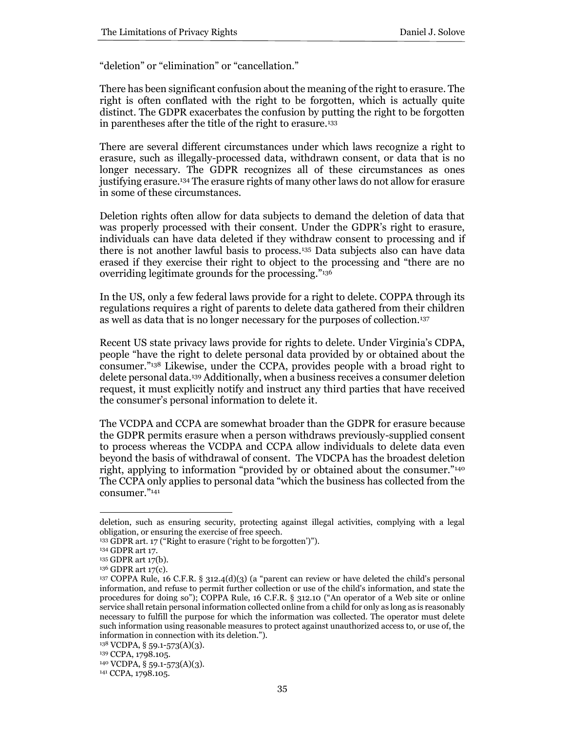"deletion" or "elimination" or "cancellation."

There has been significant confusion about the meaning of the right to erasure. The right is often conflated with the right to be forgotten, which is actually quite distinct. The GDPR exacerbates the confusion by putting the right to be forgotten in parentheses after the title of the right to erasure.[133]

There are several different circumstances under which laws recognize a right to erasure, such as illegally-processed data, withdrawn consent, or data that is no longer necessary. The GDPR recognizes all of these circumstances as ones justifying erasure.[134] The erasure rights of many other laws do not allow for erasure in some of these circumstances.

Deletion rights often allow for data subjects to demand the deletion of data that was properly processed with their consent. Under the GDPR's right to erasure, individuals can have data deleted if they withdraw consent to processing and if there is not another lawful basis to process.[135] Data subjects also can have data erased if they exercise their right to object to the processing and "there are no overriding legitimate grounds for the processing."[136]

In the US, only a few federal laws provide for a right to delete. COPPA through its regulations requires a right of parents to delete data gathered from their children as well as data that is no longer necessary for the purposes of collection.[137]

Recent US state privacy laws provide for rights to delete. Under Virginia's CDPA, people "have the right to delete personal data provided by or obtained about the consumer."[138] Likewise, under the CCPA, provides people with a broad right to delete personal data.[139] Additionally, when a business receives a consumer deletion request, it must explicitly notify and instruct any third parties that have received the consumer's personal information to delete it.

The VCDPA and CCPA are somewhat broader than the GDPR for erasure because the GDPR permits erasure when a person withdraws previously-supplied consent to process whereas the VCDPA and CCPA allow individuals to delete data even beyond the basis of withdrawal of consent. The VDCPA has the broadest deletion right, applying to information "provided by or obtained about the consumer."[140] The CCPA only applies to personal data "which the business has collected from the consumer."[141]

---

deletion, such as ensuring security, protecting against illegal activities, complying with a legal obligation, or ensuring the exercise of free speech.

[133] GDPR art. 17 ("Right to erasure ('right to be forgotten')").

[134] GDPR art 17.

[135] GDPR art 17(b).

[136] GDPR art 17(c).

[137] COPPA Rule, 16 C.F.R. § 312.4(d)(3) (a "parent can review or have deleted the child's personal information, and refuse to permit further collection or use of the child's information, and state the procedures for doing so"); COPPA Rule, 16 C.F.R. § 312.10 ("An operator of a Web site or online service shall retain personal information collected online from a child for only as long as is reasonably necessary to fulfill the purpose for which the information was collected. The operator must delete such information using reasonable measures to protect against unauthorized access to, or use of, the information in connection with its deletion.").

[138] VCDPA, § 59.1-573(A)(3).

[139] CCPA, 1798.105.

[140] VCDPA, § 59.1-573(A)(3).

[141] CCPA, 1798.105.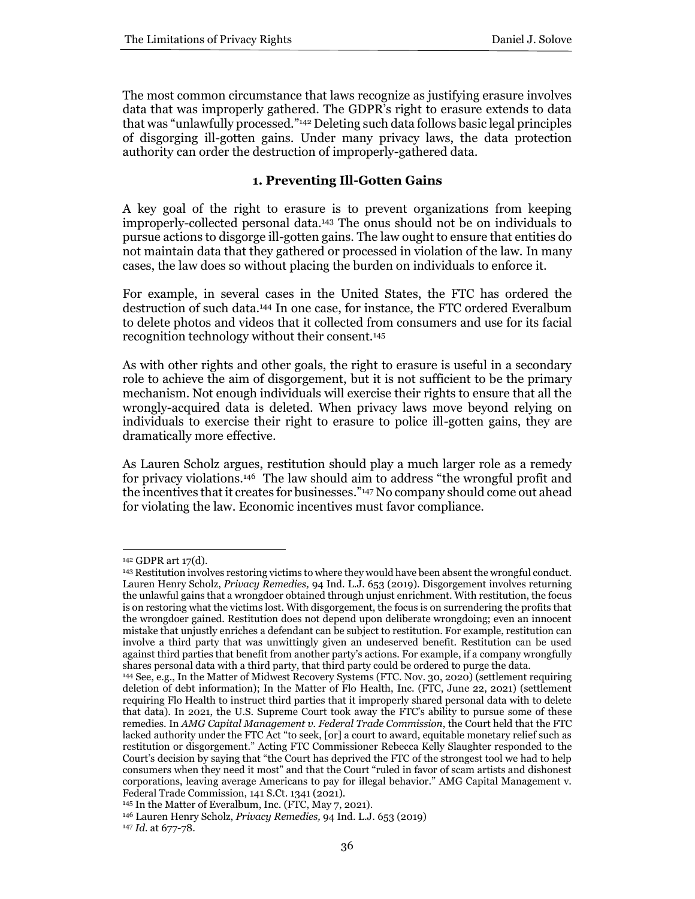The most common circumstance that laws recognize as justifying erasure involves data that was improperly gathered. The GDPR's right to erasure extends to data that was "unlawfully processed."[142] Deleting such data follows basic legal principles of disgorging ill-gotten gains. Under many privacy laws, the data protection authority can order the destruction of improperly-gathered data.

### 1. Preventing Ill-Gotten Gains

A key goal of the right to erasure is to prevent organizations from keeping improperly-collected personal data.[143] The onus should not be on individuals to pursue actions to disgorge ill-gotten gains. The law ought to ensure that entities do not maintain data that they gathered or processed in violation of the law. In many cases, the law does so without placing the burden on individuals to enforce it.

For example, in several cases in the United States, the FTC has ordered the destruction of such data.[144] In one case, for instance, the FTC ordered Everalbum to delete photos and videos that it collected from consumers and use for its facial recognition technology without their consent.[145]

As with other rights and other goals, the right to erasure is useful in a secondary role to achieve the aim of disgorgement, but it is not sufficient to be the primary mechanism. Not enough individuals will exercise their rights to ensure that all the wrongly-acquired data is deleted. When privacy laws move beyond relying on individuals to exercise their right to erasure to police ill-gotten gains, they are dramatically more effective.

As Lauren Scholz argues, restitution should play a much larger role as a remedy for privacy violations.[146] The law should aim to address "the wrongful profit and the incentives that it creates for businesses."[147] No company should come out ahead for violating the law. Economic incentives must favor compliance.

---

[142] GDPR art 17(d).

[143] Restitution involves restoring victims to where they would have been absent the wrongful conduct. Lauren Henry Scholz, *Privacy Remedies,* 94 Ind. L.J. 653 (2019). Disgorgement involves returning the unlawful gains that a wrongdoer obtained through unjust enrichment. With restitution, the focus is on restoring what the victims lost. With disgorgement, the focus is on surrendering the profits that the wrongdoer gained. Restitution does not depend upon deliberate wrongdoing; even an innocent mistake that unjustly enriches a defendant can be subject to restitution. For example, restitution can involve a third party that was unwittingly given an undeserved benefit. Restitution can be used against third parties that benefit from another party's actions. For example, if a company wrongfully shares personal data with a third party, that third party could be ordered to purge the data.

[144] See, e.g., In the Matter of Midwest Recovery Systems (FTC. Nov. 30, 2020) (settlement requiring deletion of debt information); In the Matter of Flo Health, Inc. (FTC, June 22, 2021) (settlement requiring Flo Health to instruct third parties that it improperly shared personal data with to delete that data). In 2021, the U.S. Supreme Court took away the FTC's ability to pursue some of these remedies. In *AMG Capital Management v. Federal Trade Commission*, the Court held that the FTC lacked authority under the FTC Act "to seek, [or] a court to award, equitable monetary relief such as restitution or disgorgement." Acting FTC Commissioner Rebecca Kelly Slaughter responded to the Court's decision by saying that "the Court has deprived the FTC of the strongest tool we had to help consumers when they need it most" and that the Court "ruled in favor of scam artists and dishonest corporations, leaving average Americans to pay for illegal behavior." AMG Capital Management v. Federal Trade Commission, 141 S.Ct. 1341 (2021).

[145] In the Matter of Everalbum, Inc. (FTC, May 7, 2021).

[146] Lauren Henry Scholz, *Privacy Remedies,* 94 Ind. L.J. 653 (2019)

[147] *Id.* at 677-78.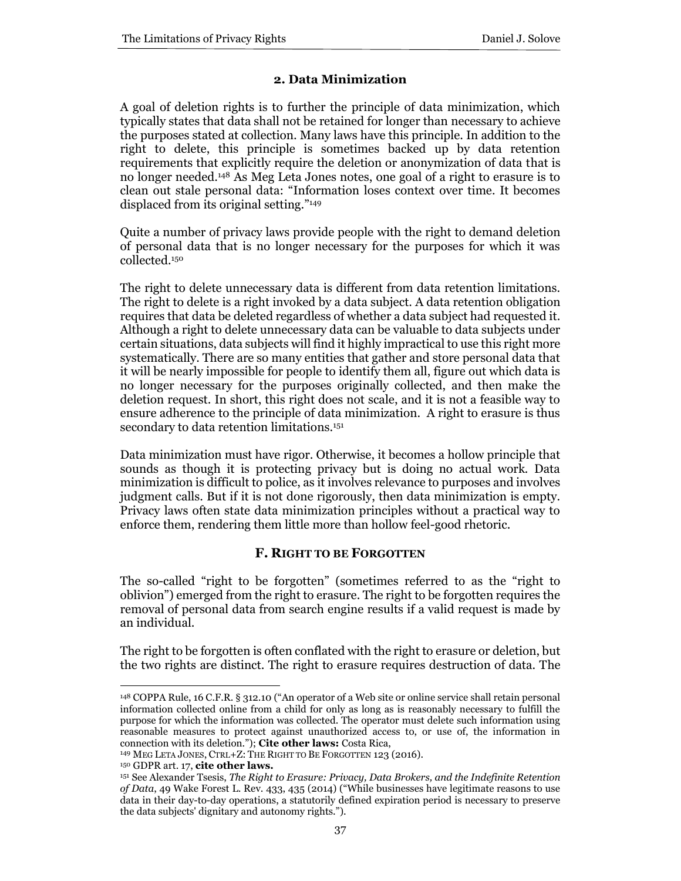### 2. Data Minimization

A goal of deletion rights is to further the principle of data minimization, which typically states that data shall not be retained for longer than necessary to achieve the purposes stated at collection. Many laws have this principle. In addition to the right to delete, this principle is sometimes backed up by data retention requirements that explicitly require the deletion or anonymization of data that is no longer needed.[148] As Meg Leta Jones notes, one goal of a right to erasure is to clean out stale personal data: "Information loses context over time. It becomes displaced from its original setting."[149]

Quite a number of privacy laws provide people with the right to demand deletion of personal data that is no longer necessary for the purposes for which it was collected.[150]

The right to delete unnecessary data is different from data retention limitations. The right to delete is a right invoked by a data subject. A data retention obligation requires that data be deleted regardless of whether a data subject had requested it. Although a right to delete unnecessary data can be valuable to data subjects under certain situations, data subjects will find it highly impractical to use this right more systematically. There are so many entities that gather and store personal data that it will be nearly impossible for people to identify them all, figure out which data is no longer necessary for the purposes originally collected, and then make the deletion request. In short, this right does not scale, and it is not a feasible way to ensure adherence to the principle of data minimization. A right to erasure is thus secondary to data retention limitations.[151]

Data minimization must have rigor. Otherwise, it becomes a hollow principle that sounds as though it is protecting privacy but is doing no actual work. Data minimization is difficult to police, as it involves relevance to purposes and involves judgment calls. But if it is not done rigorously, then data minimization is empty. Privacy laws often state data minimization principles without a practical way to enforce them, rendering them little more than hollow feel-good rhetoric.

## F. RIGHT TO BE FORGOTTEN

The so-called "right to be forgotten" (sometimes referred to as the "right to oblivion") emerged from the right to erasure. The right to be forgotten requires the removal of personal data from search engine results if a valid request is made by an individual.

The right to be forgotten is often conflated with the right to erasure or deletion, but the two rights are distinct. The right to erasure requires destruction of data. The

---

[148] COPPA Rule, 16 C.F.R. § 312.10 ("An operator of a Web site or online service shall retain personal information collected online from a child for only as long as is reasonably necessary to fulfill the purpose for which the information was collected. The operator must delete such information using reasonable measures to protect against unauthorized access to, or use of, the information in connection with its deletion."); **Cite other laws:** Costa Rica,

[149] MEG LETA JONES, CTRL+Z: THE RIGHT TO BE FORGOTTEN 123 (2016).

[150] GDPR art. 17, **cite other laws.**

[151] See Alexander Tsesis, *The Right to Erasure: Privacy, Data Brokers, and the Indefinite Retention of Data*, 49 Wake Forest L. Rev. 433, 435 (2014) ("While businesses have legitimate reasons to use data in their day-to-day operations, a statutorily defined expiration period is necessary to preserve the data subjects' dignitary and autonomy rights.").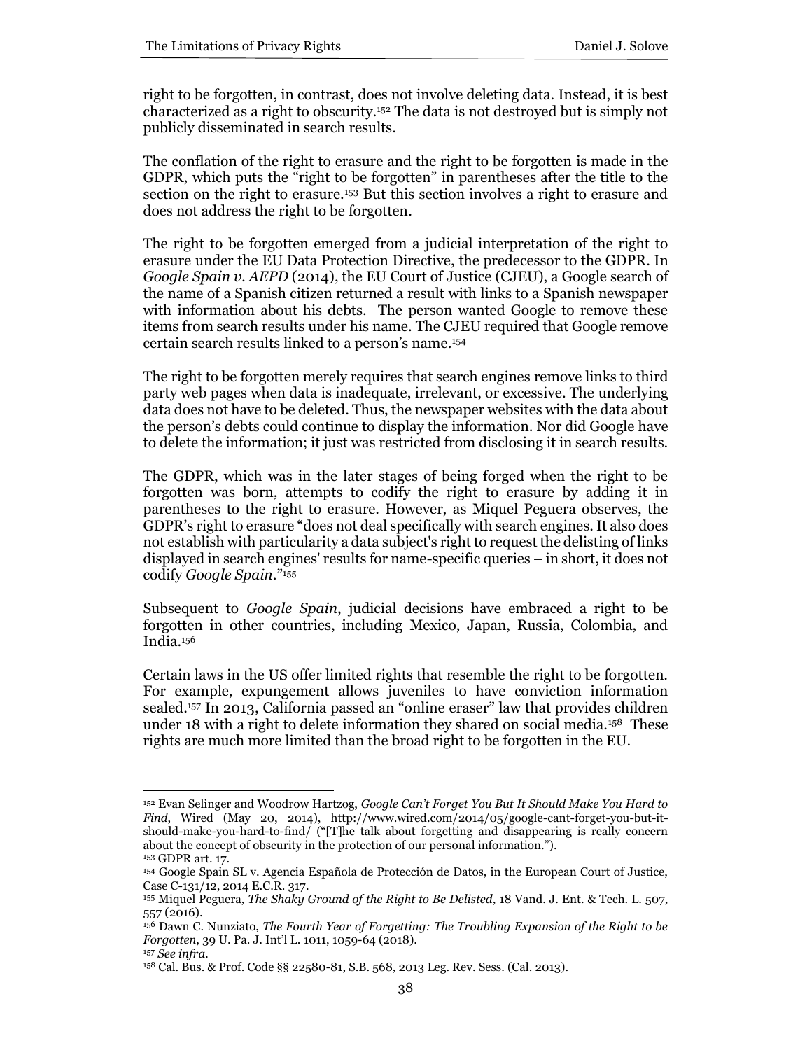right to be forgotten, in contrast, does not involve deleting data. Instead, it is best characterized as a right to obscurity.[152] The data is not destroyed but is simply not publicly disseminated in search results.

The conflation of the right to erasure and the right to be forgotten is made in the GDPR, which puts the "right to be forgotten" in parentheses after the title to the section on the right to erasure.[153] But this section involves a right to erasure and does not address the right to be forgotten.

The right to be forgotten emerged from a judicial interpretation of the right to erasure under the EU Data Protection Directive, the predecessor to the GDPR. In *Google Spain v. AEPD* (2014), the EU Court of Justice (CJEU), a Google search of the name of a Spanish citizen returned a result with links to a Spanish newspaper with information about his debts. The person wanted Google to remove these items from search results under his name. The CJEU required that Google remove certain search results linked to a person's name.[154]

The right to be forgotten merely requires that search engines remove links to third party web pages when data is inadequate, irrelevant, or excessive. The underlying data does not have to be deleted. Thus, the newspaper websites with the data about the person's debts could continue to display the information. Nor did Google have to delete the information; it just was restricted from disclosing it in search results.

The GDPR, which was in the later stages of being forged when the right to be forgotten was born, attempts to codify the right to erasure by adding it in parentheses to the right to erasure. However, as Miquel Peguera observes, the GDPR's right to erasure "does not deal specifically with search engines. It also does not establish with particularity a data subject's right to request the delisting of links displayed in search engines' results for name-specific queries – in short, it does not codify *Google Spain*."[155]

Subsequent to *Google Spain*, judicial decisions have embraced a right to be forgotten in other countries, including Mexico, Japan, Russia, Colombia, and India.[156]

Certain laws in the US offer limited rights that resemble the right to be forgotten. For example, expungement allows juveniles to have conviction information sealed.[157] In 2013, California passed an "online eraser" law that provides children under 18 with a right to delete information they shared on social media.[158] These rights are much more limited than the broad right to be forgotten in the EU.

---

[152] Evan Selinger and Woodrow Hartzog, *Google Can't Forget You But It Should Make You Hard to Find*, Wired (May 20, 2014), http://www.wired.com/2014/05/google-cant-forget-you-but-it-should-make-you-hard-to-find/ ("[T]he talk about forgetting and disappearing is really concern about the concept of obscurity in the protection of our personal information.").

[153] GDPR art. 17.

[154] Google Spain SL v. Agencia Española de Protección de Datos, in the European Court of Justice, Case C-131/12, 2014 E.C.R. 317.

[155] Miquel Peguera, *The Shaky Ground of the Right to Be Delisted*, 18 Vand. J. Ent. & Tech. L. 507, 557 (2016).

[156] Dawn C. Nunziato, *The Fourth Year of Forgetting: The Troubling Expansion of the Right to be Forgotten*, 39 U. Pa. J. Int'l L. 1011, 1059-64 (2018).

[157] *See infra.*

[158] Cal. Bus. & Prof. Code §§ 22580-81, S.B. 568, 2013 Leg. Rev. Sess. (Cal. 2013).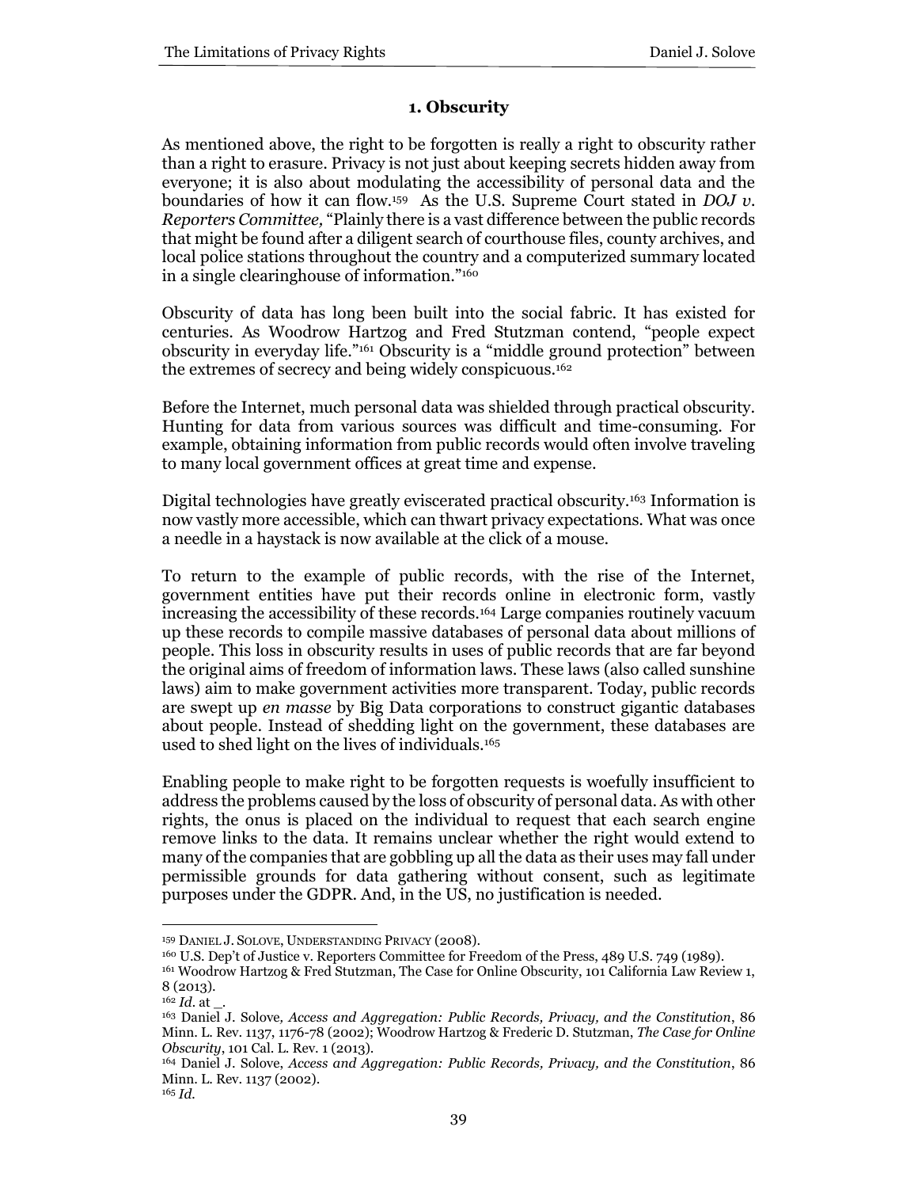### 1. Obscurity

As mentioned above, the right to be forgotten is really a right to obscurity rather than a right to erasure. Privacy is not just about keeping secrets hidden away from everyone; it is also about modulating the accessibility of personal data and the boundaries of how it can flow.[159] As the U.S. Supreme Court stated in *DOJ v. Reporters Committee,* "Plainly there is a vast difference between the public records that might be found after a diligent search of courthouse files, county archives, and local police stations throughout the country and a computerized summary located in a single clearinghouse of information."[160]

Obscurity of data has long been built into the social fabric. It has existed for centuries. As Woodrow Hartzog and Fred Stutzman contend, "people expect obscurity in everyday life."[161] Obscurity is a "middle ground protection" between the extremes of secrecy and being widely conspicuous.[162]

Before the Internet, much personal data was shielded through practical obscurity. Hunting for data from various sources was difficult and time-consuming. For example, obtaining information from public records would often involve traveling to many local government offices at great time and expense.

Digital technologies have greatly eviscerated practical obscurity.[163] Information is now vastly more accessible, which can thwart privacy expectations. What was once a needle in a haystack is now available at the click of a mouse.

To return to the example of public records, with the rise of the Internet, government entities have put their records online in electronic form, vastly increasing the accessibility of these records.[164] Large companies routinely vacuum up these records to compile massive databases of personal data about millions of people. This loss in obscurity results in uses of public records that are far beyond the original aims of freedom of information laws. These laws (also called sunshine laws) aim to make government activities more transparent. Today, public records are swept up *en masse* by Big Data corporations to construct gigantic databases about people. Instead of shedding light on the government, these databases are used to shed light on the lives of individuals.[165]

Enabling people to make right to be forgotten requests is woefully insufficient to address the problems caused by the loss of obscurity of personal data. As with other rights, the onus is placed on the individual to request that each search engine remove links to the data. It remains unclear whether the right would extend to many of the companies that are gobbling up all the data as their uses may fall under permissible grounds for data gathering without consent, such as legitimate purposes under the GDPR. And, in the US, no justification is needed.

---

[159] DANIEL J. SOLOVE, UNDERSTANDING PRIVACY (2008).

[160] U.S. Dep't of Justice v. Reporters Committee for Freedom of the Press, 489 U.S. 749 (1989).

[161] Woodrow Hartzog & Fred Stutzman, The Case for Online Obscurity, 101 California Law Review 1, 8 (2013).

[162] *Id.* at _.

[163] Daniel J. Solove*, Access and Aggregation: Public Records, Privacy, and the Constitution*, 86 Minn. L. Rev. 1137, 1176-78 (2002); Woodrow Hartzog & Frederic D. Stutzman, *The Case for Online Obscurity*, 101 Cal. L. Rev. 1 (2013).

[164] Daniel J. Solove, *Access and Aggregation: Public Records, Privacy, and the Constitution*, 86 Minn. L. Rev. 1137 (2002).

[165] *Id.*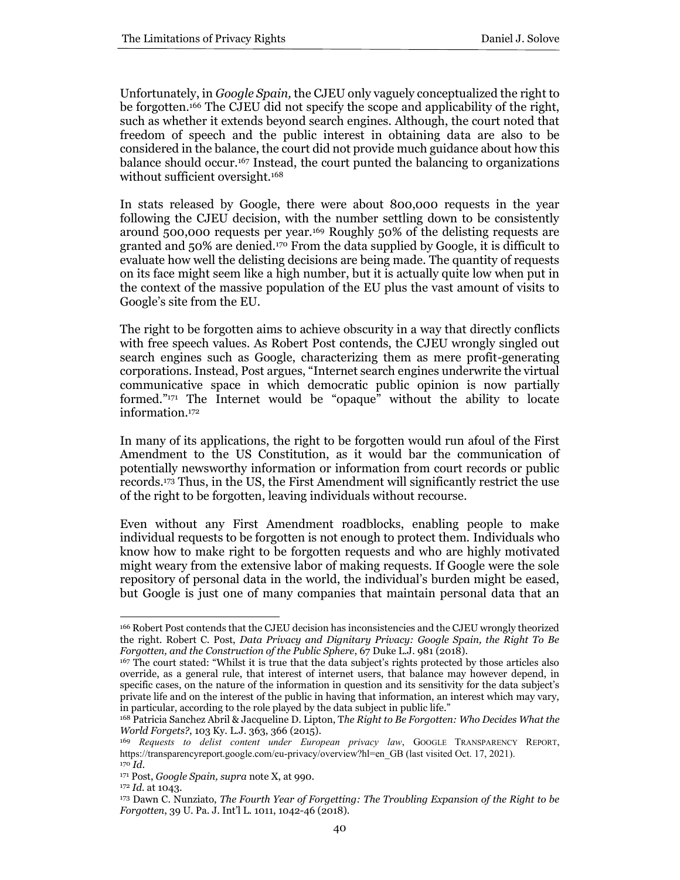Unfortunately, in *Google Spain,* the CJEU only vaguely conceptualized the right to be forgotten.[166] The CJEU did not specify the scope and applicability of the right, such as whether it extends beyond search engines. Although, the court noted that freedom of speech and the public interest in obtaining data are also to be considered in the balance, the court did not provide much guidance about how this balance should occur.[167] Instead, the court punted the balancing to organizations without sufficient oversight.[168]

In stats released by Google, there were about 800,000 requests in the year following the CJEU decision, with the number settling down to be consistently around 500,000 requests per year.[169] Roughly 50% of the delisting requests are granted and 50% are denied.[170] From the data supplied by Google, it is difficult to evaluate how well the delisting decisions are being made. The quantity of requests on its face might seem like a high number, but it is actually quite low when put in the context of the massive population of the EU plus the vast amount of visits to Google's site from the EU.

The right to be forgotten aims to achieve obscurity in a way that directly conflicts with free speech values. As Robert Post contends, the CJEU wrongly singled out search engines such as Google, characterizing them as mere profit-generating corporations. Instead, Post argues, "Internet search engines underwrite the virtual communicative space in which democratic public opinion is now partially formed."[171] The Internet would be "opaque" without the ability to locate information.[172]

In many of its applications, the right to be forgotten would run afoul of the First Amendment to the US Constitution, as it would bar the communication of potentially newsworthy information or information from court records or public records.[173] Thus, in the US, the First Amendment will significantly restrict the use of the right to be forgotten, leaving individuals without recourse.

Even without any First Amendment roadblocks, enabling people to make individual requests to be forgotten is not enough to protect them. Individuals who know how to make right to be forgotten requests and who are highly motivated might weary from the extensive labor of making requests. If Google were the sole repository of personal data in the world, the individual's burden might be eased, but Google is just one of many companies that maintain personal data that an

---

[166] Robert Post contends that the CJEU decision has inconsistencies and the CJEU wrongly theorized the right. Robert C. Post, *Data Privacy and Dignitary Privacy: Google Spain, the Right To Be Forgotten, and the Construction of the Public Sphere*, 67 Duke L.J. 981 (2018).

[167] The court stated: "Whilst it is true that the data subject's rights protected by those articles also override, as a general rule, that interest of internet users, that balance may however depend, in specific cases, on the nature of the information in question and its sensitivity for the data subject's private life and on the interest of the public in having that information, an interest which may vary, in particular, according to the role played by the data subject in public life."

[168] Patricia Sanchez Abril & Jacqueline D. Lipton, *The Right to Be Forgotten: Who Decides What the World Forgets?*, 103 Ky. L.J. 363, 366 (2015).

[169] *Requests to delist content under European privacy law*, GOOGLE TRANSPARENCY REPORT, https://transparencyreport.google.com/eu-privacy/overview?hl=en_GB (last visited Oct. 17, 2021).

[170] *Id.*

[171] Post, *Google Spain, supra* note X, at 990.

[172] *Id.* at 1043.

[173] Dawn C. Nunziato, *The Fourth Year of Forgetting: The Troubling Expansion of the Right to be Forgotten*, 39 U. Pa. J. Int'l L. 1011, 1042-46 (2018).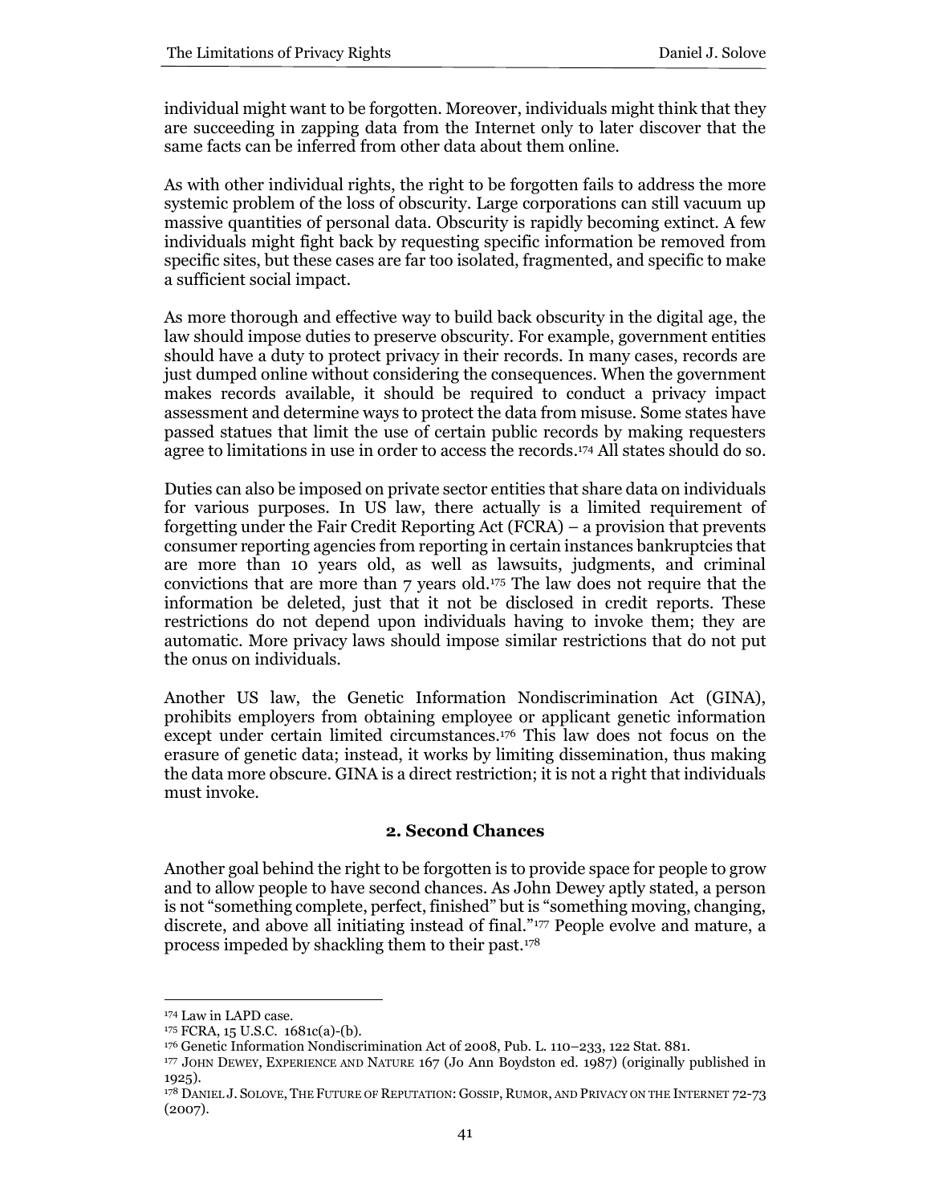individual might want to be forgotten. Moreover, individuals might think that they are succeeding in zapping data from the Internet only to later discover that the same facts can be inferred from other data about them online.

As with other individual rights, the right to be forgotten fails to address the more systemic problem of the loss of obscurity. Large corporations can still vacuum up massive quantities of personal data. Obscurity is rapidly becoming extinct. A few individuals might fight back by requesting specific information be removed from specific sites, but these cases are far too isolated, fragmented, and specific to make a sufficient social impact.

As more thorough and effective way to build back obscurity in the digital age, the law should impose duties to preserve obscurity. For example, government entities should have a duty to protect privacy in their records. In many cases, records are just dumped online without considering the consequences. When the government makes records available, it should be required to conduct a privacy impact assessment and determine ways to protect the data from misuse. Some states have passed statues that limit the use of certain public records by making requesters agree to limitations in use in order to access the records.[174] All states should do so.

Duties can also be imposed on private sector entities that share data on individuals for various purposes. In US law, there actually is a limited requirement of forgetting under the Fair Credit Reporting Act (FCRA) – a provision that prevents consumer reporting agencies from reporting in certain instances bankruptcies that are more than 10 years old, as well as lawsuits, judgments, and criminal convictions that are more than 7 years old.[175] The law does not require that the information be deleted, just that it not be disclosed in credit reports. These restrictions do not depend upon individuals having to invoke them; they are automatic. More privacy laws should impose similar restrictions that do not put the onus on individuals.

Another US law, the Genetic Information Nondiscrimination Act (GINA), prohibits employers from obtaining employee or applicant genetic information except under certain limited circumstances.[176] This law does not focus on the erasure of genetic data; instead, it works by limiting dissemination, thus making the data more obscure. GINA is a direct restriction; it is not a right that individuals must invoke.

### 2. Second Chances

Another goal behind the right to be forgotten is to provide space for people to grow and to allow people to have second chances. As John Dewey aptly stated, a person is not "something complete, perfect, finished" but is "something moving, changing, discrete, and above all initiating instead of final."[177] People evolve and mature, a process impeded by shackling them to their past.[178]

---

[174] Law in LAPD case.

[175] FCRA, 15 U.S.C. 1681c(a)-(b).

[176] Genetic Information Nondiscrimination Act of 2008, Pub. L. 110–233, 122 Stat. 881.

[177] John Dewey, Experience and Nature 167 (Jo Ann Boydston ed. 1987) (originally published in 1925).

[178] Daniel J. Solove, The Future of Reputation: Gossip, Rumor, and Privacy on the Internet 72-73 (2007).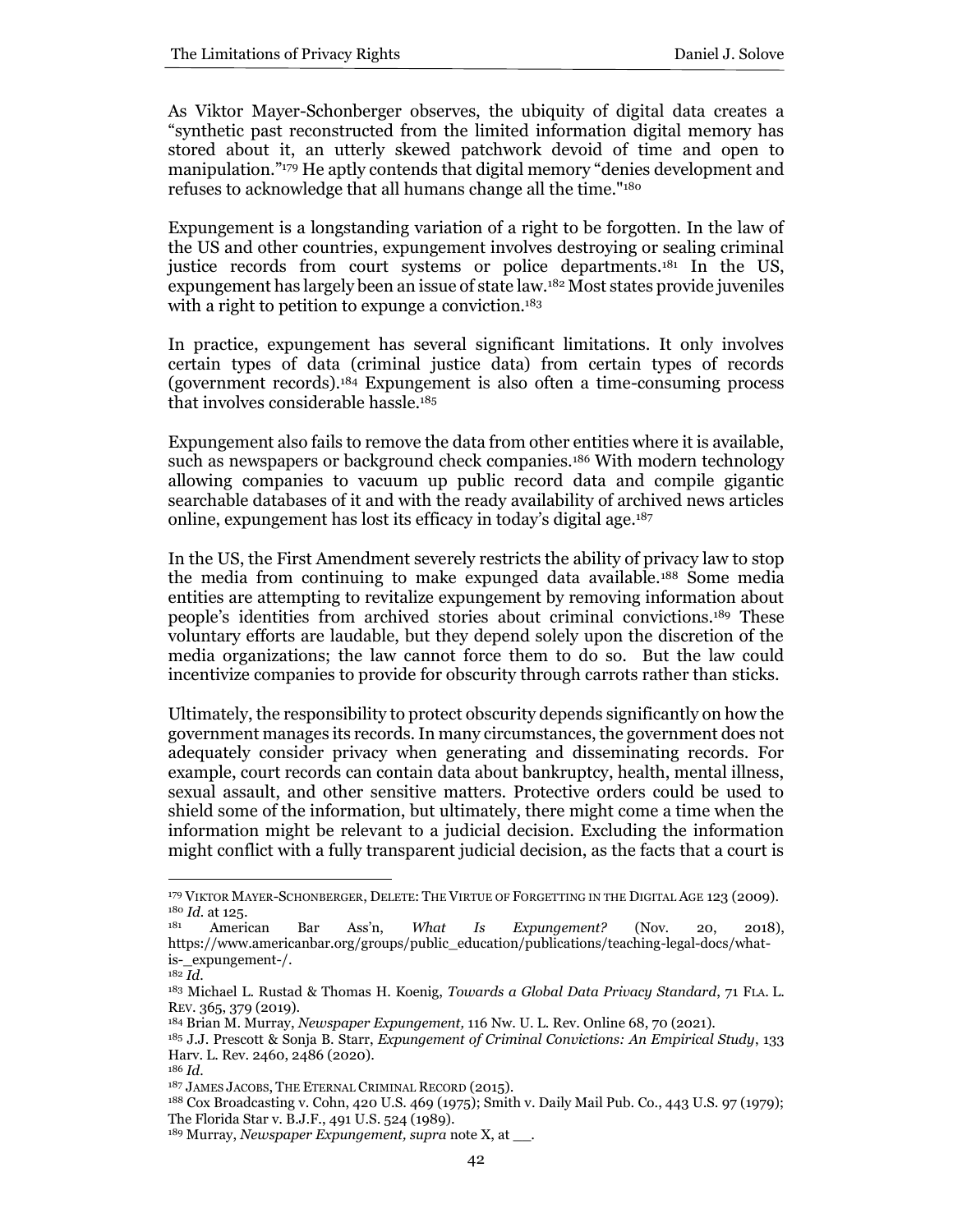As Viktor Mayer-Schonberger observes, the ubiquity of digital data creates a "synthetic past reconstructed from the limited information digital memory has stored about it, an utterly skewed patchwork devoid of time and open to manipulation."[179] He aptly contends that digital memory "denies development and refuses to acknowledge that all humans change all the time."[180]

Expungement is a longstanding variation of a right to be forgotten. In the law of the US and other countries, expungement involves destroying or sealing criminal justice records from court systems or police departments.[181] In the US, expungement has largely been an issue of state law.[182] Most states provide juveniles with a right to petition to expunge a conviction.[183]

In practice, expungement has several significant limitations. It only involves certain types of data (criminal justice data) from certain types of records (government records).[184] Expungement is also often a time-consuming process that involves considerable hassle.[185]

Expungement also fails to remove the data from other entities where it is available, such as newspapers or background check companies.[186] With modern technology allowing companies to vacuum up public record data and compile gigantic searchable databases of it and with the ready availability of archived news articles online, expungement has lost its efficacy in today's digital age.[187]

In the US, the First Amendment severely restricts the ability of privacy law to stop the media from continuing to make expunged data available.[188] Some media entities are attempting to revitalize expungement by removing information about people's identities from archived stories about criminal convictions.[189] These voluntary efforts are laudable, but they depend solely upon the discretion of the media organizations; the law cannot force them to do so. But the law could incentivize companies to provide for obscurity through carrots rather than sticks.

Ultimately, the responsibility to protect obscurity depends significantly on how the government manages its records. In many circumstances, the government does not adequately consider privacy when generating and disseminating records. For example, court records can contain data about bankruptcy, health, mental illness, sexual assault, and other sensitive matters. Protective orders could be used to shield some of the information, but ultimately, there might come a time when the information might be relevant to a judicial decision. Excluding the information might conflict with a fully transparent judicial decision, as the facts that a court is

---

[179] VIKTOR MAYER-SCHONBERGER, DELETE: THE VIRTUE OF FORGETTING IN THE DIGITAL AGE 123 (2009).

[180] *Id.* at 125.

[181] American Bar Ass'n, *What Is Expungement?* (Nov. 20, 2018), https://www.americanbar.org/groups/public_education/publications/teaching-legal-docs/what-is-_expungement-/.

[182] *Id.*

[183] Michael L. Rustad & Thomas H. Koenig, *Towards a Global Data Privacy Standard*, 71 FLA. L. REV. 365, 379 (2019).

[184] Brian M. Murray, *Newspaper Expungement,* 116 Nw. U. L. Rev. Online 68, 70 (2021).

[185] J.J. Prescott & Sonja B. Starr, *Expungement of Criminal Convictions: An Empirical Study*, 133 Harv. L. Rev. 2460, 2486 (2020).

[186] *Id.*

[187] JAMES JACOBS, THE ETERNAL CRIMINAL RECORD (2015).

[188] Cox Broadcasting v. Cohn, 420 U.S. 469 (1975); Smith v. Daily Mail Pub. Co., 443 U.S. 97 (1979); The Florida Star v. B.J.F., 491 U.S. 524 (1989).

[189] Murray, *Newspaper Expungement, supra* note X, at __.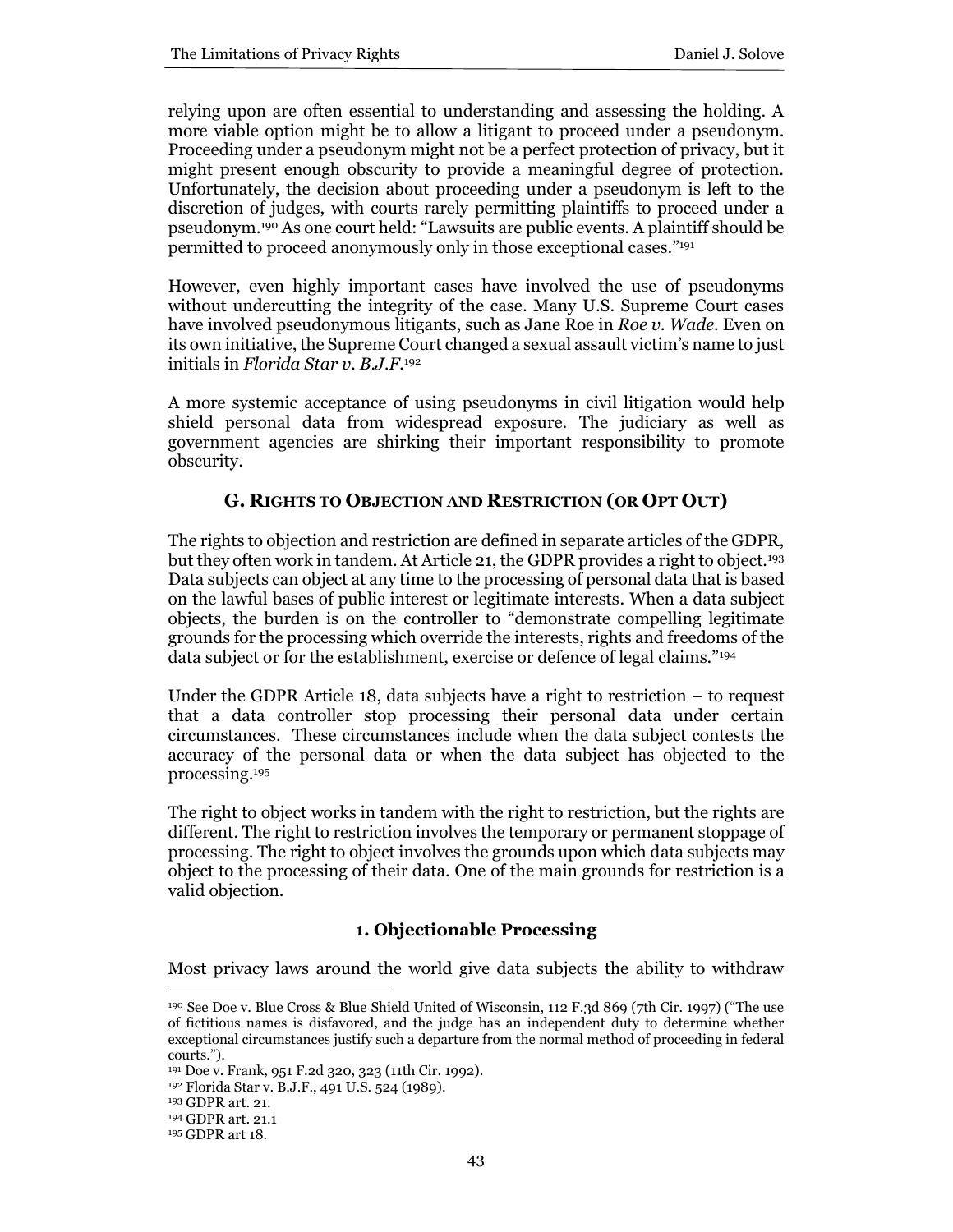relying upon are often essential to understanding and assessing the holding. A more viable option might be to allow a litigant to proceed under a pseudonym. Proceeding under a pseudonym might not be a perfect protection of privacy, but it might present enough obscurity to provide a meaningful degree of protection. Unfortunately, the decision about proceeding under a pseudonym is left to the discretion of judges, with courts rarely permitting plaintiffs to proceed under a pseudonym.[190] As one court held: "Lawsuits are public events. A plaintiff should be permitted to proceed anonymously only in those exceptional cases."[191]

However, even highly important cases have involved the use of pseudonyms without undercutting the integrity of the case. Many U.S. Supreme Court cases have involved pseudonymous litigants, such as Jane Roe in *Roe v. Wade*. Even on its own initiative, the Supreme Court changed a sexual assault victim's name to just initials in *Florida Star v. B.J.F.*[192]

A more systemic acceptance of using pseudonyms in civil litigation would help shield personal data from widespread exposure. The judiciary as well as government agencies are shirking their important responsibility to promote obscurity.

### G. Rights to Objection and Restriction (or Opt Out)

The rights to objection and restriction are defined in separate articles of the GDPR, but they often work in tandem. At Article 21, the GDPR provides a right to object.[193] Data subjects can object at any time to the processing of personal data that is based on the lawful bases of public interest or legitimate interests. When a data subject objects, the burden is on the controller to "demonstrate compelling legitimate grounds for the processing which override the interests, rights and freedoms of the data subject or for the establishment, exercise or defence of legal claims."[194]

Under the GDPR Article 18, data subjects have a right to restriction – to request that a data controller stop processing their personal data under certain circumstances. These circumstances include when the data subject contests the accuracy of the personal data or when the data subject has objected to the processing.[195]

The right to object works in tandem with the right to restriction, but the rights are different. The right to restriction involves the temporary or permanent stoppage of processing. The right to object involves the grounds upon which data subjects may object to the processing of their data. One of the main grounds for restriction is a valid objection.

#### 1. Objectionable Processing

Most privacy laws around the world give data subjects the ability to withdraw

---

[190] See Doe v. Blue Cross & Blue Shield United of Wisconsin, 112 F.3d 869 (7th Cir. 1997) ("The use of fictitious names is disfavored, and the judge has an independent duty to determine whether exceptional circumstances justify such a departure from the normal method of proceeding in federal courts.").

[191] Doe v. Frank, 951 F.2d 320, 323 (11th Cir. 1992).

[192] Florida Star v. B.J.F., 491 U.S. 524 (1989).

[193] GDPR art. 21.

[194] GDPR art. 21.1

[195] GDPR art 18.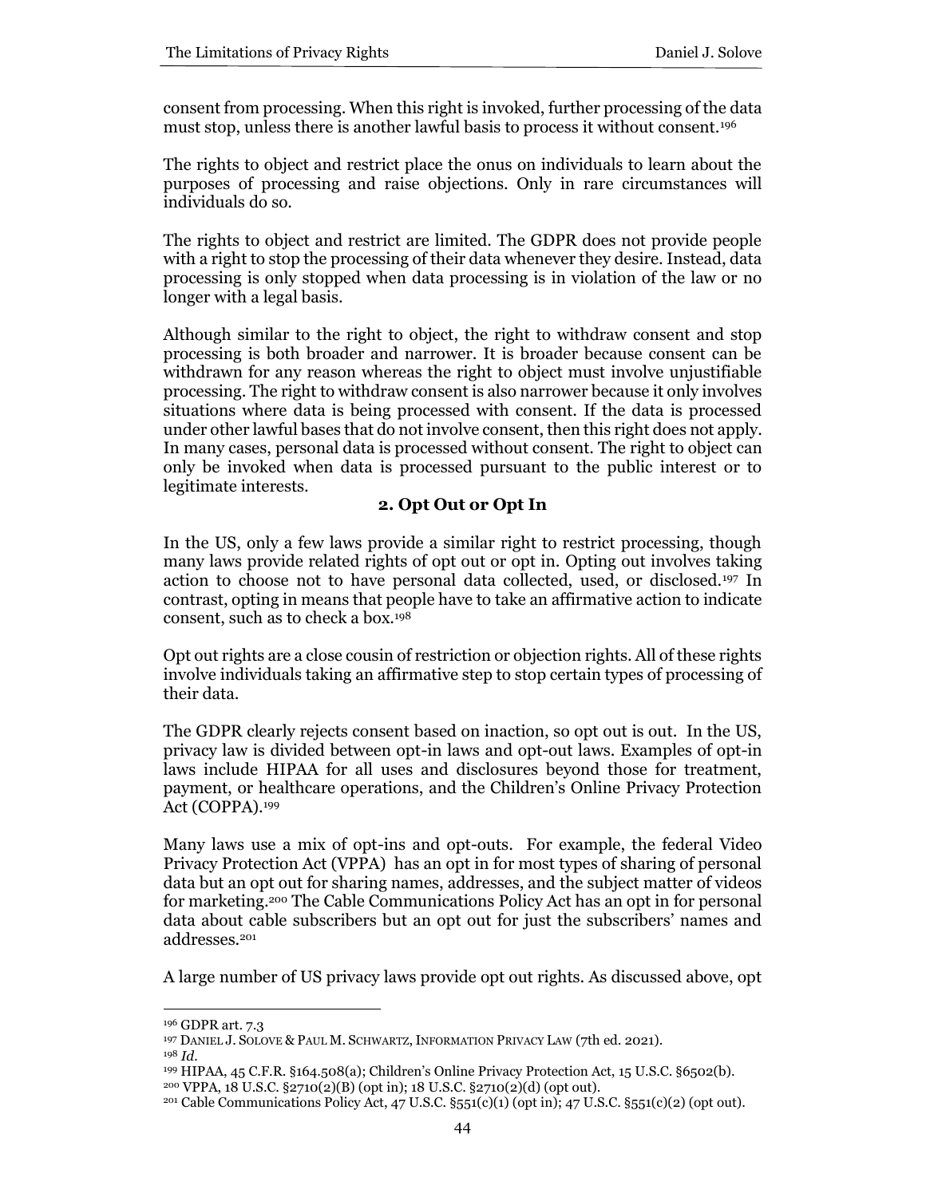consent from processing. When this right is invoked, further processing of the data must stop, unless there is another lawful basis to process it without consent.[196]

The rights to object and restrict place the onus on individuals to learn about the purposes of processing and raise objections. Only in rare circumstances will individuals do so.

The rights to object and restrict are limited. The GDPR does not provide people with a right to stop the processing of their data whenever they desire. Instead, data processing is only stopped when data processing is in violation of the law or no longer with a legal basis.

Although similar to the right to object, the right to withdraw consent and stop processing is both broader and narrower. It is broader because consent can be withdrawn for any reason whereas the right to object must involve unjustifiable processing. The right to withdraw consent is also narrower because it only involves situations where data is being processed with consent. If the data is processed under other lawful bases that do not involve consent, then this right does not apply. In many cases, personal data is processed without consent. The right to object can only be invoked when data is processed pursuant to the public interest or to legitimate interests.

### 2. Opt Out or Opt In

In the US, only a few laws provide a similar right to restrict processing, though many laws provide related rights of opt out or opt in. Opting out involves taking action to choose not to have personal data collected, used, or disclosed.[197] In contrast, opting in means that people have to take an affirmative action to indicate consent, such as to check a box.[198]

Opt out rights are a close cousin of restriction or objection rights. All of these rights involve individuals taking an affirmative step to stop certain types of processing of their data.

The GDPR clearly rejects consent based on inaction, so opt out is out. In the US, privacy law is divided between opt-in laws and opt-out laws. Examples of opt-in laws include HIPAA for all uses and disclosures beyond those for treatment, payment, or healthcare operations, and the Children's Online Privacy Protection Act (COPPA).[199]

Many laws use a mix of opt-ins and opt-outs. For example, the federal Video Privacy Protection Act (VPPA) has an opt in for most types of sharing of personal data but an opt out for sharing names, addresses, and the subject matter of videos for marketing.[200] The Cable Communications Policy Act has an opt in for personal data about cable subscribers but an opt out for just the subscribers' names and addresses.[201]

A large number of US privacy laws provide opt out rights. As discussed above, opt

---

[196] GDPR art. 7.3

[197] DANIEL J. SOLOVE & PAUL M. SCHWARTZ, INFORMATION PRIVACY LAW (7th ed. 2021).

[198] *Id.*

[199] HIPAA, 45 C.F.R. §164.508(a); Children's Online Privacy Protection Act, 15 U.S.C. §6502(b).

[200] VPPA, 18 U.S.C. §2710(2)(B) (opt in); 18 U.S.C. §2710(2)(d) (opt out).

[201] Cable Communications Policy Act, 47 U.S.C. §551(c)(1) (opt in); 47 U.S.C. §551(c)(2) (opt out).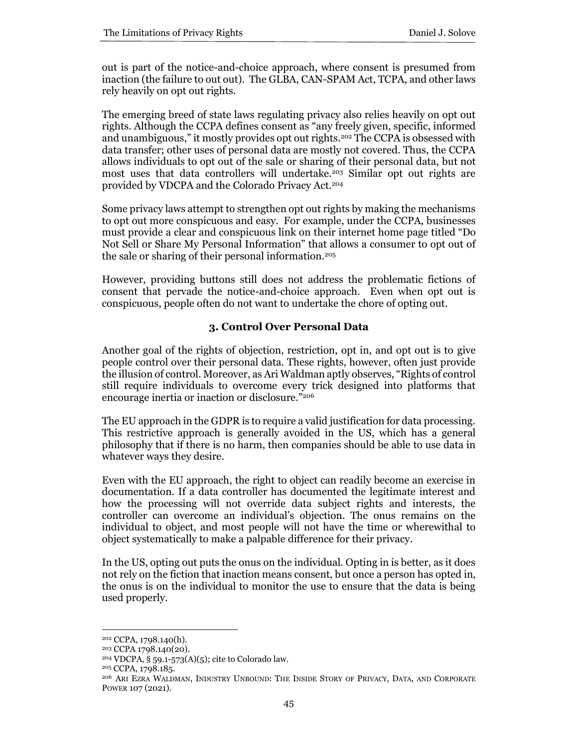out is part of the notice-and-choice approach, where consent is presumed from inaction (the failure to out out). The GLBA, CAN-SPAM Act, TCPA, and other laws rely heavily on opt out rights.

The emerging breed of state laws regulating privacy also relies heavily on opt out rights. Although the CCPA defines consent as "any freely given, specific, informed and unambiguous," it mostly provides opt out rights.[202] The CCPA is obsessed with data transfer; other uses of personal data are mostly not covered. Thus, the CCPA allows individuals to opt out of the sale or sharing of their personal data, but not most uses that data controllers will undertake.[203] Similar opt out rights are provided by VDCPA and the Colorado Privacy Act.[204]

Some privacy laws attempt to strengthen opt out rights by making the mechanisms to opt out more conspicuous and easy. For example, under the CCPA, businesses must provide a clear and conspicuous link on their internet home page titled "Do Not Sell or Share My Personal Information" that allows a consumer to opt out of the sale or sharing of their personal information.[205]

However, providing buttons still does not address the problematic fictions of consent that pervade the notice-and-choice approach. Even when opt out is conspicuous, people often do not want to undertake the chore of opting out.

### 3. Control Over Personal Data

Another goal of the rights of objection, restriction, opt in, and opt out is to give people control over their personal data. These rights, however, often just provide the illusion of control. Moreover, as Ari Waldman aptly observes, "Rights of control still require individuals to overcome every trick designed into platforms that encourage inertia or inaction or disclosure."[206]

The EU approach in the GDPR is to require a valid justification for data processing. This restrictive approach is generally avoided in the US, which has a general philosophy that if there is no harm, then companies should be able to use data in whatever ways they desire.

Even with the EU approach, the right to object can readily become an exercise in documentation. If a data controller has documented the legitimate interest and how the processing will not override data subject rights and interests, the controller can overcome an individual's objection. The onus remains on the individual to object, and most people will not have the time or wherewithal to object systematically to make a palpable difference for their privacy.

In the US, opting out puts the onus on the individual. Opting in is better, as it does not rely on the fiction that inaction means consent, but once a person has opted in, the onus is on the individual to monitor the use to ensure that the data is being used properly.

---

[202] CCPA, 1798.140(h).

[203] CCPA 1798.140(20).

[204] VDCPA, § 59.1-573(A)(5); cite to Colorado law.

[205] CCPA, 1798.185.

[206] Ari Ezra Waldman, Industry Unbound: The Inside Story of Privacy, Data, and Corporate Power 107 (2021).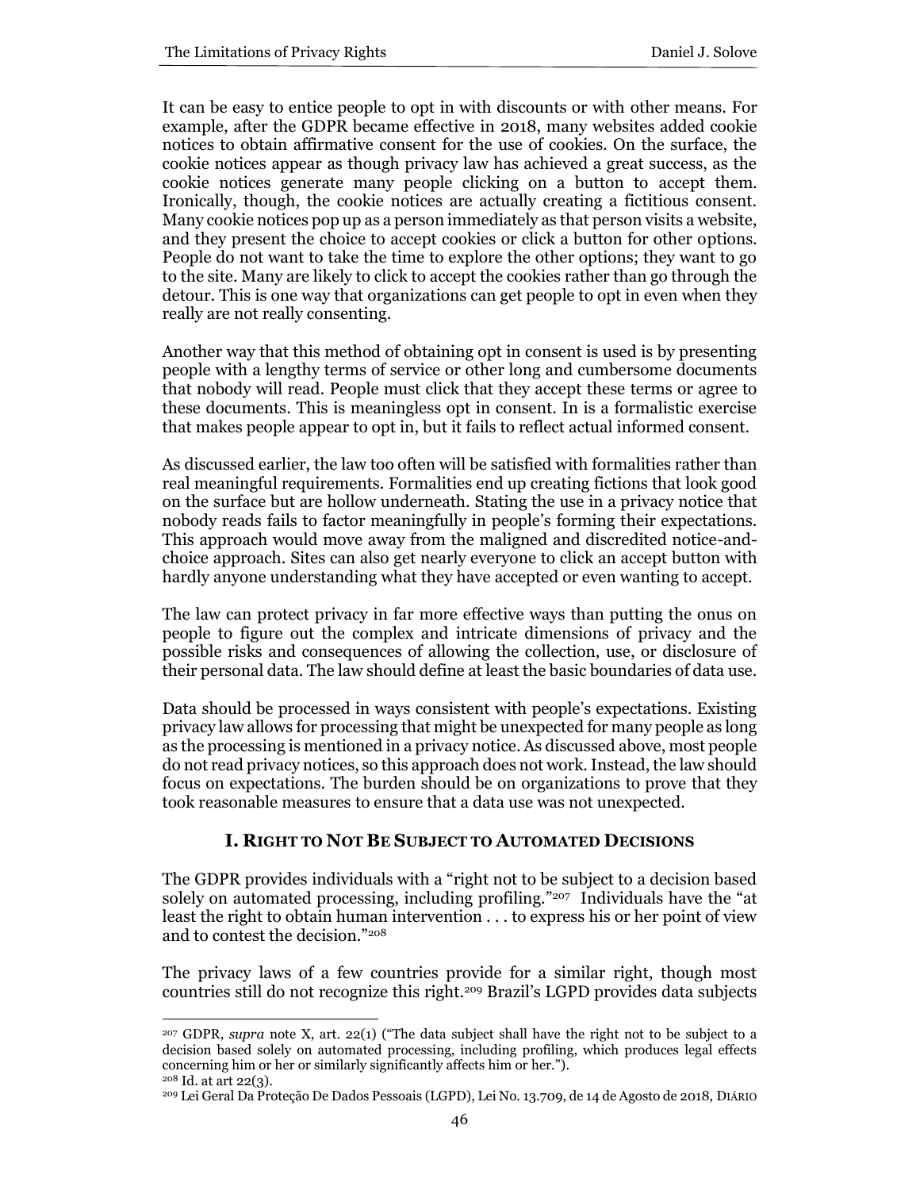It can be easy to entice people to opt in with discounts or with other means. For example, after the GDPR became effective in 2018, many websites added cookie notices to obtain affirmative consent for the use of cookies. On the surface, the cookie notices appear as though privacy law has achieved a great success, as the cookie notices generate many people clicking on a button to accept them. Ironically, though, the cookie notices are actually creating a fictitious consent. Many cookie notices pop up as a person immediately as that person visits a website, and they present the choice to accept cookies or click a button for other options. People do not want to take the time to explore the other options; they want to go to the site. Many are likely to click to accept the cookies rather than go through the detour. This is one way that organizations can get people to opt in even when they really are not really consenting.

Another way that this method of obtaining opt in consent is used is by presenting people with a lengthy terms of service or other long and cumbersome documents that nobody will read. People must click that they accept these terms or agree to these documents. This is meaningless opt in consent. In is a formalistic exercise that makes people appear to opt in, but it fails to reflect actual informed consent.

As discussed earlier, the law too often will be satisfied with formalities rather than real meaningful requirements. Formalities end up creating fictions that look good on the surface but are hollow underneath. Stating the use in a privacy notice that nobody reads fails to factor meaningfully in people's forming their expectations. This approach would move away from the maligned and discredited notice-and-choice approach. Sites can also get nearly everyone to click an accept button with hardly anyone understanding what they have accepted or even wanting to accept.

The law can protect privacy in far more effective ways than putting the onus on people to figure out the complex and intricate dimensions of privacy and the possible risks and consequences of allowing the collection, use, or disclosure of their personal data. The law should define at least the basic boundaries of data use.

Data should be processed in ways consistent with people's expectations. Existing privacy law allows for processing that might be unexpected for many people as long as the processing is mentioned in a privacy notice. As discussed above, most people do not read privacy notices, so this approach does not work. Instead, the law should focus on expectations. The burden should be on organizations to prove that they took reasonable measures to ensure that a data use was not unexpected.

## I. Right to Not Be Subject to Automated Decisions

The GDPR provides individuals with a "right not to be subject to a decision based solely on automated processing, including profiling."[207] Individuals have the "at least the right to obtain human intervention . . . to express his or her point of view and to contest the decision."[208]

The privacy laws of a few countries provide for a similar right, though most countries still do not recognize this right.[209] Brazil's LGPD provides data subjects

---

[207] GDPR, *supra* note X, art. 22(1) ("The data subject shall have the right not to be subject to a decision based solely on automated processing, including profiling, which produces legal effects concerning him or her or similarly significantly affects him or her.").

[208] Id. at art 22(3).

[209] Lei Geral Da Proteção De Dados Pessoais (LGPD), Lei No. 13.709, de 14 de Agosto de 2018, DIÁRIO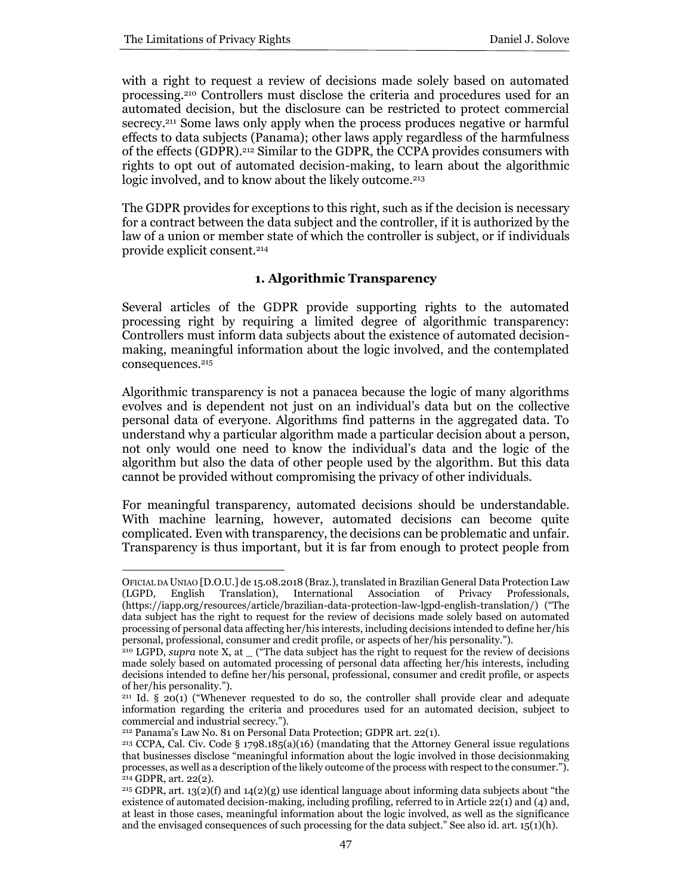with a right to request a review of decisions made solely based on automated processing.[210] Controllers must disclose the criteria and procedures used for an automated decision, but the disclosure can be restricted to protect commercial secrecy.[211] Some laws only apply when the process produces negative or harmful effects to data subjects (Panama); other laws apply regardless of the harmfulness of the effects (GDPR).[212] Similar to the GDPR, the CCPA provides consumers with rights to opt out of automated decision-making, to learn about the algorithmic logic involved, and to know about the likely outcome.[213]

The GDPR provides for exceptions to this right, such as if the decision is necessary for a contract between the data subject and the controller, if it is authorized by the law of a union or member state of which the controller is subject, or if individuals provide explicit consent.[214]

### 1. Algorithmic Transparency

Several articles of the GDPR provide supporting rights to the automated processing right by requiring a limited degree of algorithmic transparency: Controllers must inform data subjects about the existence of automated decision-making, meaningful information about the logic involved, and the contemplated consequences.[215]

Algorithmic transparency is not a panacea because the logic of many algorithms evolves and is dependent not just on an individual's data but on the collective personal data of everyone. Algorithms find patterns in the aggregated data. To understand why a particular algorithm made a particular decision about a person, not only would one need to know the individual's data and the logic of the algorithm but also the data of other people used by the algorithm. But this data cannot be provided without compromising the privacy of other individuals.

For meaningful transparency, automated decisions should be understandable. With machine learning, however, automated decisions can become quite complicated. Even with transparency, the decisions can be problematic and unfair. Transparency is thus important, but it is far from enough to protect people from

---

OFICIAL DA UNIAO [D.O.U.] de 15.08.2018 (Braz.), translated in Brazilian General Data Protection Law (LGPD, English Translation), International Association of Privacy Professionals, (https://iapp.org/resources/article/brazilian-data-protection-law-lgpd-english-translation/) ("The data subject has the right to request for the review of decisions made solely based on automated processing of personal data affecting her/his interests, including decisions intended to define her/his personal, professional, consumer and credit profile, or aspects of her/his personality.").

[210] LGPD, *supra* note X, at _ ("The data subject has the right to request for the review of decisions made solely based on automated processing of personal data affecting her/his interests, including decisions intended to define her/his personal, professional, consumer and credit profile, or aspects of her/his personality.").

[211] Id. § 20(1) ("Whenever requested to do so, the controller shall provide clear and adequate information regarding the criteria and procedures used for an automated decision, subject to commercial and industrial secrecy.").

[212] Panama's Law No. 81 on Personal Data Protection; GDPR art. 22(1).

[213] CCPA, Cal. Civ. Code § 1798.185(a)(16) (mandating that the Attorney General issue regulations that businesses disclose "meaningful information about the logic involved in those decisionmaking processes, as well as a description of the likely outcome of the process with respect to the consumer.").

[214] GDPR, art. 22(2).

[215] GDPR, art. 13(2)(f) and 14(2)(g) use identical language about informing data subjects about "the existence of automated decision-making, including profiling, referred to in Article 22(1) and (4) and, at least in those cases, meaningful information about the logic involved, as well as the significance and the envisaged consequences of such processing for the data subject." See also id. art. 15(1)(h).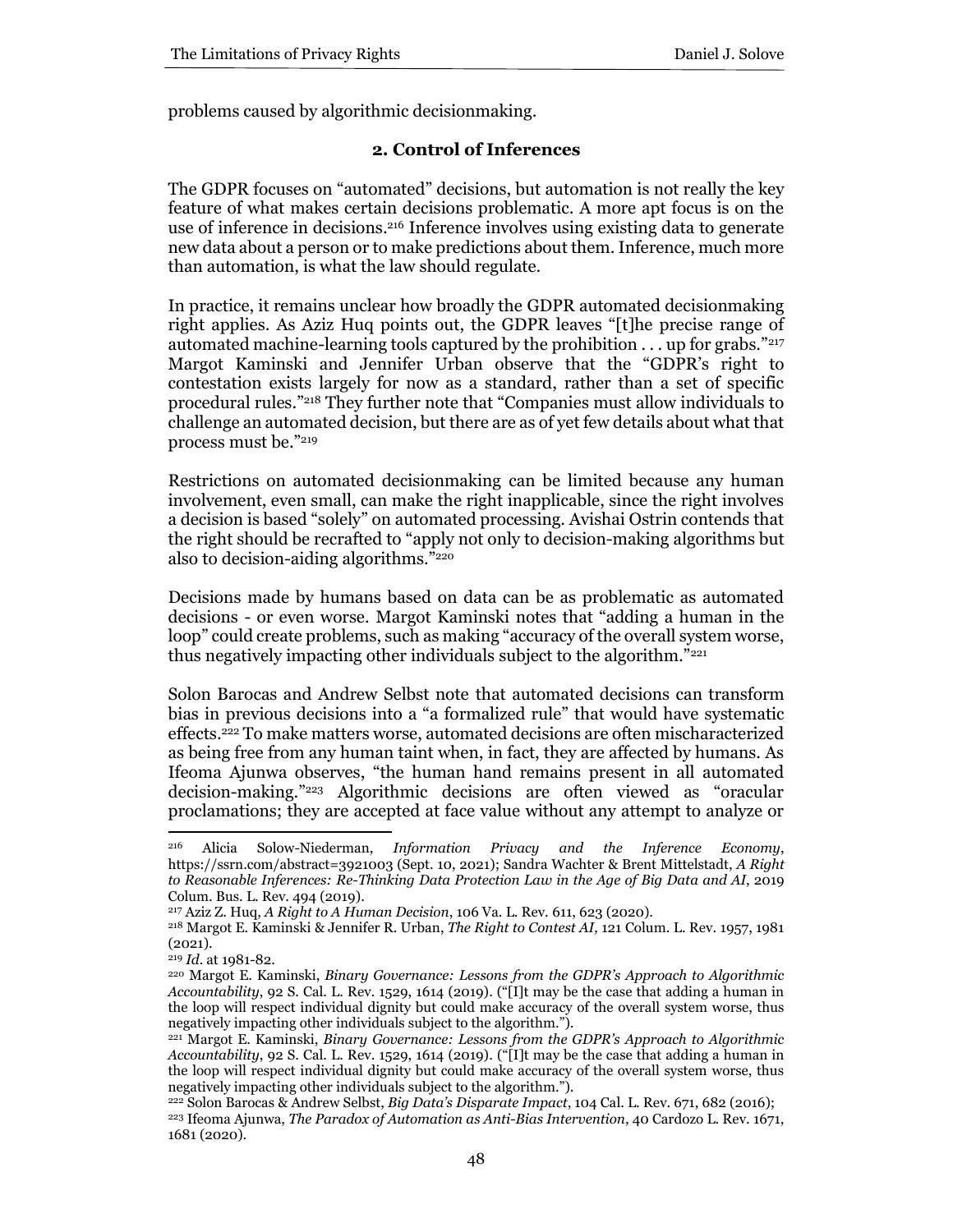problems caused by algorithmic decisionmaking.

### 2. Control of Inferences

The GDPR focuses on "automated" decisions, but automation is not really the key feature of what makes certain decisions problematic. A more apt focus is on the use of inference in decisions.[216] Inference involves using existing data to generate new data about a person or to make predictions about them. Inference, much more than automation, is what the law should regulate.

In practice, it remains unclear how broadly the GDPR automated decisionmaking right applies. As Aziz Huq points out, the GDPR leaves "[t]he precise range of automated machine-learning tools captured by the prohibition . . . up for grabs."[217] Margot Kaminski and Jennifer Urban observe that the "GDPR's right to contestation exists largely for now as a standard, rather than a set of specific procedural rules."[218] They further note that "Companies must allow individuals to challenge an automated decision, but there are as of yet few details about what that process must be."[219]

Restrictions on automated decisionmaking can be limited because any human involvement, even small, can make the right inapplicable, since the right involves a decision is based "solely" on automated processing. Avishai Ostrin contends that the right should be recrafted to "apply not only to decision-making algorithms but also to decision-aiding algorithms."[220]

Decisions made by humans based on data can be as problematic as automated decisions - or even worse. Margot Kaminski notes that "adding a human in the loop" could create problems, such as making "accuracy of the overall system worse, thus negatively impacting other individuals subject to the algorithm."[221]

Solon Barocas and Andrew Selbst note that automated decisions can transform bias in previous decisions into a "a formalized rule" that would have systematic effects.[222] To make matters worse, automated decisions are often mischaracterized as being free from any human taint when, in fact, they are affected by humans. As Ifeoma Ajunwa observes, "the human hand remains present in all automated decision-making."[223] Algorithmic decisions are often viewed as "oracular proclamations; they are accepted at face value without any attempt to analyze or

---

[216] Alicia Solow-Niederman, *Information Privacy and the Inference Economy*, https://ssrn.com/abstract=3921003 (Sept. 10, 2021); Sandra Wachter & Brent Mittelstadt, *A Right to Reasonable Inferences: Re-Thinking Data Protection Law in the Age of Big Data and AI*, 2019 Colum. Bus. L. Rev. 494 (2019).

[217] Aziz Z. Huq, *A Right to A Human Decision*, 106 Va. L. Rev. 611, 623 (2020).

[218] Margot E. Kaminski & Jennifer R. Urban, *The Right to Contest AI,* 121 Colum. L. Rev. 1957, 1981 (2021).

[219] *Id*. at 1981-82.

[220] Margot E. Kaminski, *Binary Governance: Lessons from the GDPR's Approach to Algorithmic Accountability*, 92 S. Cal. L. Rev. 1529, 1614 (2019). ("[I]t may be the case that adding a human in the loop will respect individual dignity but could make accuracy of the overall system worse, thus negatively impacting other individuals subject to the algorithm.").

[221] Margot E. Kaminski, *Binary Governance: Lessons from the GDPR's Approach to Algorithmic Accountability*, 92 S. Cal. L. Rev. 1529, 1614 (2019). ("[I]t may be the case that adding a human in the loop will respect individual dignity but could make accuracy of the overall system worse, thus negatively impacting other individuals subject to the algorithm.").

[222] Solon Barocas & Andrew Selbst, *Big Data's Disparate Impact*, 104 Cal. L. Rev. 671, 682 (2016);

[223] Ifeoma Ajunwa, *The Paradox of Automation as Anti-Bias Intervention*, 40 Cardozo L. Rev. 1671, 1681 (2020).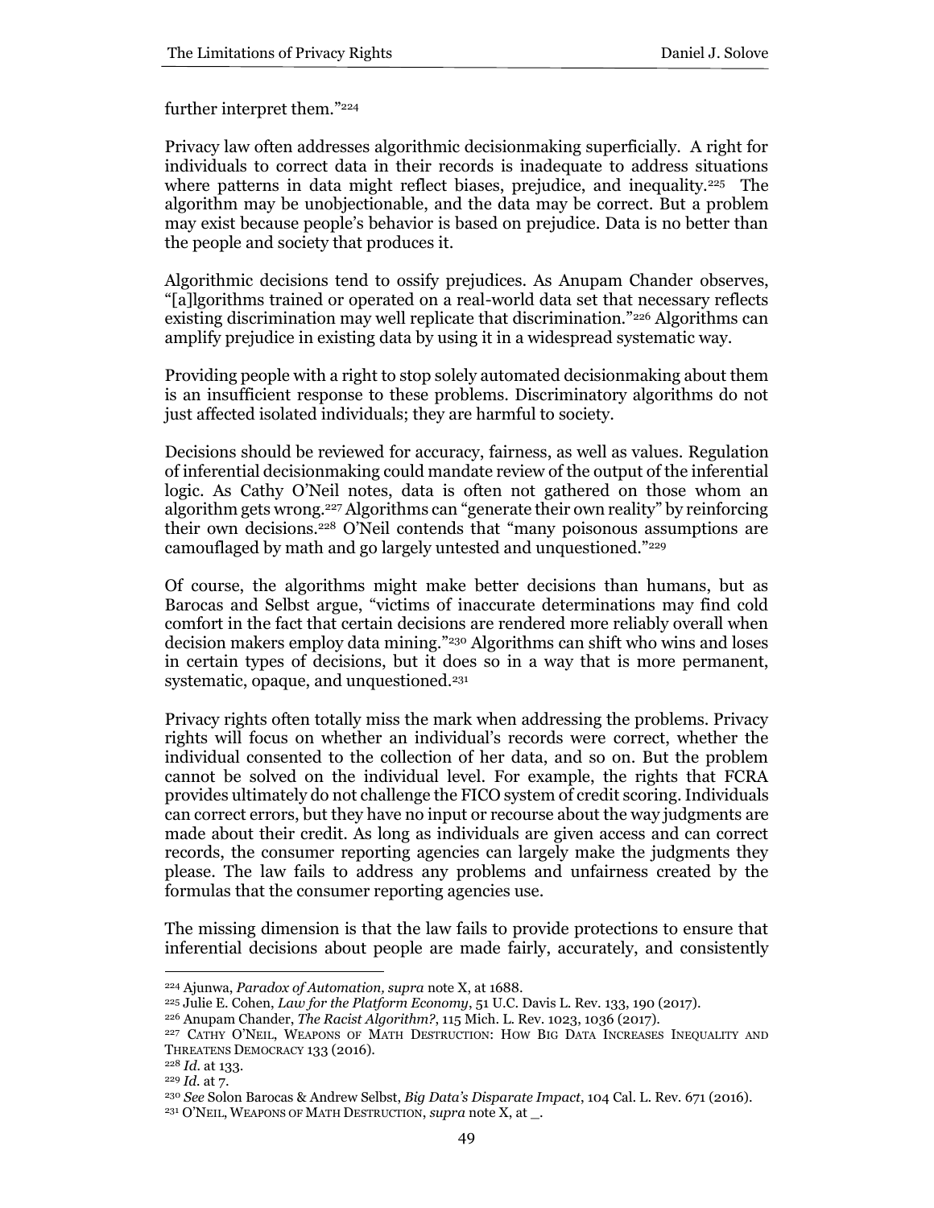further interpret them."[224]

Privacy law often addresses algorithmic decisionmaking superficially. A right for individuals to correct data in their records is inadequate to address situations where patterns in data might reflect biases, prejudice, and inequality.[225] The algorithm may be unobjectionable, and the data may be correct. But a problem may exist because people's behavior is based on prejudice. Data is no better than the people and society that produces it.

Algorithmic decisions tend to ossify prejudices. As Anupam Chander observes, "[a]lgorithms trained or operated on a real-world data set that necessary reflects existing discrimination may well replicate that discrimination."[226] Algorithms can amplify prejudice in existing data by using it in a widespread systematic way.

Providing people with a right to stop solely automated decisionmaking about them is an insufficient response to these problems. Discriminatory algorithms do not just affected isolated individuals; they are harmful to society.

Decisions should be reviewed for accuracy, fairness, as well as values. Regulation of inferential decisionmaking could mandate review of the output of the inferential logic. As Cathy O'Neil notes, data is often not gathered on those whom an algorithm gets wrong.[227] Algorithms can "generate their own reality" by reinforcing their own decisions.[228] O'Neil contends that "many poisonous assumptions are camouflaged by math and go largely untested and unquestioned."[229]

Of course, the algorithms might make better decisions than humans, but as Barocas and Selbst argue, "victims of inaccurate determinations may find cold comfort in the fact that certain decisions are rendered more reliably overall when decision makers employ data mining."[230] Algorithms can shift who wins and loses in certain types of decisions, but it does so in a way that is more permanent, systematic, opaque, and unquestioned.[231]

Privacy rights often totally miss the mark when addressing the problems. Privacy rights will focus on whether an individual's records were correct, whether the individual consented to the collection of her data, and so on. But the problem cannot be solved on the individual level. For example, the rights that FCRA provides ultimately do not challenge the FICO system of credit scoring. Individuals can correct errors, but they have no input or recourse about the way judgments are made about their credit. As long as individuals are given access and can correct records, the consumer reporting agencies can largely make the judgments they please. The law fails to address any problems and unfairness created by the formulas that the consumer reporting agencies use.

The missing dimension is that the law fails to provide protections to ensure that inferential decisions about people are made fairly, accurately, and consistently

---

[224] Ajunwa, *Paradox of Automation*, *supra* note X, at 1688.

[225] Julie E. Cohen, *Law for the Platform Economy*, 51 U.C. Davis L. Rev. 133, 190 (2017).

[226] Anupam Chander, *The Racist Algorithm?*, 115 Mich. L. Rev. 1023, 1036 (2017).

[227] CATHY O'NEIL, WEAPONS OF MATH DESTRUCTION: HOW BIG DATA INCREASES INEQUALITY AND THREATENS DEMOCRACY 133 (2016).

[228] *Id.* at 133.

[229] *Id.* at 7.

[230] *See* Solon Barocas & Andrew Selbst, *Big Data's Disparate Impact*, 104 Cal. L. Rev. 671 (2016).

[231] O'NEIL, WEAPONS OF MATH DESTRUCTION, *supra* note X, at _.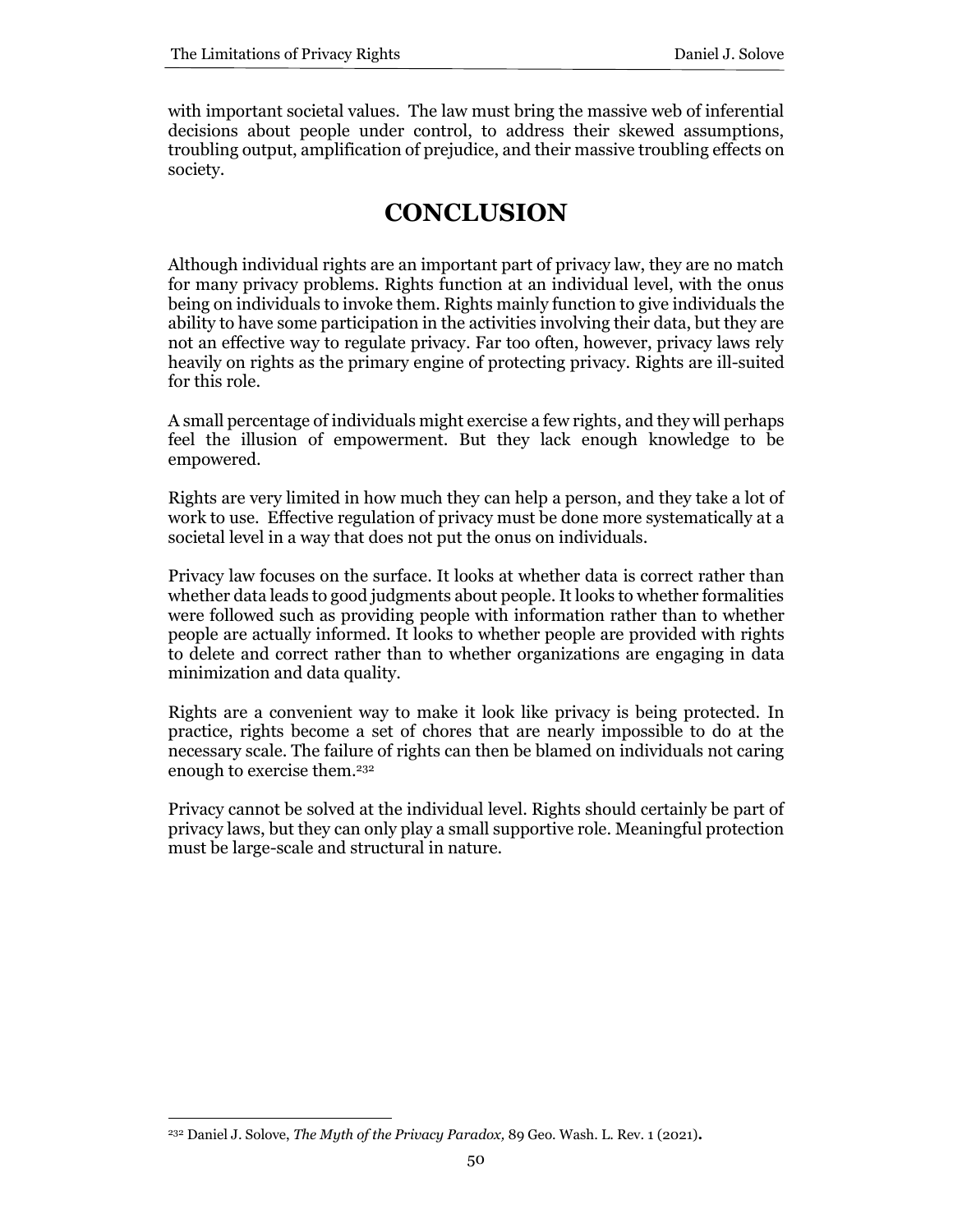with important societal values. The law must bring the massive web of inferential decisions about people under control, to address their skewed assumptions, troubling output, amplification of prejudice, and their massive troubling effects on society.

# CONCLUSION

Although individual rights are an important part of privacy law, they are no match for many privacy problems. Rights function at an individual level, with the onus being on individuals to invoke them. Rights mainly function to give individuals the ability to have some participation in the activities involving their data, but they are not an effective way to regulate privacy. Far too often, however, privacy laws rely heavily on rights as the primary engine of protecting privacy. Rights are ill-suited for this role.

A small percentage of individuals might exercise a few rights, and they will perhaps feel the illusion of empowerment. But they lack enough knowledge to be empowered.

Rights are very limited in how much they can help a person, and they take a lot of work to use. Effective regulation of privacy must be done more systematically at a societal level in a way that does not put the onus on individuals.

Privacy law focuses on the surface. It looks at whether data is correct rather than whether data leads to good judgments about people. It looks to whether formalities were followed such as providing people with information rather than to whether people are actually informed. It looks to whether people are provided with rights to delete and correct rather than to whether organizations are engaging in data minimization and data quality.

Rights are a convenient way to make it look like privacy is being protected. In practice, rights become a set of chores that are nearly impossible to do at the necessary scale. The failure of rights can then be blamed on individuals not caring enough to exercise them.[232]

Privacy cannot be solved at the individual level. Rights should certainly be part of privacy laws, but they can only play a small supportive role. Meaningful protection must be large-scale and structural in nature.

---

[232] Daniel J. Solove, *The Myth of the Privacy Paradox,* 89 Geo. Wash. L. Rev. 1 (2021)**.**